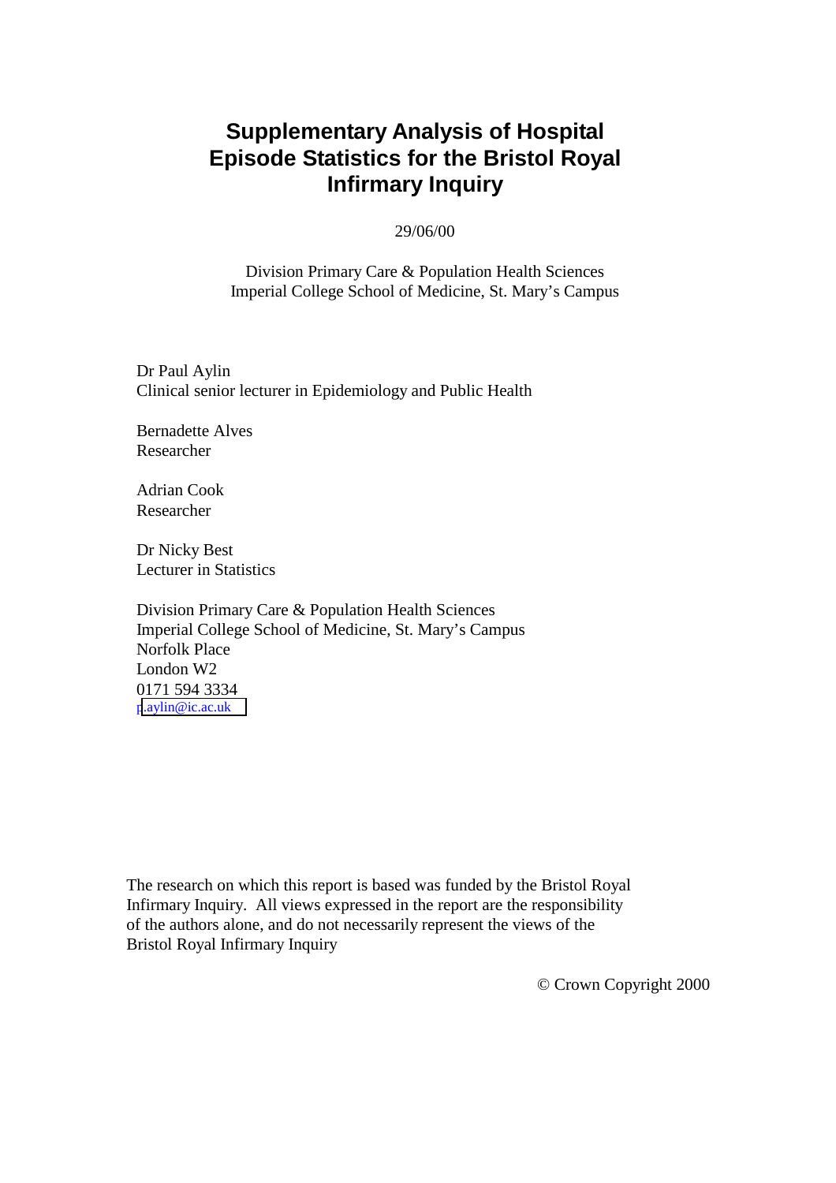# Supplementary Analysis of Hospital Episode Statistics for the Bristol Royal Infirmary Inquiry

29/06/00

Division Primary Care & Population Health Sciences
Imperial College School of Medicine, St. Mary's Campus

Dr Paul Aylin
Clinical senior lecturer in Epidemiology and Public Health

Bernadette Alves
Researcher

Adrian Cook
Researcher

Dr Nicky Best
Lecturer in Statistics

Division Primary Care & Population Health Sciences
Imperial College School of Medicine, St. Mary's Campus
Norfolk Place
London W2
0171 594 3334
p.aylin@ic.ac.uk

The research on which this report is based was funded by the Bristol Royal Infirmary Inquiry. All views expressed in the report are the responsibility of the authors alone, and do not necessarily represent the views of the Bristol Royal Infirmary Inquiry

© Crown Copyright 2000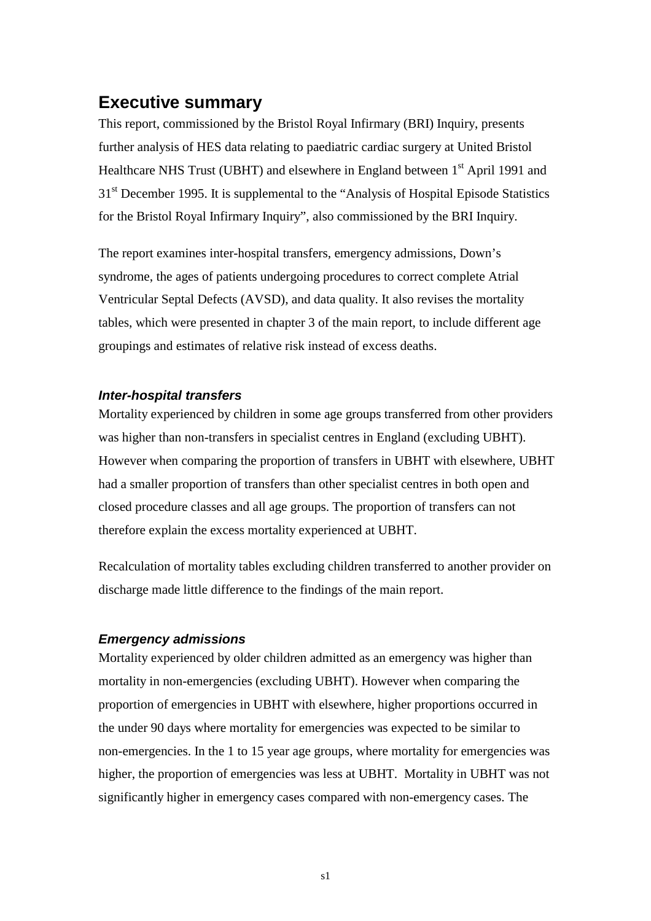## Executive summary

This report, commissioned by the Bristol Royal Infirmary (BRI) Inquiry, presents further analysis of HES data relating to paediatric cardiac surgery at United Bristol Healthcare NHS Trust (UBHT) and elsewhere in England between 1st April 1991 and 31st December 1995. It is supplemental to the "Analysis of Hospital Episode Statistics for the Bristol Royal Infirmary Inquiry", also commissioned by the BRI Inquiry.

The report examines inter-hospital transfers, emergency admissions, Down's syndrome, the ages of patients undergoing procedures to correct complete Atrial Ventricular Septal Defects (AVSD), and data quality. It also revises the mortality tables, which were presented in chapter 3 of the main report, to include different age groupings and estimates of relative risk instead of excess deaths.

### *Inter-hospital transfers*

Mortality experienced by children in some age groups transferred from other providers was higher than non-transfers in specialist centres in England (excluding UBHT). However when comparing the proportion of transfers in UBHT with elsewhere, UBHT had a smaller proportion of transfers than other specialist centres in both open and closed procedure classes and all age groups. The proportion of transfers can not therefore explain the excess mortality experienced at UBHT.

Recalculation of mortality tables excluding children transferred to another provider on discharge made little difference to the findings of the main report.

### *Emergency admissions*

Mortality experienced by older children admitted as an emergency was higher than mortality in non-emergencies (excluding UBHT). However when comparing the proportion of emergencies in UBHT with elsewhere, higher proportions occurred in the under 90 days where mortality for emergencies was expected to be similar to non-emergencies. In the 1 to 15 year age groups, where mortality for emergencies was higher, the proportion of emergencies was less at UBHT. Mortality in UBHT was not significantly higher in emergency cases compared with non-emergency cases. The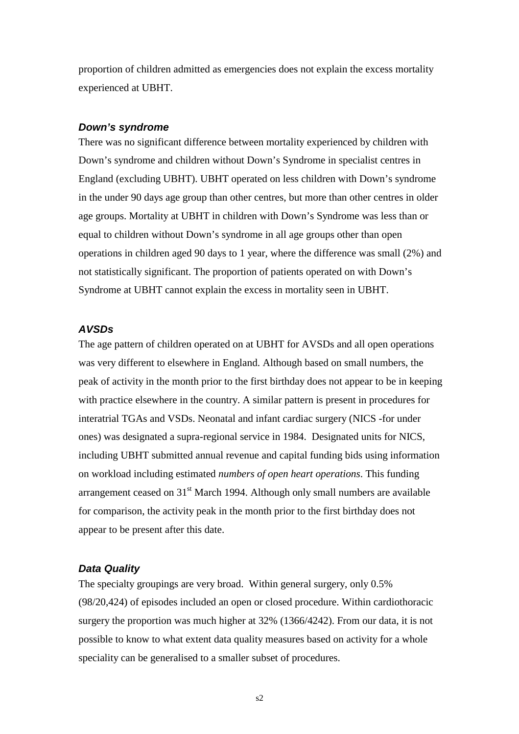proportion of children admitted as emergencies does not explain the excess mortality experienced at UBHT.

### ***Down's syndrome***

There was no significant difference between mortality experienced by children with Down's syndrome and children without Down's Syndrome in specialist centres in England (excluding UBHT). UBHT operated on less children with Down's syndrome in the under 90 days age group than other centres, but more than other centres in older age groups. Mortality at UBHT in children with Down's Syndrome was less than or equal to children without Down's syndrome in all age groups other than open operations in children aged 90 days to 1 year, where the difference was small (2%) and not statistically significant. The proportion of patients operated on with Down's Syndrome at UBHT cannot explain the excess in mortality seen in UBHT.

### ***AVSDs***

The age pattern of children operated on at UBHT for AVSDs and all open operations was very different to elsewhere in England. Although based on small numbers, the peak of activity in the month prior to the first birthday does not appear to be in keeping with practice elsewhere in the country. A similar pattern is present in procedures for interatrial TGAs and VSDs. Neonatal and infant cardiac surgery (NICS -for under ones) was designated a supra-regional service in 1984. Designated units for NICS, including UBHT submitted annual revenue and capital funding bids using information on workload including estimated *numbers of open heart operations*. This funding arrangement ceased on 31st March 1994. Although only small numbers are available for comparison, the activity peak in the month prior to the first birthday does not appear to be present after this date.

### ***Data Quality***

The specialty groupings are very broad. Within general surgery, only 0.5% (98/20,424) of episodes included an open or closed procedure. Within cardiothoracic surgery the proportion was much higher at 32% (1366/4242). From our data, it is not possible to know to what extent data quality measures based on activity for a whole speciality can be generalised to a smaller subset of procedures.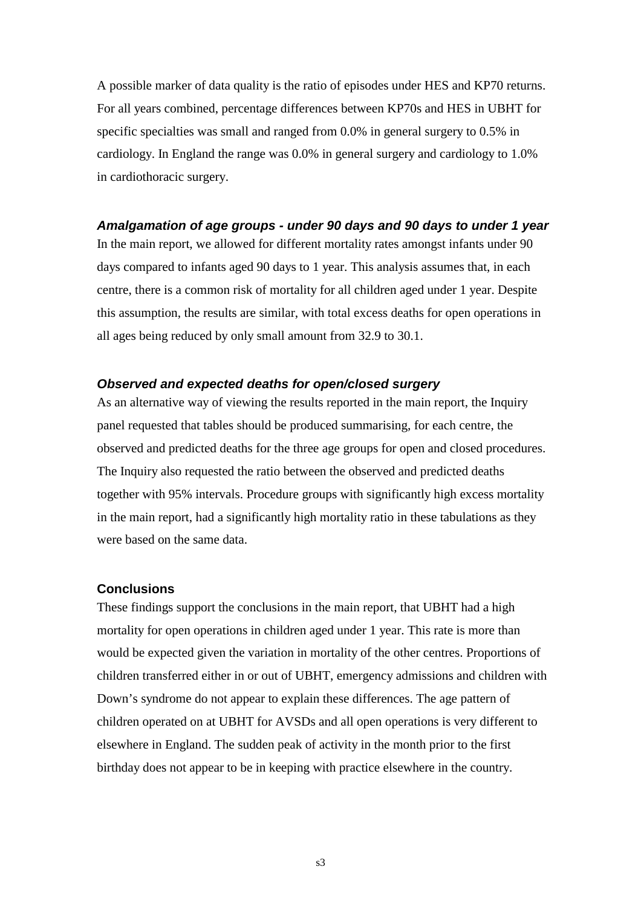A possible marker of data quality is the ratio of episodes under HES and KP70 returns. For all years combined, percentage differences between KP70s and HES in UBHT for specific specialties was small and ranged from 0.0% in general surgery to 0.5% in cardiology. In England the range was 0.0% in general surgery and cardiology to 1.0% in cardiothoracic surgery.

### *Amalgamation of age groups - under 90 days and 90 days to under 1 year*

In the main report, we allowed for different mortality rates amongst infants under 90 days compared to infants aged 90 days to 1 year. This analysis assumes that, in each centre, there is a common risk of mortality for all children aged under 1 year. Despite this assumption, the results are similar, with total excess deaths for open operations in all ages being reduced by only small amount from 32.9 to 30.1.

### *Observed and expected deaths for open/closed surgery*

As an alternative way of viewing the results reported in the main report, the Inquiry panel requested that tables should be produced summarising, for each centre, the observed and predicted deaths for the three age groups for open and closed procedures. The Inquiry also requested the ratio between the observed and predicted deaths together with 95% intervals. Procedure groups with significantly high excess mortality in the main report, had a significantly high mortality ratio in these tabulations as they were based on the same data.

### Conclusions

These findings support the conclusions in the main report, that UBHT had a high mortality for open operations in children aged under 1 year. This rate is more than would be expected given the variation in mortality of the other centres. Proportions of children transferred either in or out of UBHT, emergency admissions and children with Down's syndrome do not appear to explain these differences. The age pattern of children operated on at UBHT for AVSDs and all open operations is very different to elsewhere in England. The sudden peak of activity in the month prior to the first birthday does not appear to be in keeping with practice elsewhere in the country.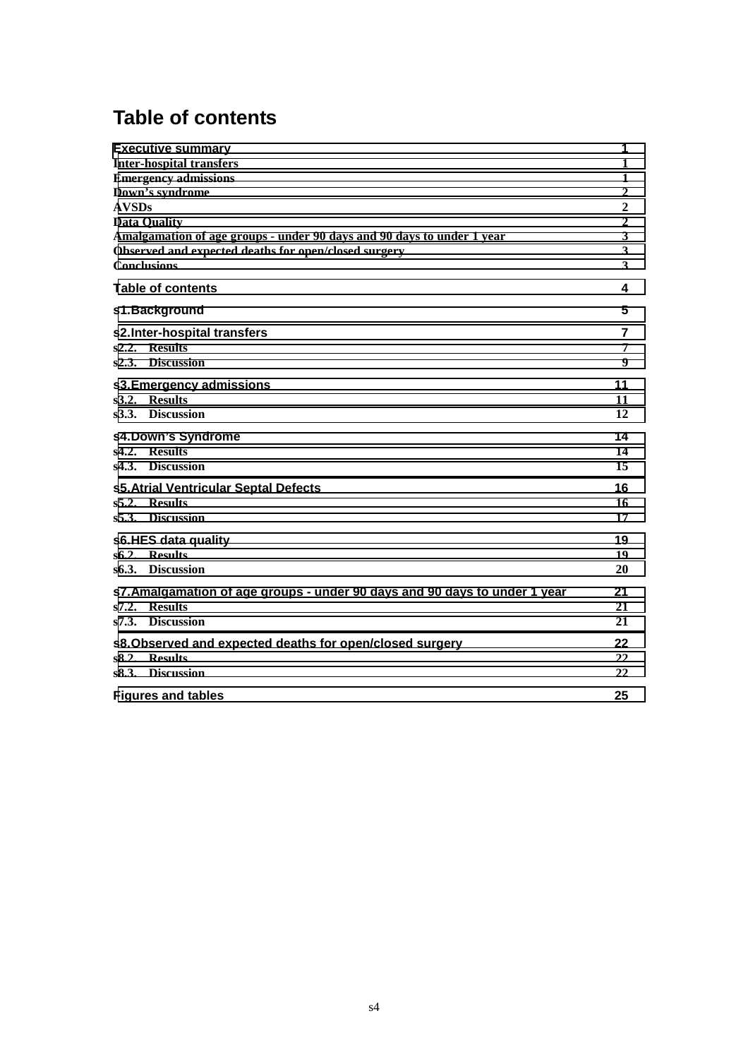# Table of contents

| | |
|---|---|
| **Executive summary** | 1 |
| Inter-hospital transfers | 1 |
| Emergency admissions | 1 |
| Down's syndrome | 2 |
| AVSDs | 2 |
| Data Quality | 2 |
| Amalgamation of age groups - under 90 days and 90 days to under 1 year | 3 |
| Observed and expected deaths for open/closed surgery | 3 |
| Conclusions | 3 |
| **Table of contents** | 4 |
| **s1.Background** | 5 |
| **s2.Inter-hospital transfers** | 7 |
| s2.2. Results | 7 |
| s2.3. Discussion | 9 |
| **s3.Emergency admissions** | 11 |
| s3.2. Results | 11 |
| s3.3. Discussion | 12 |
| **s4.Down's Syndrome** | 14 |
| s4.2. Results | 14 |
| s4.3. Discussion | 15 |
| **s5.Atrial Ventricular Septal Defects** | 16 |
| s5.2. Results | 16 |
| s5.3. Discussion | 17 |
| **s6.HES data quality** | 19 |
| s6.2. Results | 19 |
| s6.3. Discussion | 20 |
| **s7.Amalgamation of age groups - under 90 days and 90 days to under 1 year** | 21 |
| s7.2. Results | 21 |
| s7.3. Discussion | 21 |
| **s8.Observed and expected deaths for open/closed surgery** | 22 |
| s8.2. Results | 22 |
| s8.3. Discussion | 22 |
| **Figures and tables** | 25 |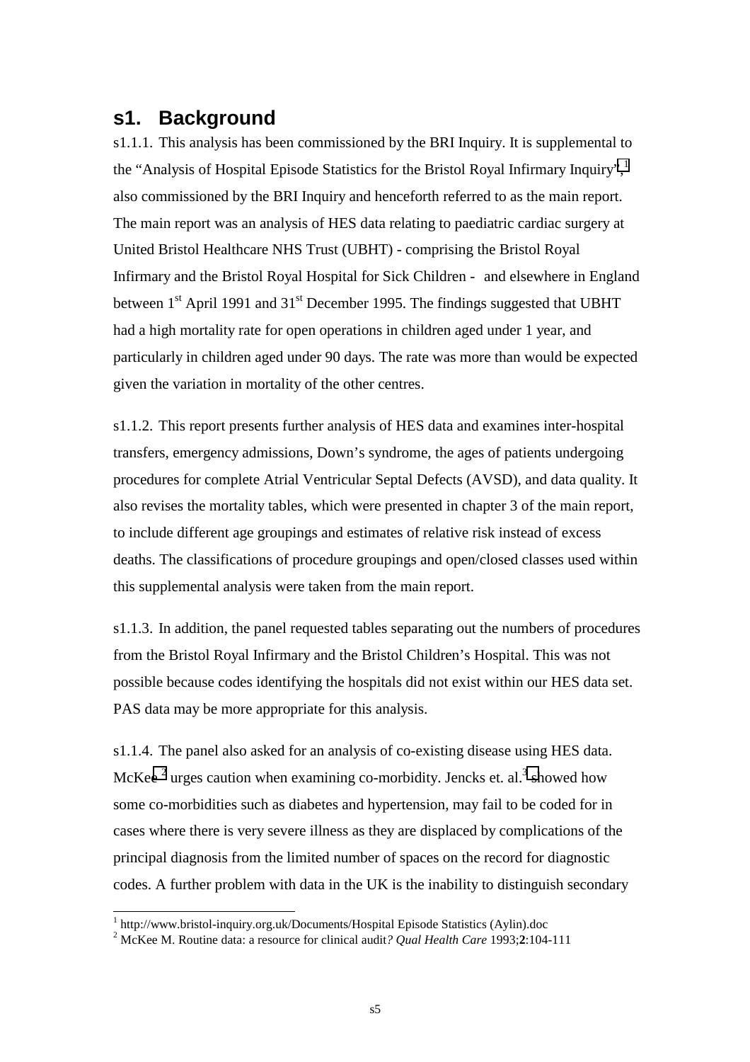# s1. Background

s1.1.1. This analysis has been commissioned by the BRI Inquiry. It is supplemental to the "Analysis of Hospital Episode Statistics for the Bristol Royal Infirmary Inquiry",[1] also commissioned by the BRI Inquiry and henceforth referred to as the main report. The main report was an analysis of HES data relating to paediatric cardiac surgery at United Bristol Healthcare NHS Trust (UBHT) - comprising the Bristol Royal Infirmary and the Bristol Royal Hospital for Sick Children - and elsewhere in England between 1st April 1991 and 31st December 1995. The findings suggested that UBHT had a high mortality rate for open operations in children aged under 1 year, and particularly in children aged under 90 days. The rate was more than would be expected given the variation in mortality of the other centres.

s1.1.2. This report presents further analysis of HES data and examines inter-hospital transfers, emergency admissions, Down's syndrome, the ages of patients undergoing procedures for complete Atrial Ventricular Septal Defects (AVSD), and data quality. It also revises the mortality tables, which were presented in chapter 3 of the main report, to include different age groupings and estimates of relative risk instead of excess deaths. The classifications of procedure groupings and open/closed classes used within this supplemental analysis were taken from the main report.

s1.1.3. In addition, the panel requested tables separating out the numbers of procedures from the Bristol Royal Infirmary and the Bristol Children's Hospital. This was not possible because codes identifying the hospitals did not exist within our HES data set. PAS data may be more appropriate for this analysis.

s1.1.4. The panel also asked for an analysis of co-existing disease using HES data. McKee[2] urges caution when examining co-morbidity. Jencks et. al.[3] showed how some co-morbidities such as diabetes and hypertension, may fail to be coded for in cases where there is very severe illness as they are displaced by complications of the principal diagnosis from the limited number of spaces on the record for diagnostic codes. A further problem with data in the UK is the inability to distinguish secondary

---

[1] http://www.bristol-inquiry.org.uk/Documents/Hospital Episode Statistics (Aylin).doc

[2] McKee M. Routine data: a resource for clinical audit*? Qual Health Care* 1993;**2**:104-111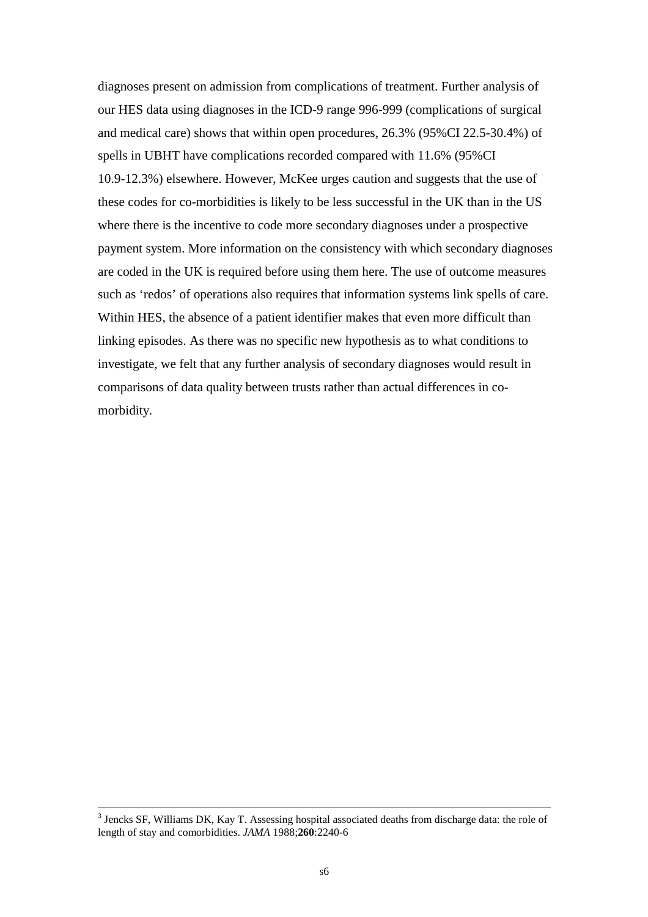diagnoses present on admission from complications of treatment. Further analysis of our HES data using diagnoses in the ICD-9 range 996-999 (complications of surgical and medical care) shows that within open procedures, 26.3% (95%CI 22.5-30.4%) of spells in UBHT have complications recorded compared with 11.6% (95%CI 10.9-12.3%) elsewhere. However, McKee urges caution and suggests that the use of these codes for co-morbidities is likely to be less successful in the UK than in the US where there is the incentive to code more secondary diagnoses under a prospective payment system. More information on the consistency with which secondary diagnoses are coded in the UK is required before using them here. The use of outcome measures such as 'redos' of operations also requires that information systems link spells of care. Within HES, the absence of a patient identifier makes that even more difficult than linking episodes. As there was no specific new hypothesis as to what conditions to investigate, we felt that any further analysis of secondary diagnoses would result in comparisons of data quality between trusts rather than actual differences in co-morbidity.

---

[3] Jencks SF, Williams DK, Kay T. Assessing hospital associated deaths from discharge data: the role of length of stay and comorbidities. *JAMA* 1988;**260**:2240-6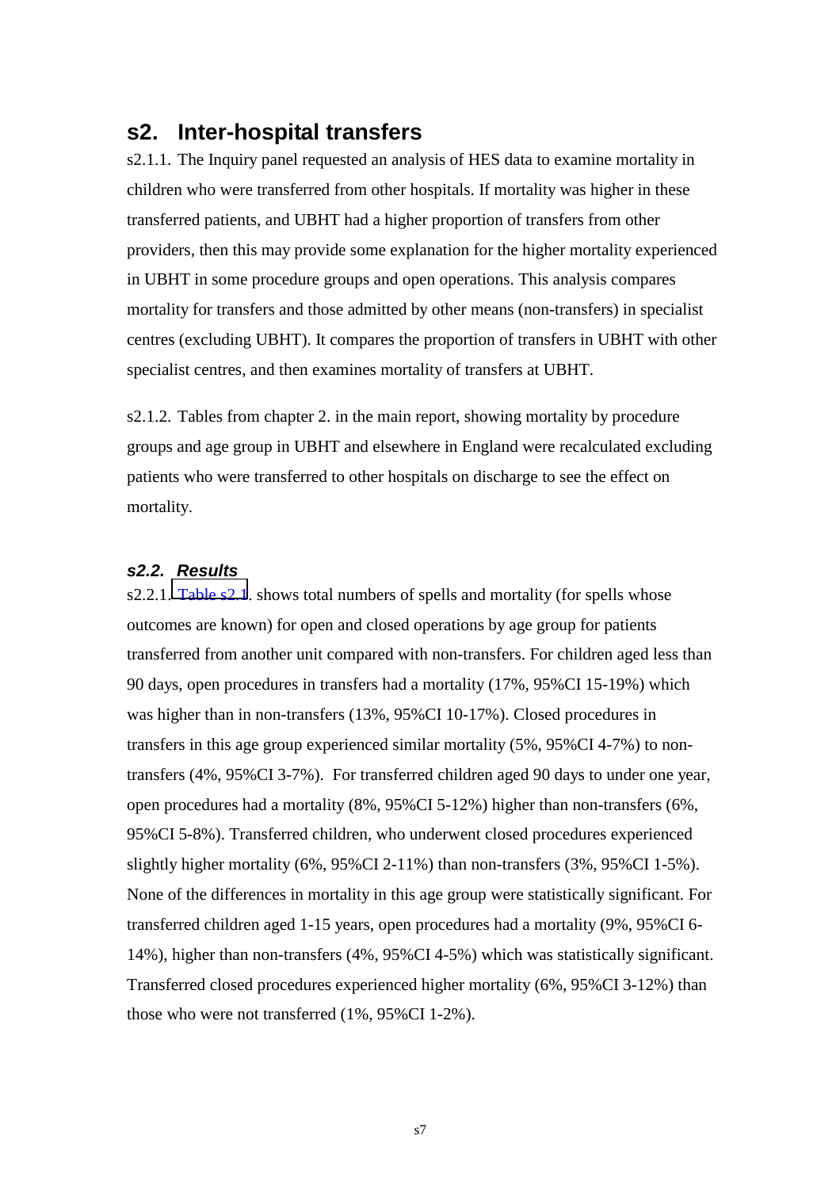# s2. Inter-hospital transfers

s2.1.1. The Inquiry panel requested an analysis of HES data to examine mortality in children who were transferred from other hospitals. If mortality was higher in these transferred patients, and UBHT had a higher proportion of transfers from other providers, then this may provide some explanation for the higher mortality experienced in UBHT in some procedure groups and open operations. This analysis compares mortality for transfers and those admitted by other means (non-transfers) in specialist centres (excluding UBHT). It compares the proportion of transfers in UBHT with other specialist centres, and then examines mortality of transfers at UBHT.

s2.1.2. Tables from chapter 2. in the main report, showing mortality by procedure groups and age group in UBHT and elsewhere in England were recalculated excluding patients who were transferred to other hospitals on discharge to see the effect on mortality.

## *s2.2. Results*

s2.2.1. Table s2.1. shows total numbers of spells and mortality (for spells whose outcomes are known) for open and closed operations by age group for patients transferred from another unit compared with non-transfers. For children aged less than 90 days, open procedures in transfers had a mortality (17%, 95%CI 15-19%) which was higher than in non-transfers (13%, 95%CI 10-17%). Closed procedures in transfers in this age group experienced similar mortality (5%, 95%CI 4-7%) to non-transfers (4%, 95%CI 3-7%). For transferred children aged 90 days to under one year, open procedures had a mortality (8%, 95%CI 5-12%) higher than non-transfers (6%, 95%CI 5-8%). Transferred children, who underwent closed procedures experienced slightly higher mortality (6%, 95%CI 2-11%) than non-transfers (3%, 95%CI 1-5%). None of the differences in mortality in this age group were statistically significant. For transferred children aged 1-15 years, open procedures had a mortality (9%, 95%CI 6-14%), higher than non-transfers (4%, 95%CI 4-5%) which was statistically significant. Transferred closed procedures experienced higher mortality (6%, 95%CI 3-12%) than those who were not transferred (1%, 95%CI 1-2%).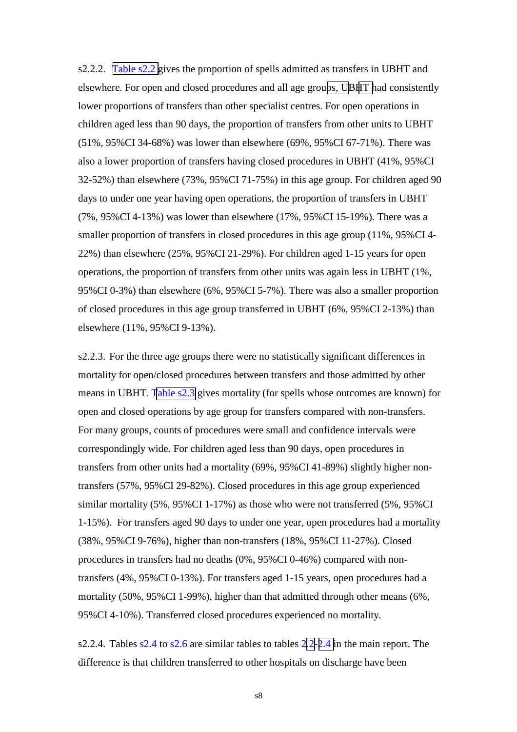s2.2.2. Table s2.2 gives the proportion of spells admitted as transfers in UBHT and elsewhere. For open and closed procedures and all age groups, UBHT had consistently lower proportions of transfers than other specialist centres. For open operations in children aged less than 90 days, the proportion of transfers from other units to UBHT (51%, 95%CI 34-68%) was lower than elsewhere (69%, 95%CI 67-71%). There was also a lower proportion of transfers having closed procedures in UBHT (41%, 95%CI 32-52%) than elsewhere (73%, 95%CI 71-75%) in this age group. For children aged 90 days to under one year having open operations, the proportion of transfers in UBHT (7%, 95%CI 4-13%) was lower than elsewhere (17%, 95%CI 15-19%). There was a smaller proportion of transfers in closed procedures in this age group (11%, 95%CI 4-22%) than elsewhere (25%, 95%CI 21-29%). For children aged 1-15 years for open operations, the proportion of transfers from other units was again less in UBHT (1%, 95%CI 0-3%) than elsewhere (6%, 95%CI 5-7%). There was also a smaller proportion of closed procedures in this age group transferred in UBHT (6%, 95%CI 2-13%) than elsewhere (11%, 95%CI 9-13%).

s2.2.3. For the three age groups there were no statistically significant differences in mortality for open/closed procedures between transfers and those admitted by other means in UBHT. Table s2.3 gives mortality (for spells whose outcomes are known) for open and closed operations by age group for transfers compared with non-transfers. For many groups, counts of procedures were small and confidence intervals were correspondingly wide. For children aged less than 90 days, open procedures in transfers from other units had a mortality (69%, 95%CI 41-89%) slightly higher non-transfers (57%, 95%CI 29-82%). Closed procedures in this age group experienced similar mortality (5%, 95%CI 1-17%) as those who were not transferred (5%, 95%CI 1-15%). For transfers aged 90 days to under one year, open procedures had a mortality (38%, 95%CI 9-76%), higher than non-transfers (18%, 95%CI 11-27%). Closed procedures in transfers had no deaths (0%, 95%CI 0-46%) compared with non-transfers (4%, 95%CI 0-13%). For transfers aged 1-15 years, open procedures had a mortality (50%, 95%CI 1-99%), higher than that admitted through other means (6%, 95%CI 4-10%). Transferred closed procedures experienced no mortality.

s2.2.4. Tables s2.4 to s2.6 are similar tables to tables 2.2-2.4 in the main report. The difference is that children transferred to other hospitals on discharge have been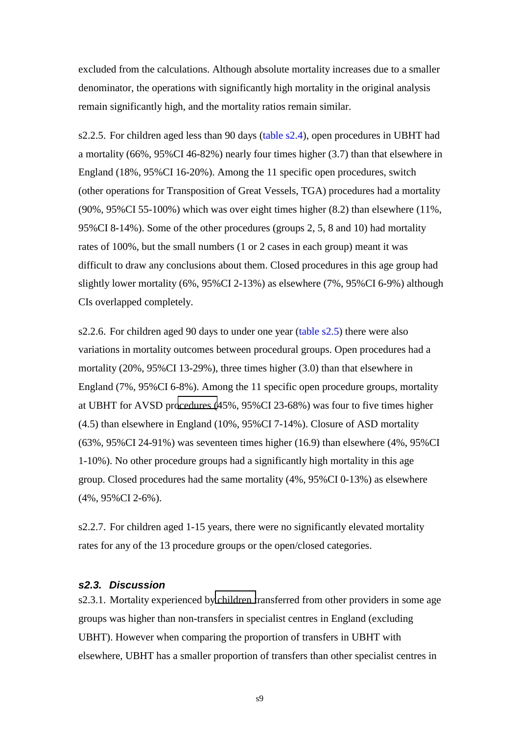excluded from the calculations. Although absolute mortality increases due to a smaller denominator, the operations with significantly high mortality in the original analysis remain significantly high, and the mortality ratios remain similar.

s2.2.5. For children aged less than 90 days (table s2.4), open procedures in UBHT had a mortality (66%, 95%CI 46-82%) nearly four times higher (3.7) than that elsewhere in England (18%, 95%CI 16-20%). Among the 11 specific open procedures, switch (other operations for Transposition of Great Vessels, TGA) procedures had a mortality (90%, 95%CI 55-100%) which was over eight times higher (8.2) than elsewhere (11%, 95%CI 8-14%). Some of the other procedures (groups 2, 5, 8 and 10) had mortality rates of 100%, but the small numbers (1 or 2 cases in each group) meant it was difficult to draw any conclusions about them. Closed procedures in this age group had slightly lower mortality (6%, 95%CI 2-13%) as elsewhere (7%, 95%CI 6-9%) although CIs overlapped completely.

s2.2.6. For children aged 90 days to under one year (table s2.5) there were also variations in mortality outcomes between procedural groups. Open procedures had a mortality (20%, 95%CI 13-29%), three times higher (3.0) than that elsewhere in England (7%, 95%CI 6-8%). Among the 11 specific open procedure groups, mortality at UBHT for AVSD procedures (45%, 95%CI 23-68%) was four to five times higher (4.5) than elsewhere in England (10%, 95%CI 7-14%). Closure of ASD mortality (63%, 95%CI 24-91%) was seventeen times higher (16.9) than elsewhere (4%, 95%CI 1-10%). No other procedure groups had a significantly high mortality in this age group. Closed procedures had the same mortality (4%, 95%CI 0-13%) as elsewhere (4%, 95%CI 2-6%).

s2.2.7. For children aged 1-15 years, there were no significantly elevated mortality rates for any of the 13 procedure groups or the open/closed categories.

### *s2.3. Discussion*

s2.3.1. Mortality experienced by children transferred from other providers in some age groups was higher than non-transfers in specialist centres in England (excluding UBHT). However when comparing the proportion of transfers in UBHT with elsewhere, UBHT has a smaller proportion of transfers than other specialist centres in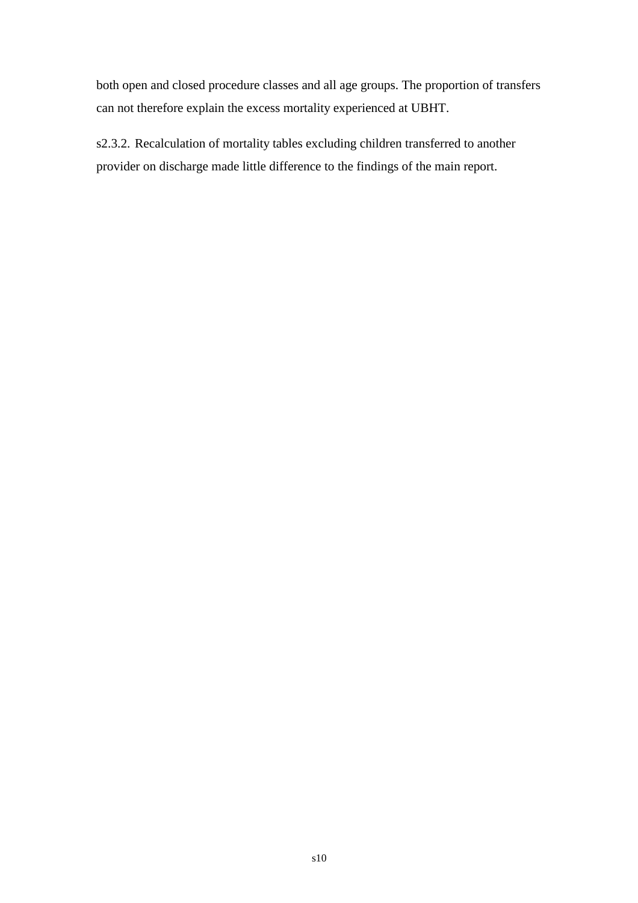both open and closed procedure classes and all age groups. The proportion of transfers can not therefore explain the excess mortality experienced at UBHT.

s2.3.2. Recalculation of mortality tables excluding children transferred to another provider on discharge made little difference to the findings of the main report.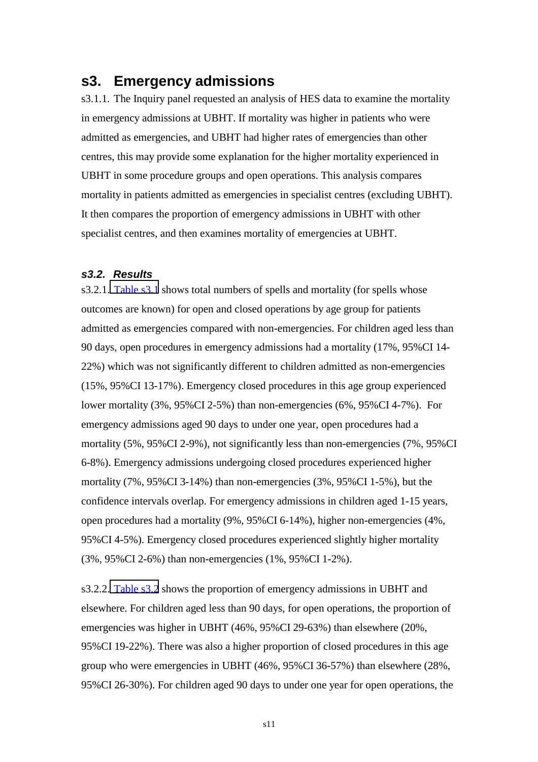# s3. Emergency admissions

s3.1.1. The Inquiry panel requested an analysis of HES data to examine the mortality in emergency admissions at UBHT. If mortality was higher in patients who were admitted as emergencies, and UBHT had higher rates of emergencies than other centres, this may provide some explanation for the higher mortality experienced in UBHT in some procedure groups and open operations. This analysis compares mortality in patients admitted as emergencies in specialist centres (excluding UBHT). It then compares the proportion of emergency admissions in UBHT with other specialist centres, and then examines mortality of emergencies at UBHT.

### *s3.2. Results*

s3.2.1. Table s3.1 shows total numbers of spells and mortality (for spells whose outcomes are known) for open and closed operations by age group for patients admitted as emergencies compared with non-emergencies. For children aged less than 90 days, open procedures in emergency admissions had a mortality (17%, 95%CI 14-22%) which was not significantly different to children admitted as non-emergencies (15%, 95%CI 13-17%). Emergency closed procedures in this age group experienced lower mortality (3%, 95%CI 2-5%) than non-emergencies (6%, 95%CI 4-7%). For emergency admissions aged 90 days to under one year, open procedures had a mortality (5%, 95%CI 2-9%), not significantly less than non-emergencies (7%, 95%CI 6-8%). Emergency admissions undergoing closed procedures experienced higher mortality (7%, 95%CI 3-14%) than non-emergencies (3%, 95%CI 1-5%), but the confidence intervals overlap. For emergency admissions in children aged 1-15 years, open procedures had a mortality (9%, 95%CI 6-14%), higher non-emergencies (4%, 95%CI 4-5%). Emergency closed procedures experienced slightly higher mortality (3%, 95%CI 2-6%) than non-emergencies (1%, 95%CI 1-2%).

s3.2.2. Table s3.2 shows the proportion of emergency admissions in UBHT and elsewhere. For children aged less than 90 days, for open operations, the proportion of emergencies was higher in UBHT (46%, 95%CI 29-63%) than elsewhere (20%, 95%CI 19-22%). There was also a higher proportion of closed procedures in this age group who were emergencies in UBHT (46%, 95%CI 36-57%) than elsewhere (28%, 95%CI 26-30%). For children aged 90 days to under one year for open operations, the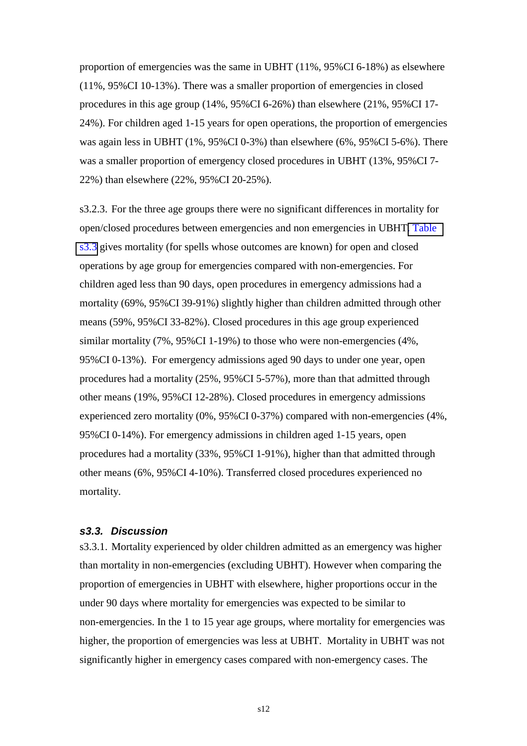proportion of emergencies was the same in UBHT (11%, 95%CI 6-18%) as elsewhere (11%, 95%CI 10-13%). There was a smaller proportion of emergencies in closed procedures in this age group (14%, 95%CI 6-26%) than elsewhere (21%, 95%CI 17-24%). For children aged 1-15 years for open operations, the proportion of emergencies was again less in UBHT (1%, 95%CI 0-3%) than elsewhere (6%, 95%CI 5-6%). There was a smaller proportion of emergency closed procedures in UBHT (13%, 95%CI 7-22%) than elsewhere (22%, 95%CI 20-25%).

s3.2.3. For the three age groups there were no significant differences in mortality for open/closed procedures between emergencies and non emergencies in UBHT. Table s3.3 gives mortality (for spells whose outcomes are known) for open and closed operations by age group for emergencies compared with non-emergencies. For children aged less than 90 days, open procedures in emergency admissions had a mortality (69%, 95%CI 39-91%) slightly higher than children admitted through other means (59%, 95%CI 33-82%). Closed procedures in this age group experienced similar mortality (7%, 95%CI 1-19%) to those who were non-emergencies (4%, 95%CI 0-13%). For emergency admissions aged 90 days to under one year, open procedures had a mortality (25%, 95%CI 5-57%), more than that admitted through other means (19%, 95%CI 12-28%). Closed procedures in emergency admissions experienced zero mortality (0%, 95%CI 0-37%) compared with non-emergencies (4%, 95%CI 0-14%). For emergency admissions in children aged 1-15 years, open procedures had a mortality (33%, 95%CI 1-91%), higher than that admitted through other means (6%, 95%CI 4-10%). Transferred closed procedures experienced no mortality.

### *s3.3. Discussion*

s3.3.1. Mortality experienced by older children admitted as an emergency was higher than mortality in non-emergencies (excluding UBHT). However when comparing the proportion of emergencies in UBHT with elsewhere, higher proportions occur in the under 90 days where mortality for emergencies was expected to be similar to non-emergencies. In the 1 to 15 year age groups, where mortality for emergencies was higher, the proportion of emergencies was less at UBHT. Mortality in UBHT was not significantly higher in emergency cases compared with non-emergency cases. The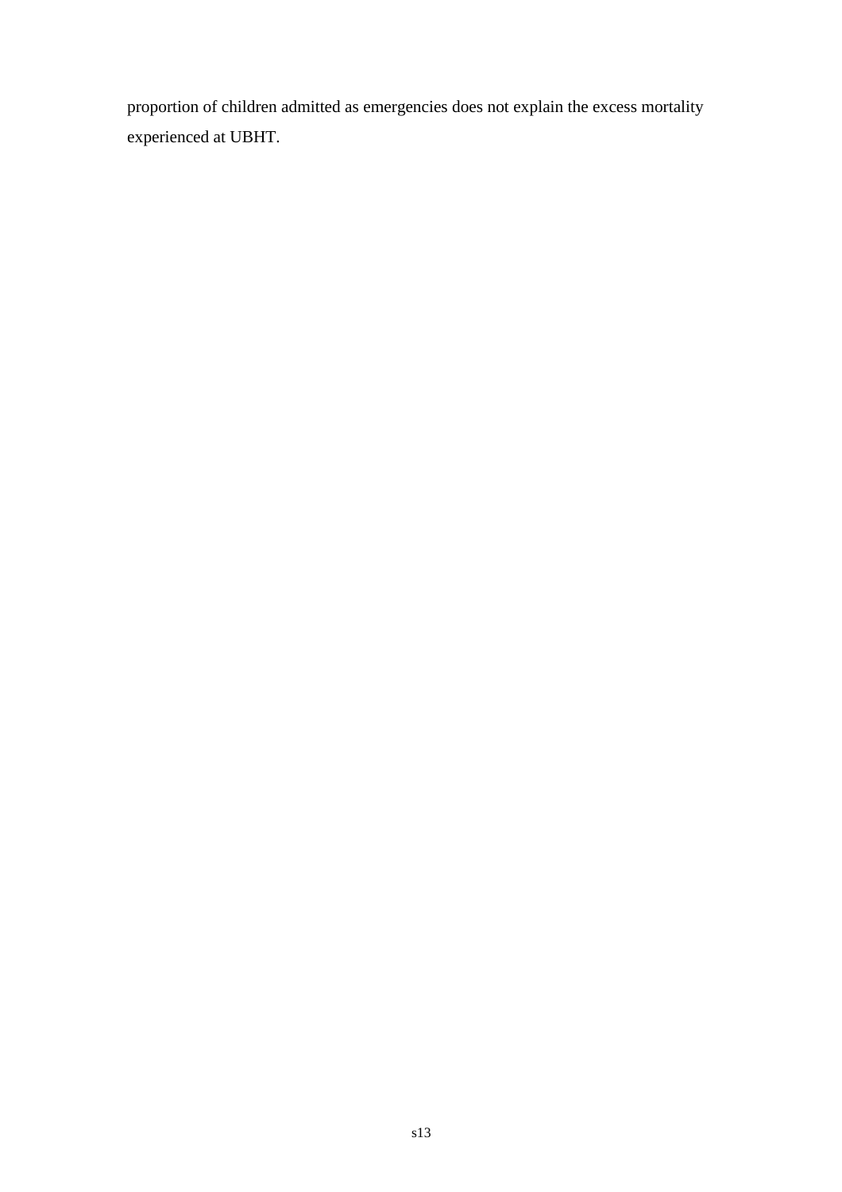proportion of children admitted as emergencies does not explain the excess mortality experienced at UBHT.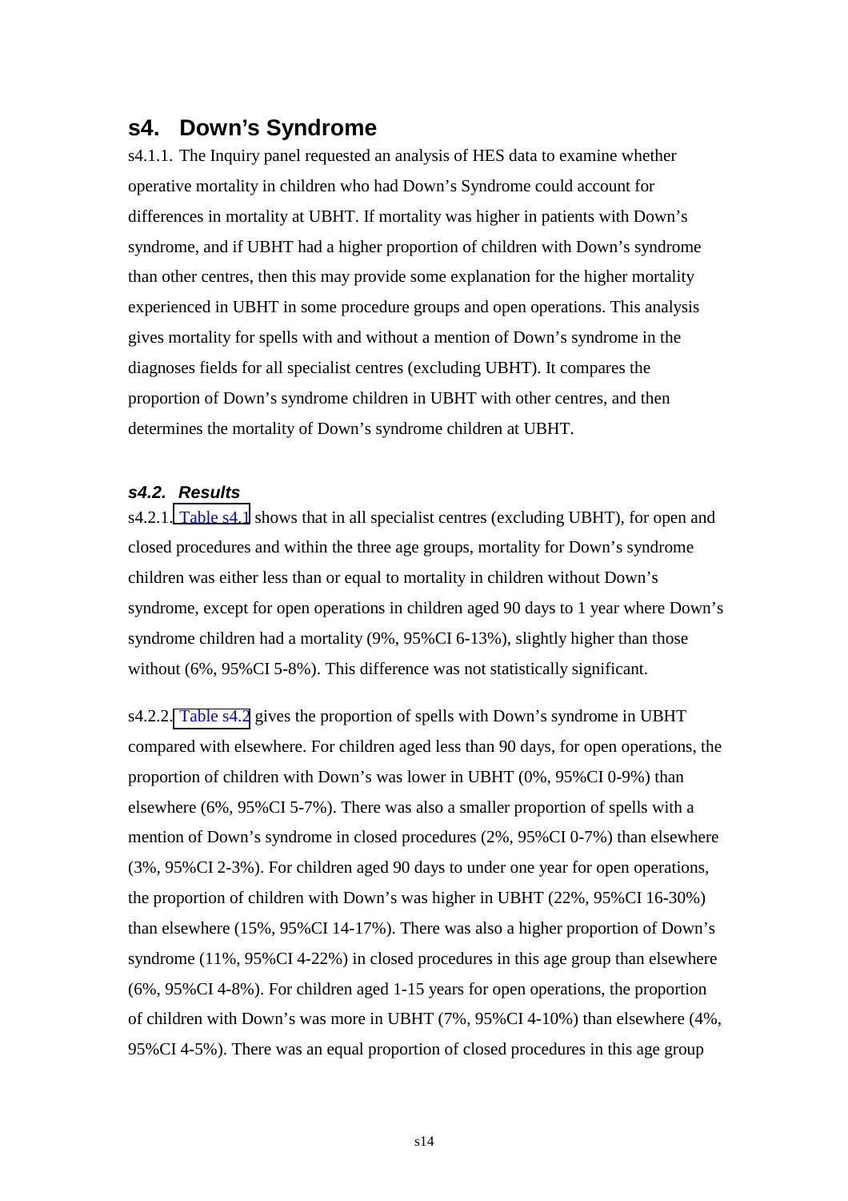# s4. Down's Syndrome

s4.1.1. The Inquiry panel requested an analysis of HES data to examine whether operative mortality in children who had Down's Syndrome could account for differences in mortality at UBHT. If mortality was higher in patients with Down's syndrome, and if UBHT had a higher proportion of children with Down's syndrome than other centres, then this may provide some explanation for the higher mortality experienced in UBHT in some procedure groups and open operations. This analysis gives mortality for spells with and without a mention of Down's syndrome in the diagnoses fields for all specialist centres (excluding UBHT). It compares the proportion of Down's syndrome children in UBHT with other centres, and then determines the mortality of Down's syndrome children at UBHT.

### *s4.2. Results*

s4.2.1. Table s4.1 shows that in all specialist centres (excluding UBHT), for open and closed procedures and within the three age groups, mortality for Down's syndrome children was either less than or equal to mortality in children without Down's syndrome, except for open operations in children aged 90 days to 1 year where Down's syndrome children had a mortality (9%, 95%CI 6-13%), slightly higher than those without (6%, 95%CI 5-8%). This difference was not statistically significant.

s4.2.2. Table s4.2 gives the proportion of spells with Down's syndrome in UBHT compared with elsewhere. For children aged less than 90 days, for open operations, the proportion of children with Down's was lower in UBHT (0%, 95%CI 0-9%) than elsewhere (6%, 95%CI 5-7%). There was also a smaller proportion of spells with a mention of Down's syndrome in closed procedures (2%, 95%CI 0-7%) than elsewhere (3%, 95%CI 2-3%). For children aged 90 days to under one year for open operations, the proportion of children with Down's was higher in UBHT (22%, 95%CI 16-30%) than elsewhere (15%, 95%CI 14-17%). There was also a higher proportion of Down's syndrome (11%, 95%CI 4-22%) in closed procedures in this age group than elsewhere (6%, 95%CI 4-8%). For children aged 1-15 years for open operations, the proportion of children with Down's was more in UBHT (7%, 95%CI 4-10%) than elsewhere (4%, 95%CI 4-5%). There was an equal proportion of closed procedures in this age group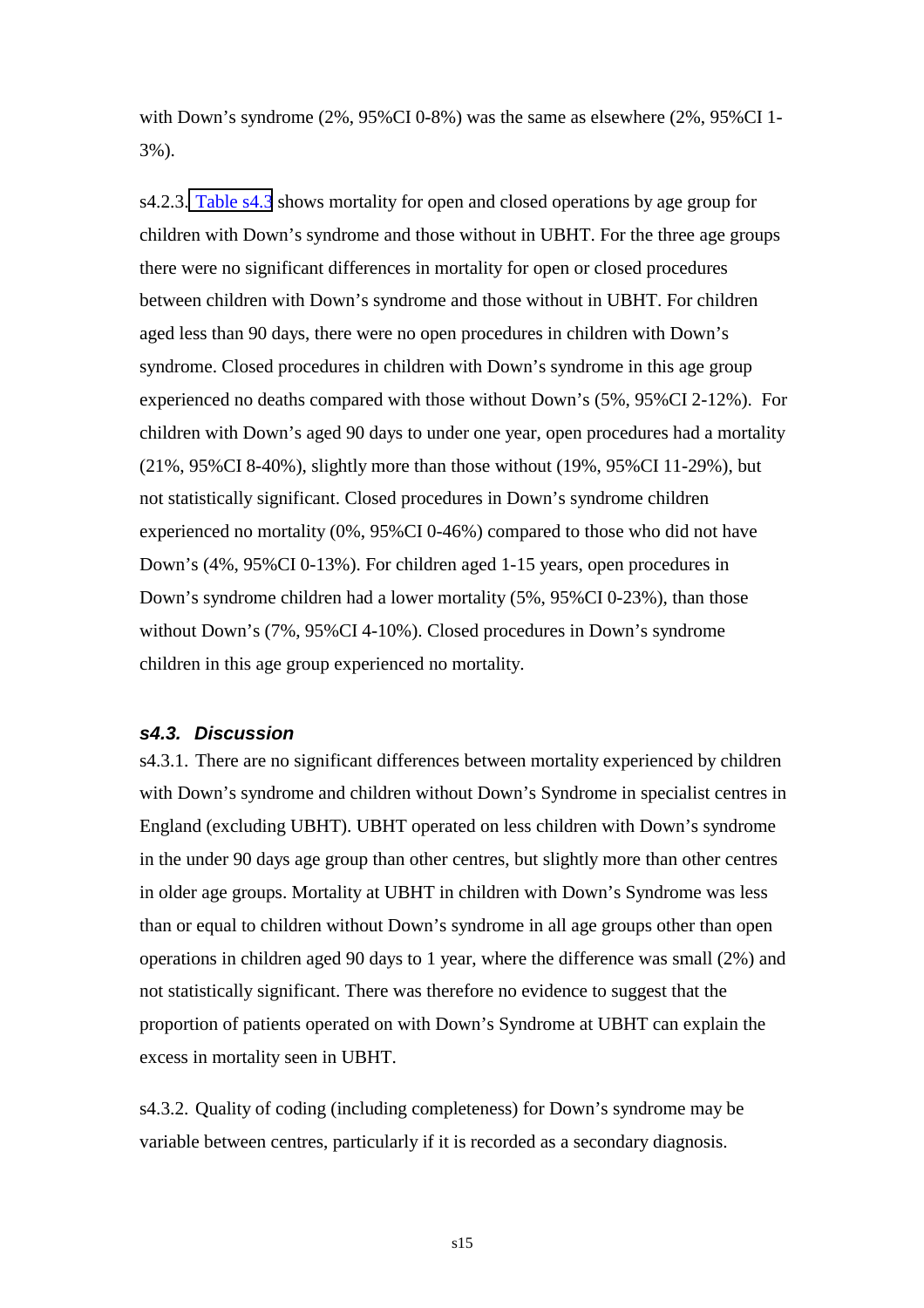with Down's syndrome (2%, 95%CI 0-8%) was the same as elsewhere (2%, 95%CI 1-3%).

s4.2.3. Table s4.3 shows mortality for open and closed operations by age group for children with Down's syndrome and those without in UBHT. For the three age groups there were no significant differences in mortality for open or closed procedures between children with Down's syndrome and those without in UBHT. For children aged less than 90 days, there were no open procedures in children with Down's syndrome. Closed procedures in children with Down's syndrome in this age group experienced no deaths compared with those without Down's (5%, 95%CI 2-12%). For children with Down's aged 90 days to under one year, open procedures had a mortality (21%, 95%CI 8-40%), slightly more than those without (19%, 95%CI 11-29%), but not statistically significant. Closed procedures in Down's syndrome children experienced no mortality (0%, 95%CI 0-46%) compared to those who did not have Down's (4%, 95%CI 0-13%). For children aged 1-15 years, open procedures in Down's syndrome children had a lower mortality (5%, 95%CI 0-23%), than those without Down's (7%, 95%CI 4-10%). Closed procedures in Down's syndrome children in this age group experienced no mortality.

### *s4.3. Discussion*

s4.3.1. There are no significant differences between mortality experienced by children with Down's syndrome and children without Down's Syndrome in specialist centres in England (excluding UBHT). UBHT operated on less children with Down's syndrome in the under 90 days age group than other centres, but slightly more than other centres in older age groups. Mortality at UBHT in children with Down's Syndrome was less than or equal to children without Down's syndrome in all age groups other than open operations in children aged 90 days to 1 year, where the difference was small (2%) and not statistically significant. There was therefore no evidence to suggest that the proportion of patients operated on with Down's Syndrome at UBHT can explain the excess in mortality seen in UBHT.

s4.3.2. Quality of coding (including completeness) for Down's syndrome may be variable between centres, particularly if it is recorded as a secondary diagnosis.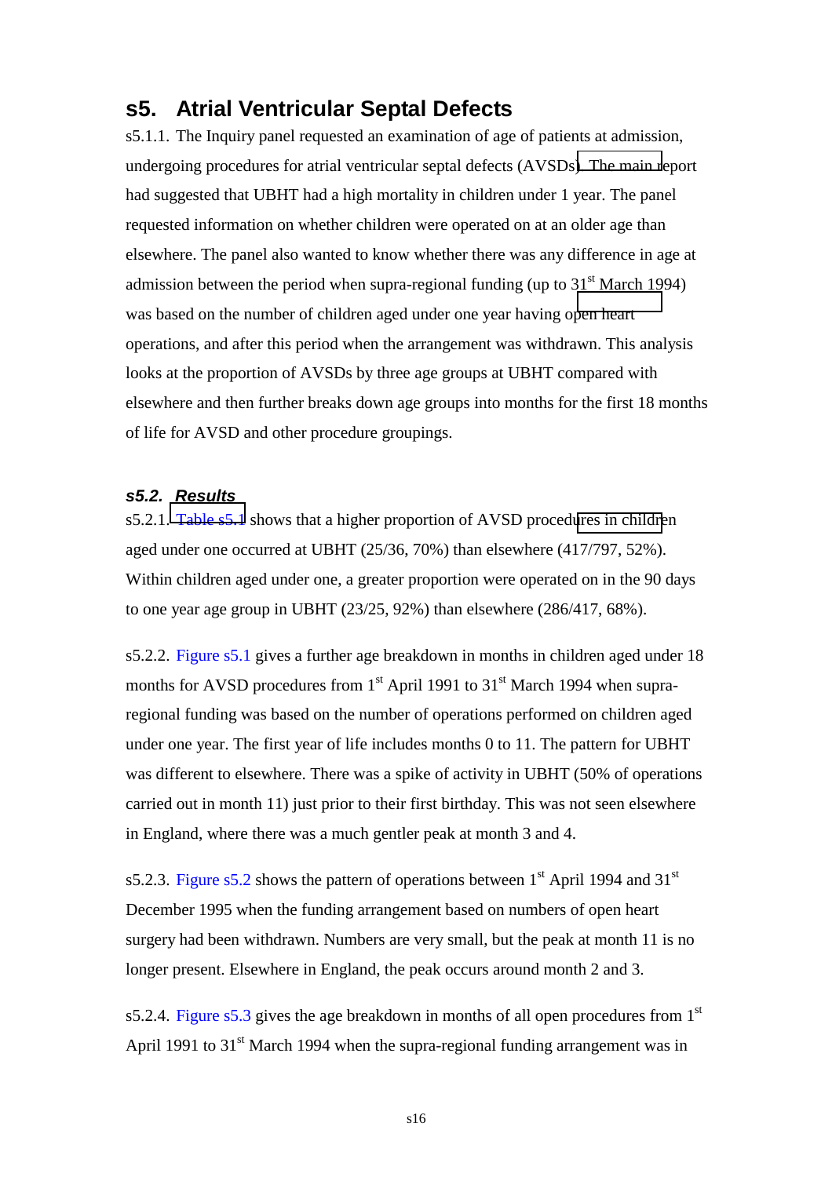# s5. Atrial Ventricular Septal Defects

s5.1.1. The Inquiry panel requested an examination of age of patients at admission, undergoing procedures for atrial ventricular septal defects (AVSDs). The main report had suggested that UBHT had a high mortality in children under 1 year. The panel requested information on whether children were operated on at an older age than elsewhere. The panel also wanted to know whether there was any difference in age at admission between the period when supra-regional funding (up to 31st March 1994) was based on the number of children aged under one year having open heart operations, and after this period when the arrangement was withdrawn. This analysis looks at the proportion of AVSDs by three age groups at UBHT compared with elsewhere and then further breaks down age groups into months for the first 18 months of life for AVSD and other procedure groupings.

## *s5.2. Results*

s5.2.1. Table s5.1 shows that a higher proportion of AVSD procedures in children aged under one occurred at UBHT (25/36, 70%) than elsewhere (417/797, 52%). Within children aged under one, a greater proportion were operated on in the 90 days to one year age group in UBHT (23/25, 92%) than elsewhere (286/417, 68%).

s5.2.2. Figure s5.1 gives a further age breakdown in months in children aged under 18 months for AVSD procedures from 1st April 1991 to 31st March 1994 when supra-regional funding was based on the number of operations performed on children aged under one year. The first year of life includes months 0 to 11. The pattern for UBHT was different to elsewhere. There was a spike of activity in UBHT (50% of operations carried out in month 11) just prior to their first birthday. This was not seen elsewhere in England, where there was a much gentler peak at month 3 and 4.

s5.2.3. Figure s5.2 shows the pattern of operations between 1st April 1994 and 31st December 1995 when the funding arrangement based on numbers of open heart surgery had been withdrawn. Numbers are very small, but the peak at month 11 is no longer present. Elsewhere in England, the peak occurs around month 2 and 3.

s5.2.4. Figure s5.3 gives the age breakdown in months of all open procedures from 1st April 1991 to 31st March 1994 when the supra-regional funding arrangement was in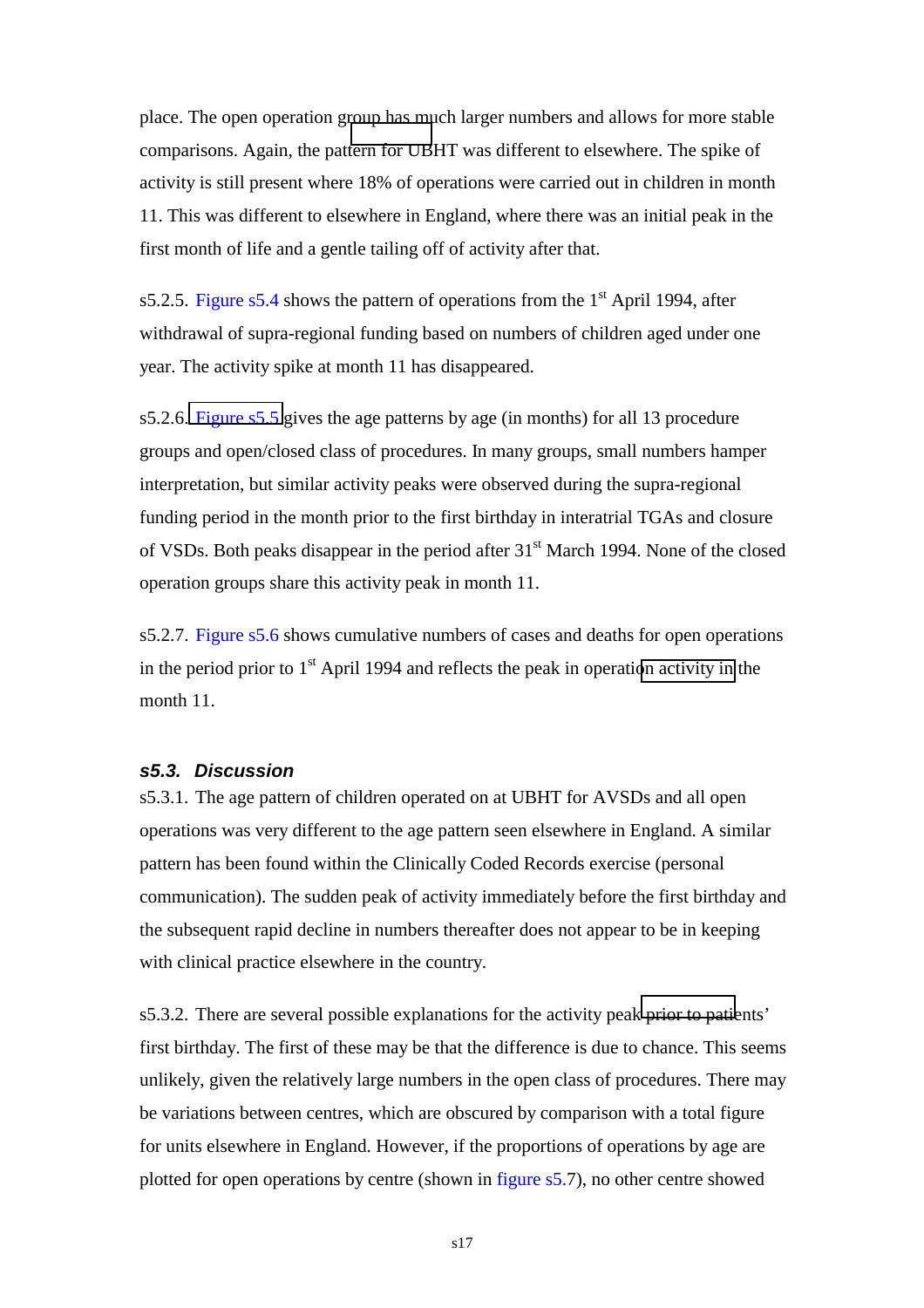place. The open operation group has much larger numbers and allows for more stable comparisons. Again, the pattern for UBHT was different to elsewhere. The spike of activity is still present where 18% of operations were carried out in children in month 11. This was different to elsewhere in England, where there was an initial peak in the first month of life and a gentle tailing off of activity after that.

s5.2.5. Figure s5.4 shows the pattern of operations from the 1st April 1994, after withdrawal of supra-regional funding based on numbers of children aged under one year. The activity spike at month 11 has disappeared.

s5.2.6. Figure s5.5 gives the age patterns by age (in months) for all 13 procedure groups and open/closed class of procedures. In many groups, small numbers hamper interpretation, but similar activity peaks were observed during the supra-regional funding period in the month prior to the first birthday in interatrial TGAs and closure of VSDs. Both peaks disappear in the period after 31st March 1994. None of the closed operation groups share this activity peak in month 11.

s5.2.7. Figure s5.6 shows cumulative numbers of cases and deaths for open operations in the period prior to 1st April 1994 and reflects the peak in operation activity in the month 11.

### *s5.3. Discussion*

s5.3.1. The age pattern of children operated on at UBHT for AVSDs and all open operations was very different to the age pattern seen elsewhere in England. A similar pattern has been found within the Clinically Coded Records exercise (personal communication). The sudden peak of activity immediately before the first birthday and the subsequent rapid decline in numbers thereafter does not appear to be in keeping with clinical practice elsewhere in the country.

s5.3.2. There are several possible explanations for the activity peak prior to patients' first birthday. The first of these may be that the difference is due to chance. This seems unlikely, given the relatively large numbers in the open class of procedures. There may be variations between centres, which are obscured by comparison with a total figure for units elsewhere in England. However, if the proportions of operations by age are plotted for open operations by centre (shown in figure s5.7), no other centre showed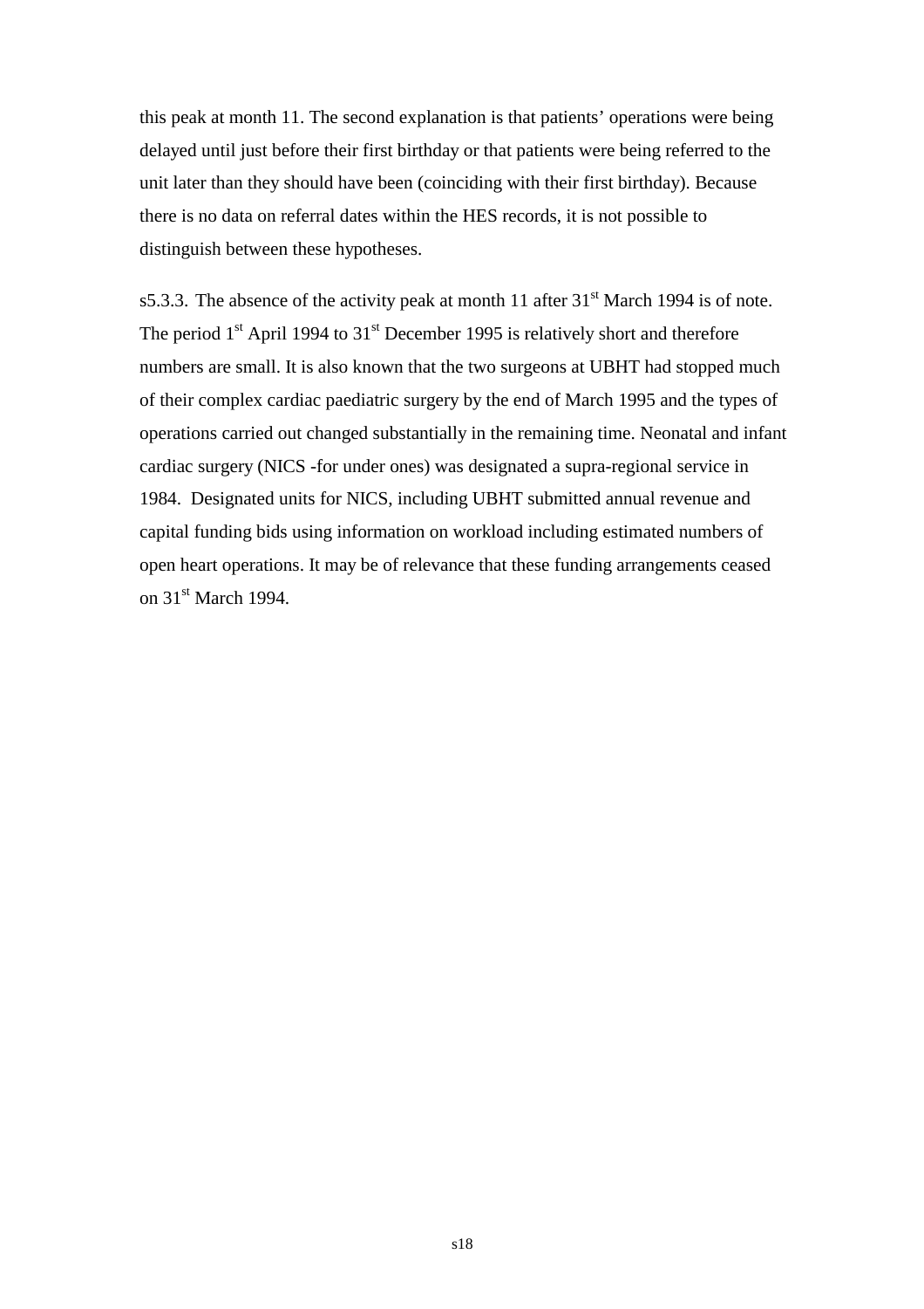this peak at month 11. The second explanation is that patients' operations were being delayed until just before their first birthday or that patients were being referred to the unit later than they should have been (coinciding with their first birthday). Because there is no data on referral dates within the HES records, it is not possible to distinguish between these hypotheses.

s5.3.3. The absence of the activity peak at month 11 after 31st March 1994 is of note. The period 1st April 1994 to 31st December 1995 is relatively short and therefore numbers are small. It is also known that the two surgeons at UBHT had stopped much of their complex cardiac paediatric surgery by the end of March 1995 and the types of operations carried out changed substantially in the remaining time. Neonatal and infant cardiac surgery (NICS -for under ones) was designated a supra-regional service in 1984. Designated units for NICS, including UBHT submitted annual revenue and capital funding bids using information on workload including estimated numbers of open heart operations. It may be of relevance that these funding arrangements ceased on 31st March 1994.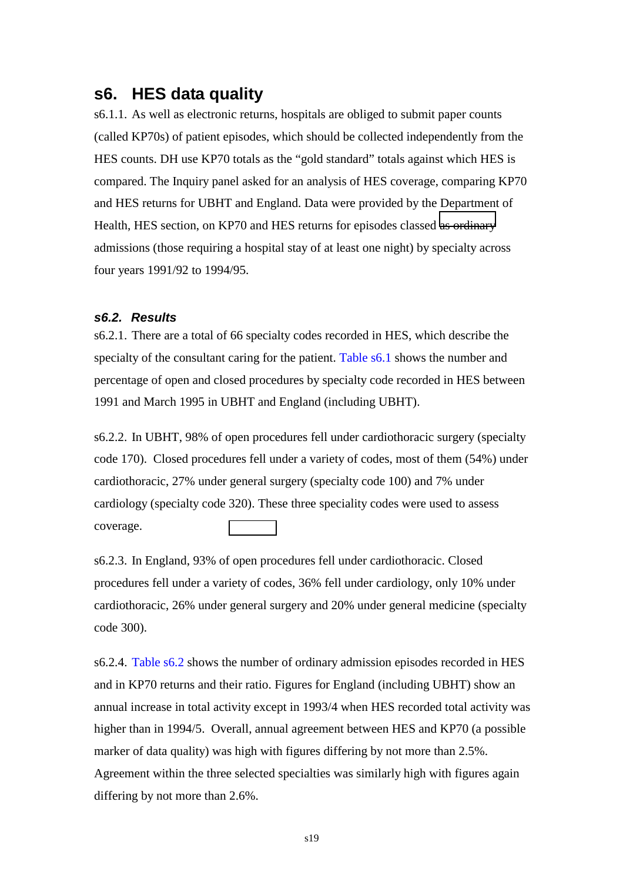# s6. HES data quality

s6.1.1. As well as electronic returns, hospitals are obliged to submit paper counts (called KP70s) of patient episodes, which should be collected independently from the HES counts. DH use KP70 totals as the "gold standard" totals against which HES is compared. The Inquiry panel asked for an analysis of HES coverage, comparing KP70 and HES returns for UBHT and England. Data were provided by the Department of Health, HES section, on KP70 and HES returns for episodes classed as ordinary admissions (those requiring a hospital stay of at least one night) by specialty across four years 1991/92 to 1994/95.

## *s6.2. Results*

s6.2.1. There are a total of 66 specialty codes recorded in HES, which describe the specialty of the consultant caring for the patient. Table s6.1 shows the number and percentage of open and closed procedures by specialty code recorded in HES between 1991 and March 1995 in UBHT and England (including UBHT).

s6.2.2. In UBHT, 98% of open procedures fell under cardiothoracic surgery (specialty code 170). Closed procedures fell under a variety of codes, most of them (54%) under cardiothoracic, 27% under general surgery (specialty code 100) and 7% under cardiology (specialty code 320). These three speciality codes were used to assess coverage.

s6.2.3. In England, 93% of open procedures fell under cardiothoracic. Closed procedures fell under a variety of codes, 36% fell under cardiology, only 10% under cardiothoracic, 26% under general surgery and 20% under general medicine (specialty code 300).

s6.2.4. Table s6.2 shows the number of ordinary admission episodes recorded in HES and in KP70 returns and their ratio. Figures for England (including UBHT) show an annual increase in total activity except in 1993/4 when HES recorded total activity was higher than in 1994/5. Overall, annual agreement between HES and KP70 (a possible marker of data quality) was high with figures differing by not more than 2.5%. Agreement within the three selected specialties was similarly high with figures again differing by not more than 2.6%.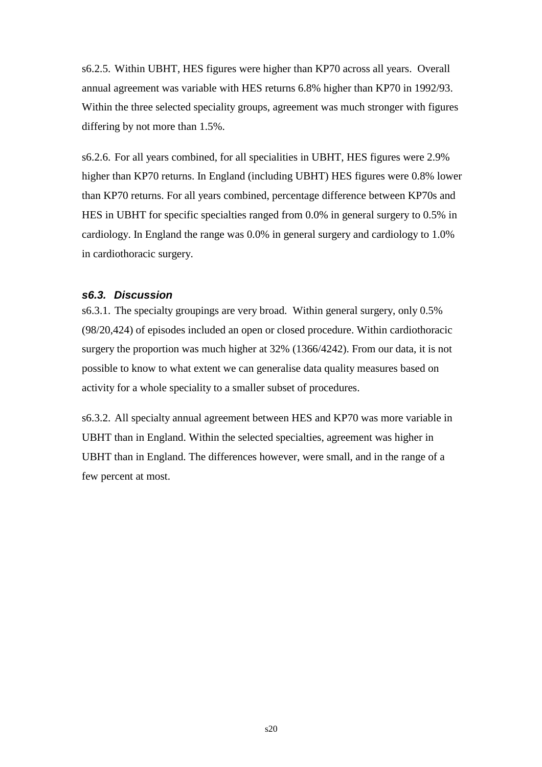s6.2.5. Within UBHT, HES figures were higher than KP70 across all years. Overall annual agreement was variable with HES returns 6.8% higher than KP70 in 1992/93. Within the three selected speciality groups, agreement was much stronger with figures differing by not more than 1.5%.

s6.2.6. For all years combined, for all specialities in UBHT, HES figures were 2.9% higher than KP70 returns. In England (including UBHT) HES figures were 0.8% lower than KP70 returns. For all years combined, percentage difference between KP70s and HES in UBHT for specific specialties ranged from 0.0% in general surgery to 0.5% in cardiology. In England the range was 0.0% in general surgery and cardiology to 1.0% in cardiothoracic surgery.

### *s6.3. Discussion*

s6.3.1. The specialty groupings are very broad. Within general surgery, only 0.5% (98/20,424) of episodes included an open or closed procedure. Within cardiothoracic surgery the proportion was much higher at 32% (1366/4242). From our data, it is not possible to know to what extent we can generalise data quality measures based on activity for a whole speciality to a smaller subset of procedures.

s6.3.2. All specialty annual agreement between HES and KP70 was more variable in UBHT than in England. Within the selected specialties, agreement was higher in UBHT than in England. The differences however, were small, and in the range of a few percent at most.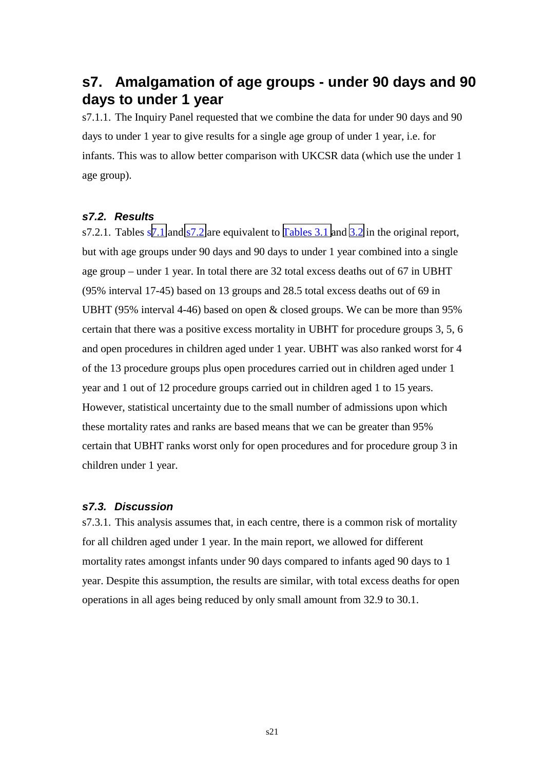# s7. Amalgamation of age groups - under 90 days and 90 days to under 1 year

s7.1.1. The Inquiry Panel requested that we combine the data for under 90 days and 90 days to under 1 year to give results for a single age group of under 1 year, i.e. for infants. This was to allow better comparison with UKCSR data (which use the under 1 age group).

## *s7.2. Results*

s7.2.1. Tables s7.1 and s7.2 are equivalent to Tables 3.1 and 3.2 in the original report, but with age groups under 90 days and 90 days to under 1 year combined into a single age group – under 1 year. In total there are 32 total excess deaths out of 67 in UBHT (95% interval 17-45) based on 13 groups and 28.5 total excess deaths out of 69 in UBHT (95% interval 4-46) based on open & closed groups. We can be more than 95% certain that there was a positive excess mortality in UBHT for procedure groups 3, 5, 6 and open procedures in children aged under 1 year. UBHT was also ranked worst for 4 of the 13 procedure groups plus open procedures carried out in children aged under 1 year and 1 out of 12 procedure groups carried out in children aged 1 to 15 years. However, statistical uncertainty due to the small number of admissions upon which these mortality rates and ranks are based means that we can be greater than 95% certain that UBHT ranks worst only for open procedures and for procedure group 3 in children under 1 year.

## *s7.3. Discussion*

s7.3.1. This analysis assumes that, in each centre, there is a common risk of mortality for all children aged under 1 year. In the main report, we allowed for different mortality rates amongst infants under 90 days compared to infants aged 90 days to 1 year. Despite this assumption, the results are similar, with total excess deaths for open operations in all ages being reduced by only small amount from 32.9 to 30.1.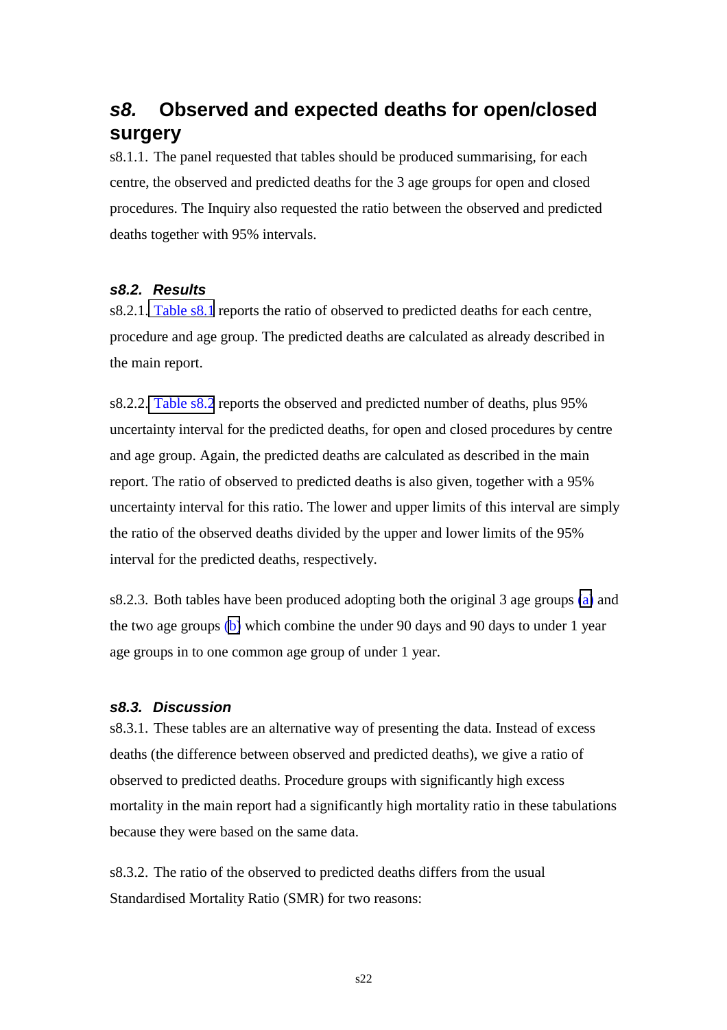## *s8.* Observed and expected deaths for open/closed surgery

s8.1.1. The panel requested that tables should be produced summarising, for each centre, the observed and predicted deaths for the 3 age groups for open and closed procedures. The Inquiry also requested the ratio between the observed and predicted deaths together with 95% intervals.

### *s8.2. Results*

s8.2.1. Table s8.1 reports the ratio of observed to predicted deaths for each centre, procedure and age group. The predicted deaths are calculated as already described in the main report.

s8.2.2. Table s8.2 reports the observed and predicted number of deaths, plus 95% uncertainty interval for the predicted deaths, for open and closed procedures by centre and age group. Again, the predicted deaths are calculated as described in the main report. The ratio of observed to predicted deaths is also given, together with a 95% uncertainty interval for this ratio. The lower and upper limits of this interval are simply the ratio of the observed deaths divided by the upper and lower limits of the 95% interval for the predicted deaths, respectively.

s8.2.3. Both tables have been produced adopting both the original 3 age groups (a) and the two age groups (b) which combine the under 90 days and 90 days to under 1 year age groups in to one common age group of under 1 year.

### *s8.3. Discussion*

s8.3.1. These tables are an alternative way of presenting the data. Instead of excess deaths (the difference between observed and predicted deaths), we give a ratio of observed to predicted deaths. Procedure groups with significantly high excess mortality in the main report had a significantly high mortality ratio in these tabulations because they were based on the same data.

s8.3.2. The ratio of the observed to predicted deaths differs from the usual Standardised Mortality Ratio (SMR) for two reasons: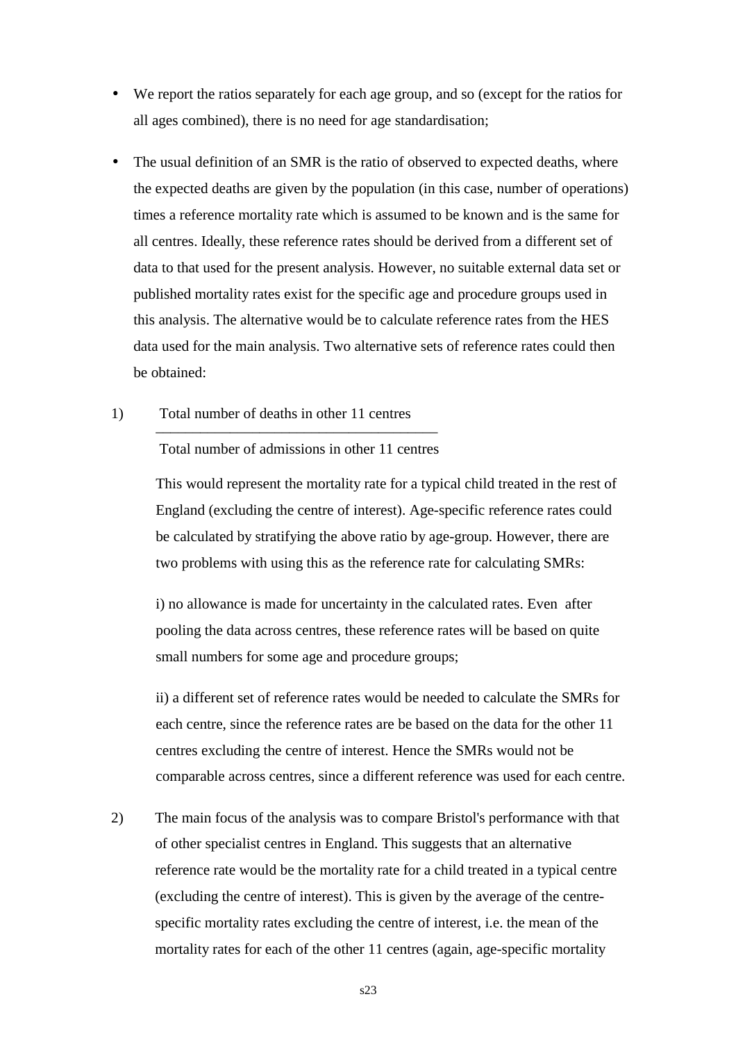- We report the ratios separately for each age group, and so (except for the ratios for all ages combined), there is no need for age standardisation;

- The usual definition of an SMR is the ratio of observed to expected deaths, where the expected deaths are given by the population (in this case, number of operations) times a reference mortality rate which is assumed to be known and is the same for all centres. Ideally, these reference rates should be derived from a different set of data to that used for the present analysis. However, no suitable external data set or published mortality rates exist for the specific age and procedure groups used in this analysis. The alternative would be to calculate reference rates from the HES data used for the main analysis. Two alternative sets of reference rates could then be obtained:

1) $$\frac{\text{Total number of deaths in other 11 centres}}{\text{Total number of admissions in other 11 centres}}$$

   This would represent the mortality rate for a typical child treated in the rest of England (excluding the centre of interest). Age-specific reference rates could be calculated by stratifying the above ratio by age-group. However, there are two problems with using this as the reference rate for calculating SMRs:

   i) no allowance is made for uncertainty in the calculated rates. Even after pooling the data across centres, these reference rates will be based on quite small numbers for some age and procedure groups;

   ii) a different set of reference rates would be needed to calculate the SMRs for each centre, since the reference rates are be based on the data for the other 11 centres excluding the centre of interest. Hence the SMRs would not be comparable across centres, since a different reference was used for each centre.

2) The main focus of the analysis was to compare Bristol's performance with that of other specialist centres in England. This suggests that an alternative reference rate would be the mortality rate for a child treated in a typical centre (excluding the centre of interest). This is given by the average of the centre-specific mortality rates excluding the centre of interest, i.e. the mean of the mortality rates for each of the other 11 centres (again, age-specific mortality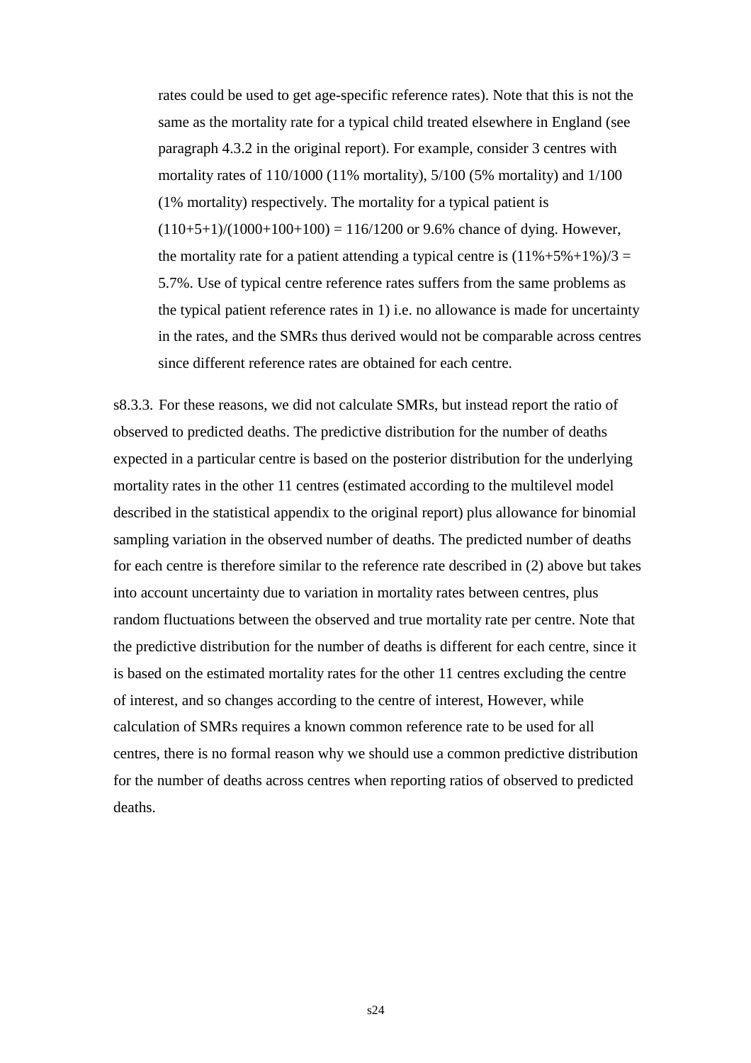rates could be used to get age-specific reference rates). Note that this is not the same as the mortality rate for a typical child treated elsewhere in England (see paragraph 4.3.2 in the original report). For example, consider 3 centres with mortality rates of 110/1000 (11% mortality), 5/100 (5% mortality) and 1/100 (1% mortality) respectively. The mortality for a typical patient is (110+5+1)/(1000+100+100) = 116/1200 or 9.6% chance of dying. However, the mortality rate for a patient attending a typical centre is (11%+5%+1%)/3 = 5.7%. Use of typical centre reference rates suffers from the same problems as the typical patient reference rates in 1) i.e. no allowance is made for uncertainty in the rates, and the SMRs thus derived would not be comparable across centres since different reference rates are obtained for each centre.

s8.3.3. For these reasons, we did not calculate SMRs, but instead report the ratio of observed to predicted deaths. The predictive distribution for the number of deaths expected in a particular centre is based on the posterior distribution for the underlying mortality rates in the other 11 centres (estimated according to the multilevel model described in the statistical appendix to the original report) plus allowance for binomial sampling variation in the observed number of deaths. The predicted number of deaths for each centre is therefore similar to the reference rate described in (2) above but takes into account uncertainty due to variation in mortality rates between centres, plus random fluctuations between the observed and true mortality rate per centre. Note that the predictive distribution for the number of deaths is different for each centre, since it is based on the estimated mortality rates for the other 11 centres excluding the centre of interest, and so changes according to the centre of interest, However, while calculation of SMRs requires a known common reference rate to be used for all centres, there is no formal reason why we should use a common predictive distribution for the number of deaths across centres when reporting ratios of observed to predicted deaths.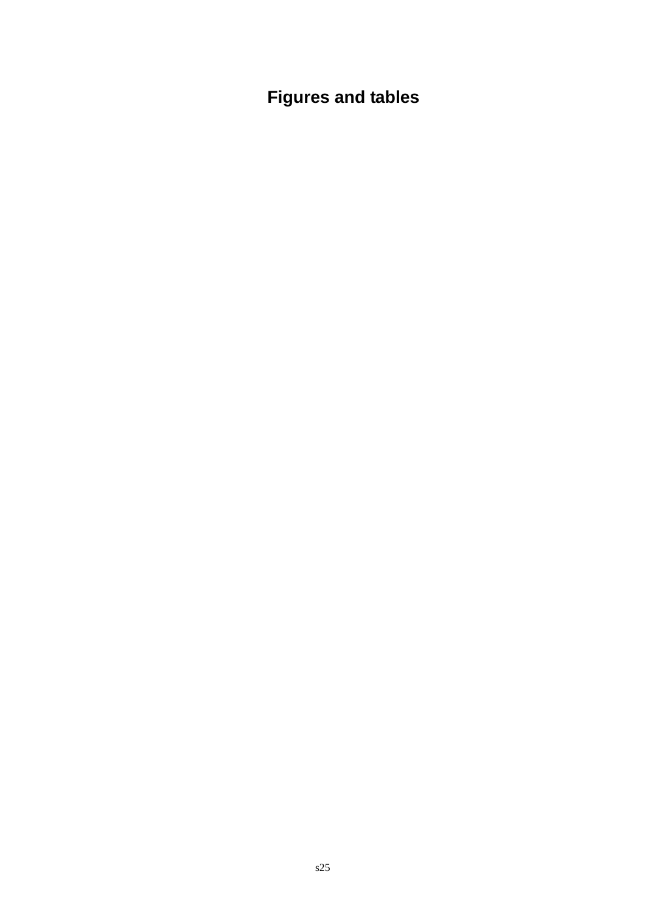# Figures and tables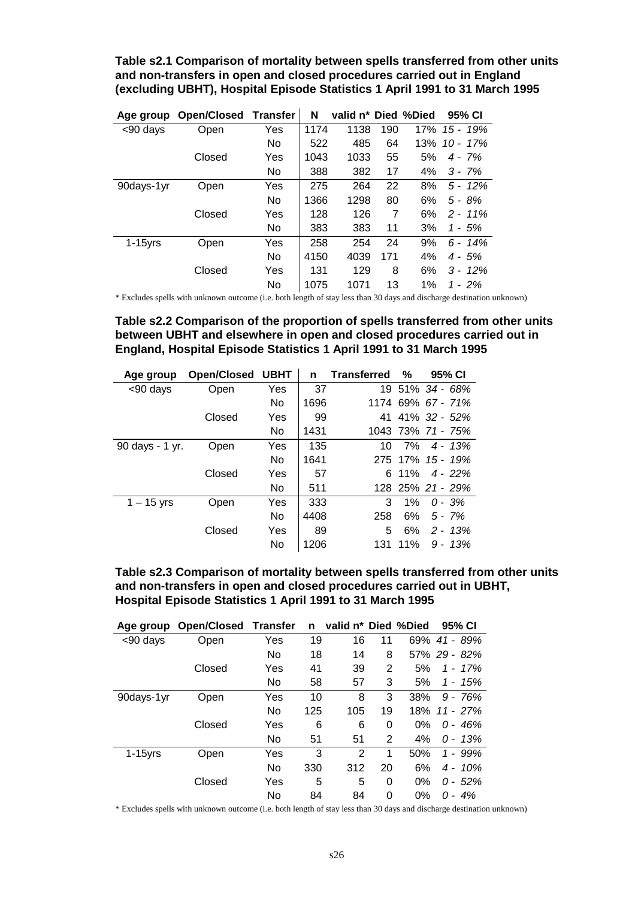**Table s2.1 Comparison of mortality between spells transferred from other units and non-transfers in open and closed procedures carried out in England (excluding UBHT), Hospital Episode Statistics 1 April 1991 to 31 March 1995**

| Age group | Open/Closed | Transfer | N | valid n* | Died | %Died | 95% CI |
|---|---|---|---|---|---|---|---|
| <90 days | Open | Yes | 1174 | 1138 | 190 | 17% | *15 - 19%* |
| | | No | 522 | 485 | 64 | 13% | *10 - 17%* |
| | Closed | Yes | 1043 | 1033 | 55 | 5% | *4 - 7%* |
| | | No | 388 | 382 | 17 | 4% | *3 - 7%* |
| 90days-1yr | Open | Yes | 275 | 264 | 22 | 8% | *5 - 12%* |
| | | No | 1366 | 1298 | 80 | 6% | *5 - 8%* |
| | Closed | Yes | 128 | 126 | 7 | 6% | *2 - 11%* |
| | | No | 383 | 383 | 11 | 3% | *1 - 5%* |
| 1-15yrs | Open | Yes | 258 | 254 | 24 | 9% | *6 - 14%* |
| | | No | 4150 | 4039 | 171 | 4% | *4 - 5%* |
| | Closed | Yes | 131 | 129 | 8 | 6% | *3 - 12%* |
| | | No | 1075 | 1071 | 13 | 1% | *1 - 2%* |

\* Excludes spells with unknown outcome (i.e. both length of stay less than 30 days and discharge destination unknown)

**Table s2.2 Comparison of the proportion of spells transferred from other units between UBHT and elsewhere in open and closed procedures carried out in England, Hospital Episode Statistics 1 April 1991 to 31 March 1995**

| Age group | Open/Closed | UBHT | n | Transferred | % | 95% CI |
|---|---|---|---|---|---|---|
| <90 days | Open | Yes | 37 | 19 | 51% | *34 - 68%* |
| | | No | 1696 | 1174 | 69% | *67 - 71%* |
| | Closed | Yes | 99 | 41 | 41% | *32 - 52%* |
| | | No | 1431 | 1043 | 73% | *71 - 75%* |
| 90 days - 1 yr. | Open | Yes | 135 | 10 | 7% | *4 - 13%* |
| | | No | 1641 | 275 | 17% | *15 - 19%* |
| | Closed | Yes | 57 | 6 | 11% | *4 - 22%* |
| | | No | 511 | 128 | 25% | *21 - 29%* |
| 1 – 15 yrs | Open | Yes | 333 | 3 | 1% | *0 - 3%* |
| | | No | 4408 | 258 | 6% | *5 - 7%* |
| | Closed | Yes | 89 | 5 | 6% | *2 - 13%* |
| | | No | 1206 | 131 | 11% | *9 - 13%* |

**Table s2.3 Comparison of mortality between spells transferred from other units and non-transfers in open and closed procedures carried out in UBHT, Hospital Episode Statistics 1 April 1991 to 31 March 1995**

| Age group | Open/Closed | Transfer | n | valid n* | Died | %Died | 95% CI |
|---|---|---|---|---|---|---|---|
| <90 days | Open | Yes | 19 | 16 | 11 | 69% | *41 - 89%* |
| | | No | 18 | 14 | 8 | 57% | *29 - 82%* |
| | Closed | Yes | 41 | 39 | 2 | 5% | *1 - 17%* |
| | | No | 58 | 57 | 3 | 5% | *1 - 15%* |
| 90days-1yr | Open | Yes | 10 | 8 | 3 | 38% | *9 - 76%* |
| | | No | 125 | 105 | 19 | 18% | *11 - 27%* |
| | Closed | Yes | 6 | 6 | 0 | 0% | *0 - 46%* |
| | | No | 51 | 51 | 2 | 4% | *0 - 13%* |
| 1-15yrs | Open | Yes | 3 | 2 | 1 | 50% | *1 - 99%* |
| | | No | 330 | 312 | 20 | 6% | *4 - 10%* |
| | Closed | Yes | 5 | 5 | 0 | 0% | *0 - 52%* |
| | | No | 84 | 84 | 0 | 0% | *0 - 4%* |

\* Excludes spells with unknown outcome (i.e. both length of stay less than 30 days and discharge destination unknown)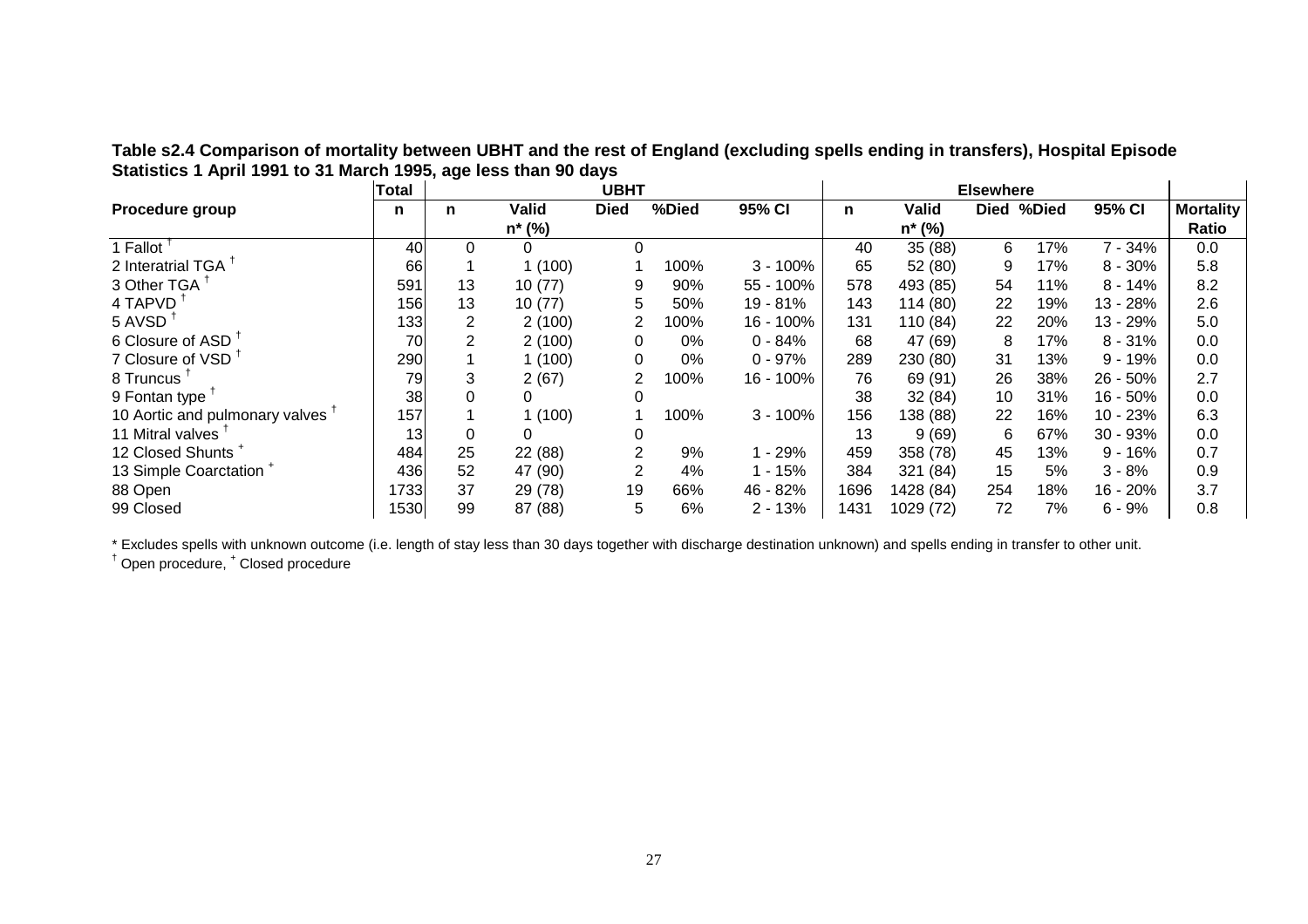**Table s2.4 Comparison of mortality between UBHT and the rest of England (excluding spells ending in transfers), Hospital Episode Statistics 1 April 1991 to 31 March 1995, age less than 90 days**

| | Total | UBHT | | | | | Elsewhere | | | | | |
|---|---|---|---|---|---|---|---|---|---|---|---|---|
| Procedure group | n | n | Valid n* (%) | Died | %Died | 95% CI | n | Valid n* (%) | Died | %Died | 95% CI | Mortality Ratio |
| 1 Fallot † | 40 | 0 | 0 | 0 | | | 40 | 35 (88) | 6 | 17% | 7 - 34% | 0.0 |
| 2 Interatrial TGA † | 66 | 1 | 1 (100) | 1 | 100% | 3 - 100% | 65 | 52 (80) | 9 | 17% | 8 - 30% | 5.8 |
| 3 Other TGA † | 591 | 13 | 10 (77) | 9 | 90% | 55 - 100% | 578 | 493 (85) | 54 | 11% | 8 - 14% | 8.2 |
| 4 TAPVD † | 156 | 13 | 10 (77) | 5 | 50% | 19 - 81% | 143 | 114 (80) | 22 | 19% | 13 - 28% | 2.6 |
| 5 AVSD † | 133 | 2 | 2 (100) | 2 | 100% | 16 - 100% | 131 | 110 (84) | 22 | 20% | 13 - 29% | 5.0 |
| 6 Closure of ASD † | 70 | 2 | 2 (100) | 0 | 0% | 0 - 84% | 68 | 47 (69) | 8 | 17% | 8 - 31% | 0.0 |
| 7 Closure of VSD † | 290 | 1 | 1 (100) | 0 | 0% | 0 - 97% | 289 | 230 (80) | 31 | 13% | 9 - 19% | 0.0 |
| 8 Truncus † | 79 | 3 | 2 (67) | 2 | 100% | 16 - 100% | 76 | 69 (91) | 26 | 38% | 26 - 50% | 2.7 |
| 9 Fontan type † | 38 | 0 | 0 | 0 | | | 38 | 32 (84) | 10 | 31% | 16 - 50% | 0.0 |
| 10 Aortic and pulmonary valves † | 157 | 1 | 1 (100) | 1 | 100% | 3 - 100% | 156 | 138 (88) | 22 | 16% | 10 - 23% | 6.3 |
| 11 Mitral valves † | 13 | 0 | 0 | 0 | | | 13 | 9 (69) | 6 | 67% | 30 - 93% | 0.0 |
| 12 Closed Shunts + | 484 | 25 | 22 (88) | 2 | 9% | 1 - 29% | 459 | 358 (78) | 45 | 13% | 9 - 16% | 0.7 |
| 13 Simple Coarctation + | 436 | 52 | 47 (90) | 2 | 4% | 1 - 15% | 384 | 321 (84) | 15 | 5% | 3 - 8% | 0.9 |
| 88 Open | 1733 | 37 | 29 (78) | 19 | 66% | 46 - 82% | 1696 | 1428 (84) | 254 | 18% | 16 - 20% | 3.7 |
| 99 Closed | 1530 | 99 | 87 (88) | 5 | 6% | 2 - 13% | 1431 | 1029 (72) | 72 | 7% | 6 - 9% | 0.8 |

\* Excludes spells with unknown outcome (i.e. length of stay less than 30 days together with discharge destination unknown) and spells ending in transfer to other unit.

† Open procedure, + Closed procedure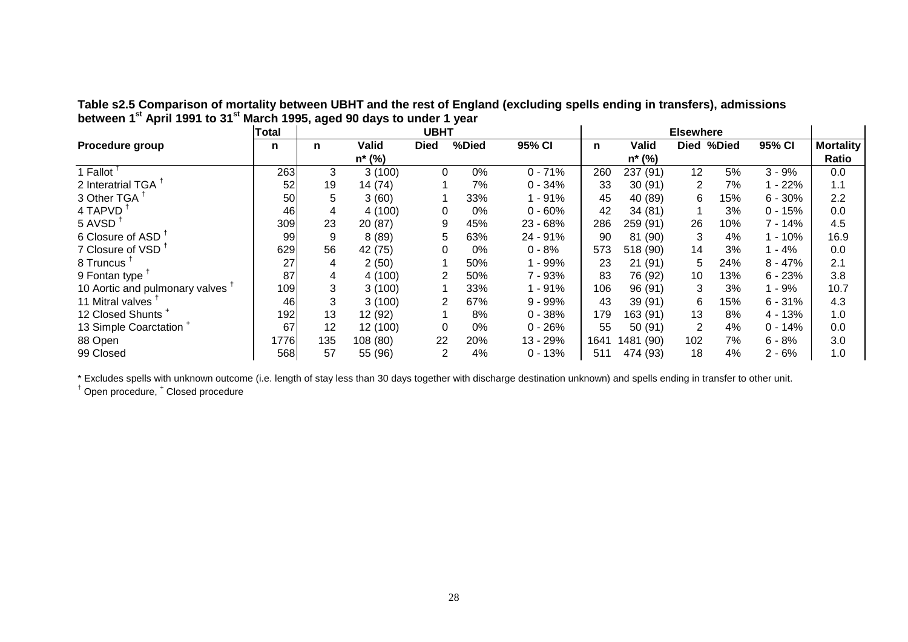**Table s2.5 Comparison of mortality between UBHT and the rest of England (excluding spells ending in transfers), admissions between 1st April 1991 to 31st March 1995, aged 90 days to under 1 year**

| | Total | UBHT | | | | | Elsewhere | | | | | |
|---|---|---|---|---|---|---|---|---|---|---|---|---|
| Procedure group | n | n | Valid n* (%) | Died | %Died | 95% CI | n | Valid n* (%) | Died | %Died | 95% CI | Mortality Ratio |
| 1 Fallot † | 263 | 3 | 3 (100) | 0 | 0% | 0 - 71% | 260 | 237 (91) | 12 | 5% | 3 - 9% | 0.0 |
| 2 Interatrial TGA † | 52 | 19 | 14 (74) | 1 | 7% | 0 - 34% | 33 | 30 (91) | 2 | 7% | 1 - 22% | 1.1 |
| 3 Other TGA † | 50 | 5 | 3 (60) | 1 | 33% | 1 - 91% | 45 | 40 (89) | 6 | 15% | 6 - 30% | 2.2 |
| 4 TAPVD † | 46 | 4 | 4 (100) | 0 | 0% | 0 - 60% | 42 | 34 (81) | 1 | 3% | 0 - 15% | 0.0 |
| 5 AVSD † | 309 | 23 | 20 (87) | 9 | 45% | 23 - 68% | 286 | 259 (91) | 26 | 10% | 7 - 14% | 4.5 |
| 6 Closure of ASD † | 99 | 9 | 8 (89) | 5 | 63% | 24 - 91% | 90 | 81 (90) | 3 | 4% | 1 - 10% | 16.9 |
| 7 Closure of VSD † | 629 | 56 | 42 (75) | 0 | 0% | 0 - 8% | 573 | 518 (90) | 14 | 3% | 1 - 4% | 0.0 |
| 8 Truncus † | 27 | 4 | 2 (50) | 1 | 50% | 1 - 99% | 23 | 21 (91) | 5 | 24% | 8 - 47% | 2.1 |
| 9 Fontan type † | 87 | 4 | 4 (100) | 2 | 50% | 7 - 93% | 83 | 76 (92) | 10 | 13% | 6 - 23% | 3.8 |
| 10 Aortic and pulmonary valves † | 109 | 3 | 3 (100) | 1 | 33% | 1 - 91% | 106 | 96 (91) | 3 | 3% | 1 - 9% | 10.7 |
| 11 Mitral valves † | 46 | 3 | 3 (100) | 2 | 67% | 9 - 99% | 43 | 39 (91) | 6 | 15% | 6 - 31% | 4.3 |
| 12 Closed Shunts + | 192 | 13 | 12 (92) | 1 | 8% | 0 - 38% | 179 | 163 (91) | 13 | 8% | 4 - 13% | 1.0 |
| 13 Simple Coarctation + | 67 | 12 | 12 (100) | 0 | 0% | 0 - 26% | 55 | 50 (91) | 2 | 4% | 0 - 14% | 0.0 |
| 88 Open | 1776 | 135 | 108 (80) | 22 | 20% | 13 - 29% | 1641 | 1481 (90) | 102 | 7% | 6 - 8% | 3.0 |
| 99 Closed | 568 | 57 | 55 (96) | 2 | 4% | 0 - 13% | 511 | 474 (93) | 18 | 4% | 2 - 6% | 1.0 |

\* Excludes spells with unknown outcome (i.e. length of stay less than 30 days together with discharge destination unknown) and spells ending in transfer to other unit.

† Open procedure, + Closed procedure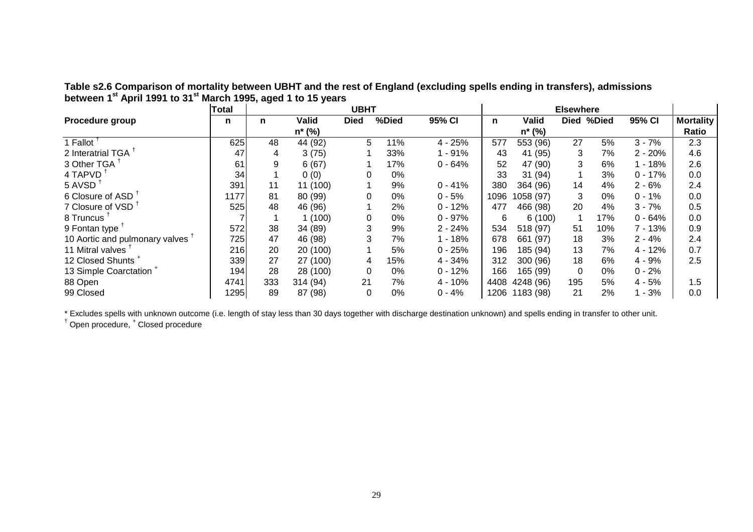**Table s2.6 Comparison of mortality between UBHT and the rest of England (excluding spells ending in transfers), admissions between 1st April 1991 to 31st March 1995, aged 1 to 15 years**

| | Total | UBHT | | | | | Elsewhere | | | | | |
|---|---|---|---|---|---|---|---|---|---|---|---|---|
| Procedure group | n | n | Valid n* (%) | Died | %Died | 95% CI | n | Valid n* (%) | Died | %Died | 95% CI | Mortality Ratio |
| 1 Fallot † | 625 | 48 | 44 (92) | 5 | 11% | 4 - 25% | 577 | 553 (96) | 27 | 5% | 3 - 7% | 2.3 |
| 2 Interatrial TGA † | 47 | 4 | 3 (75) | 1 | 33% | 1 - 91% | 43 | 41 (95) | 3 | 7% | 2 - 20% | 4.6 |
| 3 Other TGA † | 61 | 9 | 6 (67) | 1 | 17% | 0 - 64% | 52 | 47 (90) | 3 | 6% | 1 - 18% | 2.6 |
| 4 TAPVD † | 34 | 1 | 0 (0) | 0 | 0% | | 33 | 31 (94) | 1 | 3% | 0 - 17% | 0.0 |
| 5 AVSD † | 391 | 11 | 11 (100) | 1 | 9% | 0 - 41% | 380 | 364 (96) | 14 | 4% | 2 - 6% | 2.4 |
| 6 Closure of ASD † | 1177 | 81 | 80 (99) | 0 | 0% | 0 - 5% | 1096 | 1058 (97) | 3 | 0% | 0 - 1% | 0.0 |
| 7 Closure of VSD † | 525 | 48 | 46 (96) | 1 | 2% | 0 - 12% | 477 | 466 (98) | 20 | 4% | 3 - 7% | 0.5 |
| 8 Truncus † | 7 | 1 | 1 (100) | 0 | 0% | 0 - 97% | 6 | 6 (100) | 1 | 17% | 0 - 64% | 0.0 |
| 9 Fontan type † | 572 | 38 | 34 (89) | 3 | 9% | 2 - 24% | 534 | 518 (97) | 51 | 10% | 7 - 13% | 0.9 |
| 10 Aortic and pulmonary valves † | 725 | 47 | 46 (98) | 3 | 7% | 1 - 18% | 678 | 661 (97) | 18 | 3% | 2 - 4% | 2.4 |
| 11 Mitral valves † | 216 | 20 | 20 (100) | 1 | 5% | 0 - 25% | 196 | 185 (94) | 13 | 7% | 4 - 12% | 0.7 |
| 12 Closed Shunts + | 339 | 27 | 27 (100) | 4 | 15% | 4 - 34% | 312 | 300 (96) | 18 | 6% | 4 - 9% | 2.5 |
| 13 Simple Coarctation + | 194 | 28 | 28 (100) | 0 | 0% | 0 - 12% | 166 | 165 (99) | 0 | 0% | 0 - 2% | |
| 88 Open | 4741 | 333 | 314 (94) | 21 | 7% | 4 - 10% | 4408 | 4248 (96) | 195 | 5% | 4 - 5% | 1.5 |
| 99 Closed | 1295 | 89 | 87 (98) | 0 | 0% | 0 - 4% | 1206 | 1183 (98) | 21 | 2% | 1 - 3% | 0.0 |

\* Excludes spells with unknown outcome (i.e. length of stay less than 30 days together with discharge destination unknown) and spells ending in transfer to other unit.

† Open procedure, + Closed procedure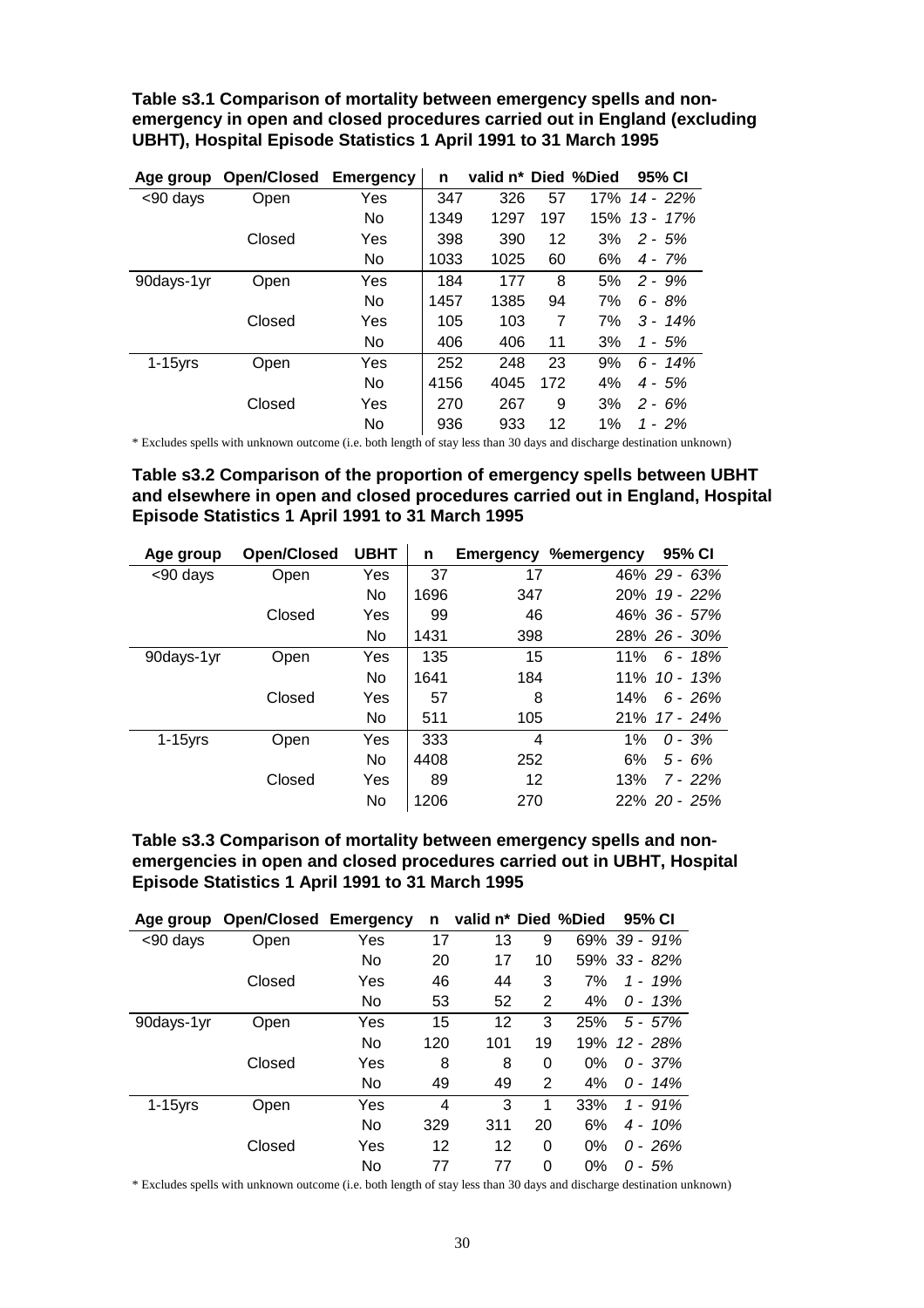**Table s3.1 Comparison of mortality between emergency spells and non-emergency in open and closed procedures carried out in England (excluding UBHT), Hospital Episode Statistics 1 April 1991 to 31 March 1995**

| Age group | Open/Closed | Emergency | n | valid n* | Died | %Died | 95% CI |
|---|---|---|---|---|---|---|---|
| <90 days | Open | Yes | 347 | 326 | 57 | 17% | *14 - 22%* |
| | | No | 1349 | 1297 | 197 | 15% | *13 - 17%* |
| | Closed | Yes | 398 | 390 | 12 | 3% | *2 - 5%* |
| | | No | 1033 | 1025 | 60 | 6% | *4 - 7%* |
| 90days-1yr | Open | Yes | 184 | 177 | 8 | 5% | *2 - 9%* |
| | | No | 1457 | 1385 | 94 | 7% | *6 - 8%* |
| | Closed | Yes | 105 | 103 | 7 | 7% | *3 - 14%* |
| | | No | 406 | 406 | 11 | 3% | *1 - 5%* |
| 1-15yrs | Open | Yes | 252 | 248 | 23 | 9% | *6 - 14%* |
| | | No | 4156 | 4045 | 172 | 4% | *4 - 5%* |
| | Closed | Yes | 270 | 267 | 9 | 3% | *2 - 6%* |
| | | No | 936 | 933 | 12 | 1% | *1 - 2%* |

\* Excludes spells with unknown outcome (i.e. both length of stay less than 30 days and discharge destination unknown)

**Table s3.2 Comparison of the proportion of emergency spells between UBHT and elsewhere in open and closed procedures carried out in England, Hospital Episode Statistics 1 April 1991 to 31 March 1995**

| Age group | Open/Closed | UBHT | n | Emergency | %emergency | 95% CI |
|---|---|---|---|---|---|---|
| <90 days | Open | Yes | 37 | 17 | 46% | *29 - 63%* |
| | | No | 1696 | 347 | 20% | *19 - 22%* |
| | Closed | Yes | 99 | 46 | 46% | *36 - 57%* |
| | | No | 1431 | 398 | 28% | *26 - 30%* |
| 90days-1yr | Open | Yes | 135 | 15 | 11% | *6 - 18%* |
| | | No | 1641 | 184 | 11% | *10 - 13%* |
| | Closed | Yes | 57 | 8 | 14% | *6 - 26%* |
| | | No | 511 | 105 | 21% | *17 - 24%* |
| 1-15yrs | Open | Yes | 333 | 4 | 1% | *0 - 3%* |
| | | No | 4408 | 252 | 6% | *5 - 6%* |
| | Closed | Yes | 89 | 12 | 13% | *7 - 22%* |
| | | No | 1206 | 270 | 22% | *20 - 25%* |

**Table s3.3 Comparison of mortality between emergency spells and non-emergencies in open and closed procedures carried out in UBHT, Hospital Episode Statistics 1 April 1991 to 31 March 1995**

| Age group | Open/Closed | Emergency | n | valid n* | Died | %Died | 95% CI |
|---|---|---|---|---|---|---|---|
| <90 days | Open | Yes | 17 | 13 | 9 | 69% | *39 - 91%* |
| | | No | 20 | 17 | 10 | 59% | *33 - 82%* |
| | Closed | Yes | 46 | 44 | 3 | 7% | *1 - 19%* |
| | | No | 53 | 52 | 2 | 4% | *0 - 13%* |
| 90days-1yr | Open | Yes | 15 | 12 | 3 | 25% | *5 - 57%* |
| | | No | 120 | 101 | 19 | 19% | *12 - 28%* |
| | Closed | Yes | 8 | 8 | 0 | 0% | *0 - 37%* |
| | | No | 49 | 49 | 2 | 4% | *0 - 14%* |
| 1-15yrs | Open | Yes | 4 | 3 | 1 | 33% | *1 - 91%* |
| | | No | 329 | 311 | 20 | 6% | *4 - 10%* |
| | Closed | Yes | 12 | 12 | 0 | 0% | *0 - 26%* |
| | | No | 77 | 77 | 0 | 0% | *0 - 5%* |

\* Excludes spells with unknown outcome (i.e. both length of stay less than 30 days and discharge destination unknown)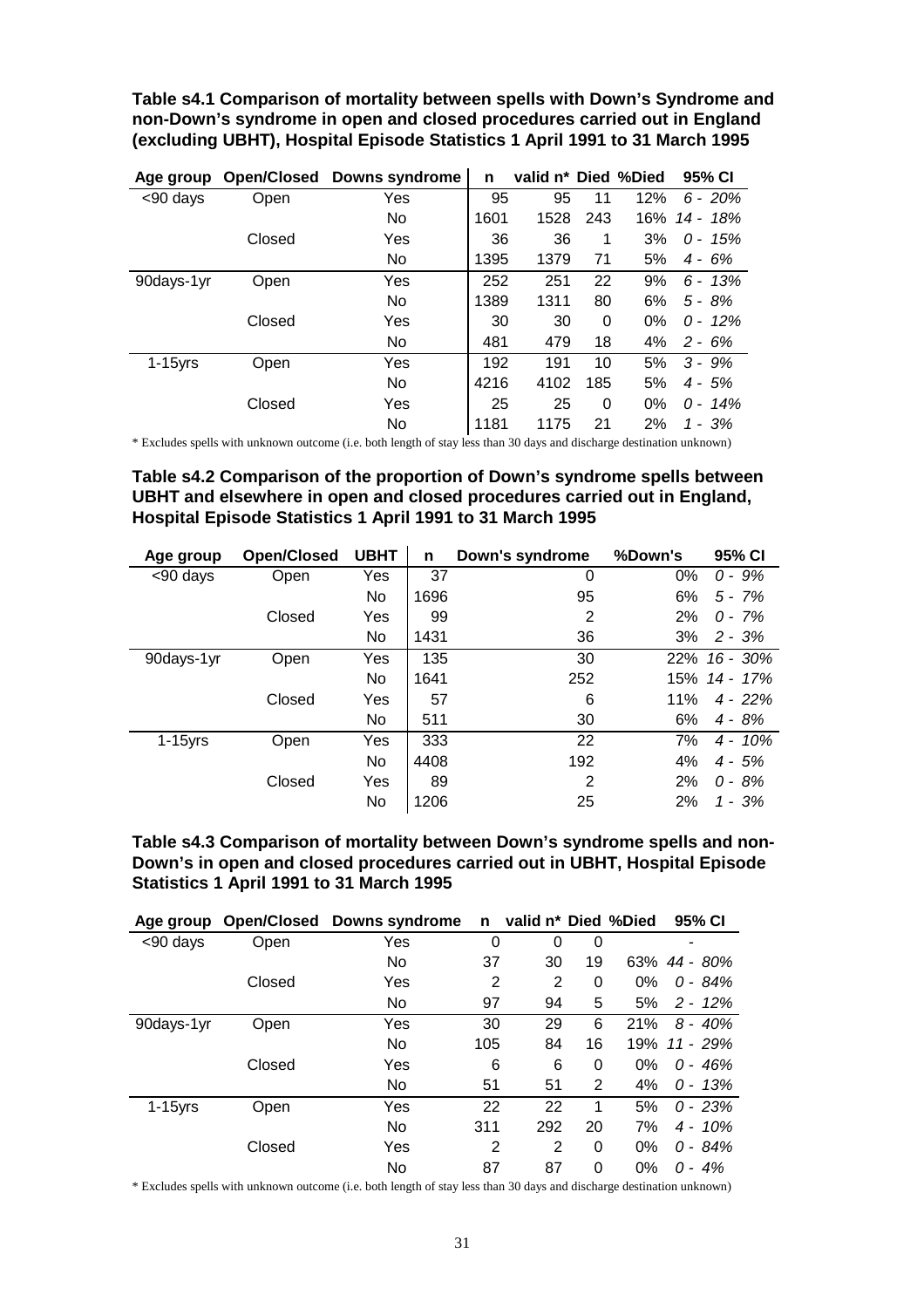**Table s4.1 Comparison of mortality between spells with Down's Syndrome and non-Down's syndrome in open and closed procedures carried out in England (excluding UBHT), Hospital Episode Statistics 1 April 1991 to 31 March 1995**

| Age group | Open/Closed | Downs syndrome | n | valid n* | Died | %Died | 95% CI |
|---|---|---|---|---|---|---|---|
| <90 days | Open | Yes | 95 | 95 | 11 | 12% | *6 - 20%* |
| | | No | 1601 | 1528 | 243 | 16% | *14 - 18%* |
| | Closed | Yes | 36 | 36 | 1 | 3% | *0 - 15%* |
| | | No | 1395 | 1379 | 71 | 5% | *4 - 6%* |
| 90days-1yr | Open | Yes | 252 | 251 | 22 | 9% | *6 - 13%* |
| | | No | 1389 | 1311 | 80 | 6% | *5 - 8%* |
| | Closed | Yes | 30 | 30 | 0 | 0% | *0 - 12%* |
| | | No | 481 | 479 | 18 | 4% | *2 - 6%* |
| 1-15yrs | Open | Yes | 192 | 191 | 10 | 5% | *3 - 9%* |
| | | No | 4216 | 4102 | 185 | 5% | *4 - 5%* |
| | Closed | Yes | 25 | 25 | 0 | 0% | *0 - 14%* |
| | | No | 1181 | 1175 | 21 | 2% | *1 - 3%* |

* Excludes spells with unknown outcome (i.e. both length of stay less than 30 days and discharge destination unknown)

**Table s4.2 Comparison of the proportion of Down's syndrome spells between UBHT and elsewhere in open and closed procedures carried out in England, Hospital Episode Statistics 1 April 1991 to 31 March 1995**

| Age group | Open/Closed | UBHT | n | Down's syndrome | %Down's | 95% CI |
|---|---|---|---|---|---|---|
| <90 days | Open | Yes | 37 | 0 | 0% | *0 - 9%* |
| | | No | 1696 | 95 | 6% | *5 - 7%* |
| | Closed | Yes | 99 | 2 | 2% | *0 - 7%* |
| | | No | 1431 | 36 | 3% | *2 - 3%* |
| 90days-1yr | Open | Yes | 135 | 30 | 22% | *16 - 30%* |
| | | No | 1641 | 252 | 15% | *14 - 17%* |
| | Closed | Yes | 57 | 6 | 11% | *4 - 22%* |
| | | No | 511 | 30 | 6% | *4 - 8%* |
| 1-15yrs | Open | Yes | 333 | 22 | 7% | *4 - 10%* |
| | | No | 4408 | 192 | 4% | *4 - 5%* |
| | Closed | Yes | 89 | 2 | 2% | *0 - 8%* |
| | | No | 1206 | 25 | 2% | *1 - 3%* |

**Table s4.3 Comparison of mortality between Down's syndrome spells and non-Down's in open and closed procedures carried out in UBHT, Hospital Episode Statistics 1 April 1991 to 31 March 1995**

| Age group | Open/Closed | Downs syndrome | n | valid n* | Died | %Died | 95% CI |
|---|---|---|---|---|---|---|---|
| <90 days | Open | Yes | 0 | 0 | 0 | | - |
| | | No | 37 | 30 | 19 | 63% | *44 - 80%* |
| | Closed | Yes | 2 | 2 | 0 | 0% | *0 - 84%* |
| | | No | 97 | 94 | 5 | 5% | *2 - 12%* |
| 90days-1yr | Open | Yes | 30 | 29 | 6 | 21% | *8 - 40%* |
| | | No | 105 | 84 | 16 | 19% | *11 - 29%* |
| | Closed | Yes | 6 | 6 | 0 | 0% | *0 - 46%* |
| | | No | 51 | 51 | 2 | 4% | *0 - 13%* |
| 1-15yrs | Open | Yes | 22 | 22 | 1 | 5% | *0 - 23%* |
| | | No | 311 | 292 | 20 | 7% | *4 - 10%* |
| | Closed | Yes | 2 | 2 | 0 | 0% | *0 - 84%* |
| | | No | 87 | 87 | 0 | 0% | *0 - 4%* |

* Excludes spells with unknown outcome (i.e. both length of stay less than 30 days and discharge destination unknown)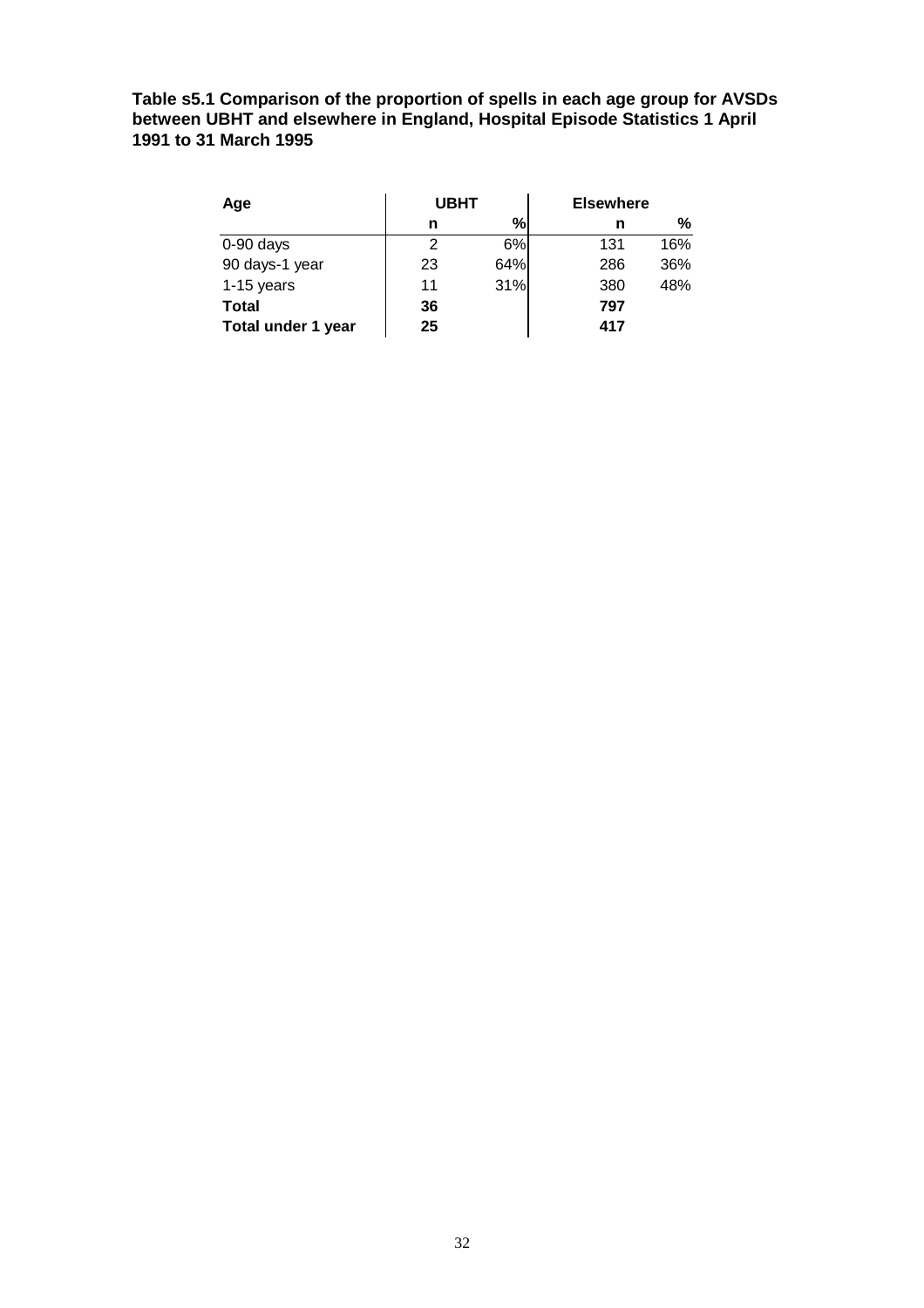**Table s5.1 Comparison of the proportion of spells in each age group for AVSDs between UBHT and elsewhere in England, Hospital Episode Statistics 1 April 1991 to 31 March 1995**

| Age | UBHT | | Elsewhere | |
|---|---|---|---|---|
| | n | % | n | % |
| 0-90 days | 2 | 6% | 131 | 16% |
| 90 days-1 year | 23 | 64% | 286 | 36% |
| 1-15 years | 11 | 31% | 380 | 48% |
| **Total** | **36** | | **797** | |
| **Total under 1 year** | **25** | | **417** | |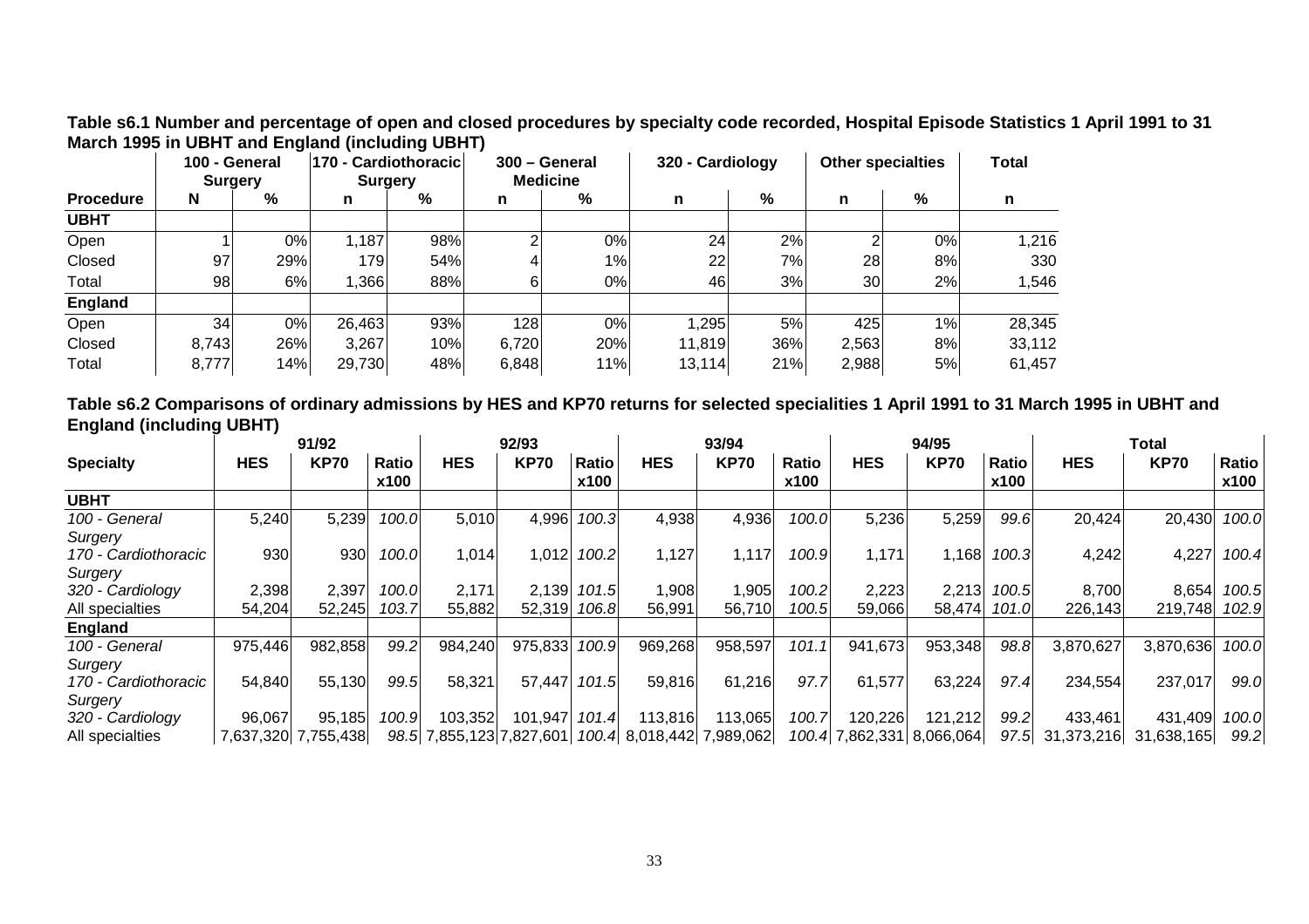**Table s6.1 Number and percentage of open and closed procedures by specialty code recorded, Hospital Episode Statistics 1 April 1991 to 31 March 1995 in UBHT and England (including UBHT)**

| | 100 - General Surgery | | 170 - Cardiothoracic Surgery | | 300 – General Medicine | | 320 - Cardiology | | Other specialties | | Total |
|---|---|---|---|---|---|---|---|---|---|---|---|
| **Procedure** | **N** | **%** | **n** | **%** | **n** | **%** | **n** | **%** | **n** | **%** | **n** |
| **UBHT** | | | | | | | | | | | |
| Open | 1 | 0% | 1,187 | 98% | 2 | 0% | 24 | 2% | 2 | 0% | 1,216 |
| Closed | 97 | 29% | 179 | 54% | 4 | 1% | 22 | 7% | 28 | 8% | 330 |
| Total | 98 | 6% | 1,366 | 88% | 6 | 0% | 46 | 3% | 30 | 2% | 1,546 |
| **England** | | | | | | | | | | | |
| Open | 34 | 0% | 26,463 | 93% | 128 | 0% | 1,295 | 5% | 425 | 1% | 28,345 |
| Closed | 8,743 | 26% | 3,267 | 10% | 6,720 | 20% | 11,819 | 36% | 2,563 | 8% | 33,112 |
| Total | 8,777 | 14% | 29,730 | 48% | 6,848 | 11% | 13,114 | 21% | 2,988 | 5% | 61,457 |

**Table s6.2 Comparisons of ordinary admissions by HES and KP70 returns for selected specialities 1 April 1991 to 31 March 1995 in UBHT and England (including UBHT)**

| | 91/92 | | | 92/93 | | | 93/94 | | | 94/95 | | | Total | | |
|---|---|---|---|---|---|---|---|---|---|---|---|---|---|---|---|
| **Specialty** | **HES** | **KP70** | **Ratio x100** | **HES** | **KP70** | **Ratio x100** | **HES** | **KP70** | **Ratio x100** | **HES** | **KP70** | **Ratio x100** | **HES** | **KP70** | **Ratio x100** |
| **UBHT** | | | | | | | | | | | | | | | |
| *100 - General Surgery* | 5,240 | 5,239 | *100.0* | 5,010 | 4,996 | *100.3* | 4,938 | 4,936 | *100.0* | 5,236 | 5,259 | *99.6* | 20,424 | 20,430 | *100.0* |
| *170 - Cardiothoracic Surgery* | 930 | 930 | *100.0* | 1,014 | 1,012 | *100.2* | 1,127 | 1,117 | *100.9* | 1,171 | 1,168 | *100.3* | 4,242 | 4,227 | *100.4* |
| *320 - Cardiology* | 2,398 | 2,397 | *100.0* | 2,171 | 2,139 | *101.5* | 1,908 | 1,905 | *100.2* | 2,223 | 2,213 | *100.5* | 8,700 | 8,654 | *100.5* |
| All specialties | 54,204 | 52,245 | *103.7* | 55,882 | 52,319 | *106.8* | 56,991 | 56,710 | *100.5* | 59,066 | 58,474 | *101.0* | 226,143 | 219,748 | *102.9* |
| **England** | | | | | | | | | | | | | | | |
| *100 - General Surgery* | 975,446 | 982,858 | *99.2* | 984,240 | 975,833 | *100.9* | 969,268 | 958,597 | *101.1* | 941,673 | 953,348 | *98.8* | 3,870,627 | 3,870,636 | *100.0* |
| *170 - Cardiothoracic Surgery* | 54,840 | 55,130 | *99.5* | 58,321 | 57,447 | *101.5* | 59,816 | 61,216 | *97.7* | 61,577 | 63,224 | *97.4* | 234,554 | 237,017 | *99.0* |
| *320 - Cardiology* | 96,067 | 95,185 | *100.9* | 103,352 | 101,947 | *101.4* | 113,816 | 113,065 | *100.7* | 120,226 | 121,212 | *99.2* | 433,461 | 431,409 | *100.0* |
| All specialties | 7,637,320 | 7,755,438 | *98.5* | 7,855,123 | 7,827,601 | *100.4* | 8,018,442 | 7,989,062 | *100.4* | 7,862,331 | 8,066,064 | *97.5* | 31,373,216 | 31,638,165 | *99.2* |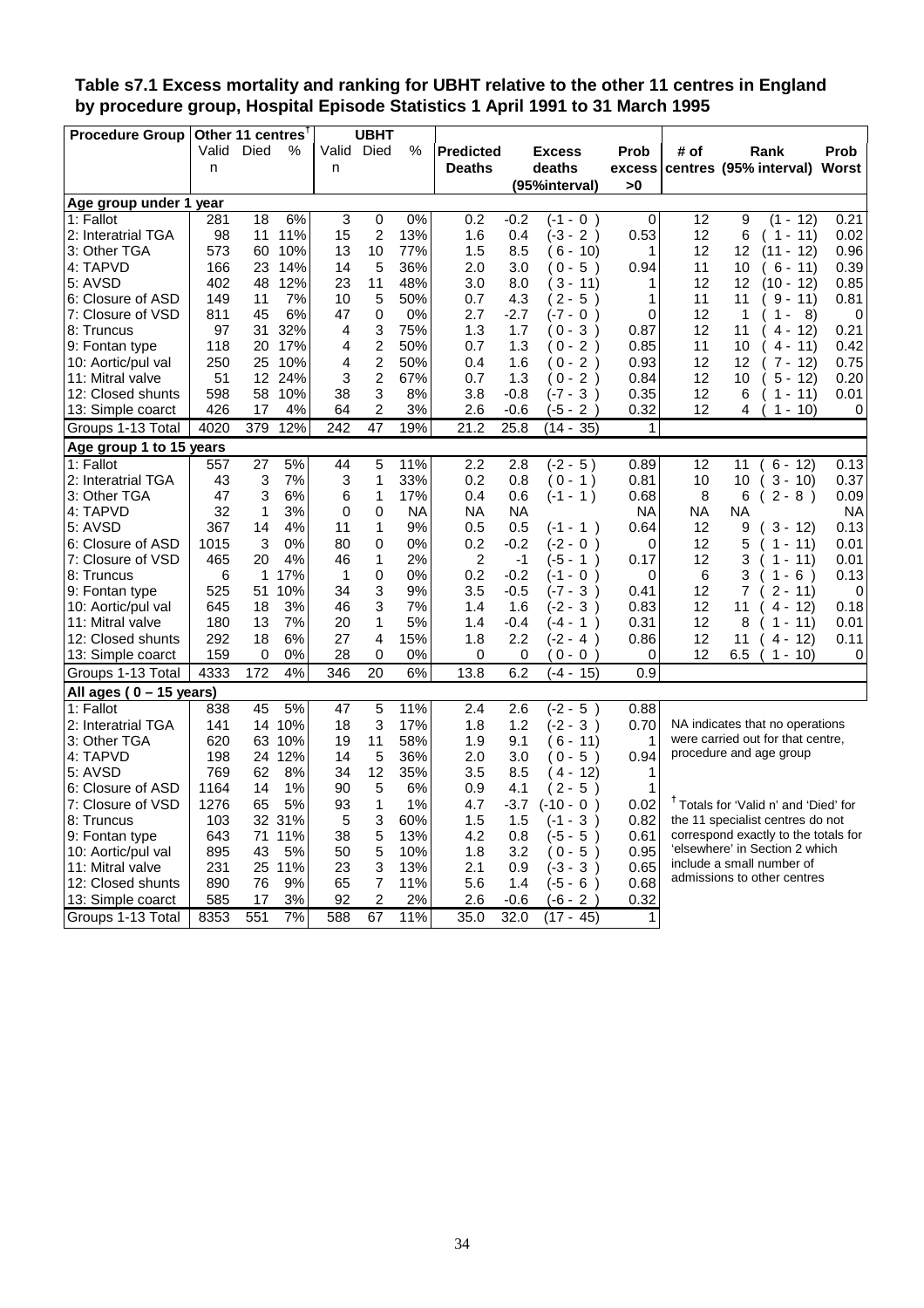## Table s7.1 Excess mortality and ranking for UBHT relative to the other 11 centres in England by procedure group, Hospital Episode Statistics 1 April 1991 to 31 March 1995

| Procedure Group | Other 11 centres† | | | UBHT | | | Predicted Deaths | Excess deaths (95%interval) | | Prob excess >0 | # of centres | Rank (95% interval) | | Prob Worst |
|---|---|---|---|---|---|---|---|---|---|---|---|---|---|---|
| | Valid n | Died | % | Valid n | Died | % | | | | | | | | |
| **Age group under 1 year** | | | | | | | | | | | | | | |
| 1: Fallot | 281 | 18 | 6% | 3 | 0 | 0% | 0.2 | -0.2 | (-1 - 0 ) | 0 | 12 | 9 | (1 - 12) | 0.21 |
| 2: Interatrial TGA | 98 | 11 | 11% | 15 | 2 | 13% | 1.6 | 0.4 | (-3 - 2 ) | 0.53 | 12 | 6 | ( 1 - 11) | 0.02 |
| 3: Other TGA | 573 | 60 | 10% | 13 | 10 | 77% | 1.5 | 8.5 | ( 6 - 10) | 1 | 12 | 12 | (11 - 12) | 0.96 |
| 4: TAPVD | 166 | 23 | 14% | 14 | 5 | 36% | 2.0 | 3.0 | ( 0 - 5 ) | 0.94 | 11 | 10 | ( 6 - 11) | 0.39 |
| 5: AVSD | 402 | 48 | 12% | 23 | 11 | 48% | 3.0 | 8.0 | ( 3 - 11) | 1 | 12 | 12 | (10 - 12) | 0.85 |
| 6: Closure of ASD | 149 | 11 | 7% | 10 | 5 | 50% | 0.7 | 4.3 | ( 2 - 5 ) | 1 | 11 | 11 | ( 9 - 11) | 0.81 |
| 7: Closure of VSD | 811 | 45 | 6% | 47 | 0 | 0% | 2.7 | -2.7 | (-7 - 0 ) | 0 | 12 | 1 | ( 1 - 8) | 0 |
| 8: Truncus | 97 | 31 | 32% | 4 | 3 | 75% | 1.3 | 1.7 | ( 0 - 3 ) | 0.87 | 12 | 11 | ( 4 - 12) | 0.21 |
| 9: Fontan type | 118 | 20 | 17% | 4 | 2 | 50% | 0.7 | 1.3 | ( 0 - 2 ) | 0.85 | 11 | 10 | ( 4 - 11) | 0.42 |
| 10: Aortic/pul val | 250 | 25 | 10% | 4 | 2 | 50% | 0.4 | 1.6 | ( 0 - 2 ) | 0.93 | 12 | 12 | ( 7 - 12) | 0.75 |
| 11: Mitral valve | 51 | 12 | 24% | 3 | 2 | 67% | 0.7 | 1.3 | ( 0 - 2 ) | 0.84 | 12 | 10 | ( 5 - 12) | 0.20 |
| 12: Closed shunts | 598 | 58 | 10% | 38 | 3 | 8% | 3.8 | -0.8 | (-7 - 3 ) | 0.35 | 12 | 6 | ( 1 - 11) | 0.01 |
| 13: Simple coarct | 426 | 17 | 4% | 64 | 2 | 3% | 2.6 | -0.6 | (-5 - 2 ) | 0.32 | 12 | 4 | ( 1 - 10) | 0 |
| Groups 1-13 Total | 4020 | 379 | 12% | 242 | 47 | 19% | 21.2 | 25.8 | (14 - 35) | 1 | | | | |
| **Age group 1 to 15 years** | | | | | | | | | | | | | | |
| 1: Fallot | 557 | 27 | 5% | 44 | 5 | 11% | 2.2 | 2.8 | (-2 - 5 ) | 0.89 | 12 | 11 | ( 6 - 12) | 0.13 |
| 2: Interatrial TGA | 43 | 3 | 7% | 3 | 1 | 33% | 0.2 | 0.8 | ( 0 - 1 ) | 0.81 | 10 | 10 | ( 3 - 10) | 0.37 |
| 3: Other TGA | 47 | 3 | 6% | 6 | 1 | 17% | 0.4 | 0.6 | (-1 - 1 ) | 0.68 | 8 | 6 | ( 2 - 8 ) | 0.09 |
| 4: TAPVD | 32 | 1 | 3% | 0 | 0 | NA | NA | NA | | NA | NA | NA | | NA |
| 5: AVSD | 367 | 14 | 4% | 11 | 1 | 9% | 0.5 | 0.5 | (-1 - 1 ) | 0.64 | 12 | 9 | ( 3 - 12) | 0.13 |
| 6: Closure of ASD | 1015 | 3 | 0% | 80 | 0 | 0% | 0.2 | -0.2 | (-2 - 0 ) | 0 | 12 | 5 | ( 1 - 11) | 0.01 |
| 7: Closure of VSD | 465 | 20 | 4% | 46 | 1 | 2% | 2 | -1 | (-5 - 1 ) | 0.17 | 12 | 3 | ( 1 - 11) | 0.01 |
| 8: Truncus | 6 | 1 | 17% | 1 | 0 | 0% | 0.2 | -0.2 | (-1 - 0 ) | 0 | 6 | 3 | ( 1 - 6 ) | 0.13 |
| 9: Fontan type | 525 | 51 | 10% | 34 | 3 | 9% | 3.5 | -0.5 | (-7 - 3 ) | 0.41 | 12 | 7 | ( 2 - 11) | 0 |
| 10: Aortic/pul val | 645 | 18 | 3% | 46 | 3 | 7% | 1.4 | 1.6 | (-2 - 3 ) | 0.83 | 12 | 11 | ( 4 - 12) | 0.18 |
| 11: Mitral valve | 180 | 13 | 7% | 20 | 1 | 5% | 1.4 | -0.4 | (-4 - 1 ) | 0.31 | 12 | 8 | ( 1 - 11) | 0.01 |
| 12: Closed shunts | 292 | 18 | 6% | 27 | 4 | 15% | 1.8 | 2.2 | (-2 - 4 ) | 0.86 | 12 | 11 | ( 4 - 12) | 0.11 |
| 13: Simple coarct | 159 | 0 | 0% | 28 | 0 | 0% | 0 | 0 | ( 0 - 0 ) | 0 | 12 | 6.5 | ( 1 - 10) | 0 |
| Groups 1-13 Total | 4333 | 172 | 4% | 346 | 20 | 6% | 13.8 | 6.2 | (-4 - 15) | 0.9 | | | | |
| **All ages ( 0 – 15 years)** | | | | | | | | | | | | | | |
| 1: Fallot | 838 | 45 | 5% | 47 | 5 | 11% | 2.4 | 2.6 | (-2 - 5 ) | 0.88 | | | | |
| 2: Interatrial TGA | 141 | 14 | 10% | 18 | 3 | 17% | 1.8 | 1.2 | (-2 - 3 ) | 0.70 | | | | |
| 3: Other TGA | 620 | 63 | 10% | 19 | 11 | 58% | 1.9 | 9.1 | ( 6 - 11) | 1 | | | | |
| 4: TAPVD | 198 | 24 | 12% | 14 | 5 | 36% | 2.0 | 3.0 | ( 0 - 5 ) | 0.94 | | | | |
| 5: AVSD | 769 | 62 | 8% | 34 | 12 | 35% | 3.5 | 8.5 | ( 4 - 12) | 1 | | | | |
| 6: Closure of ASD | 1164 | 14 | 1% | 90 | 5 | 6% | 0.9 | 4.1 | ( 2 - 5 ) | 1 | | | | |
| 7: Closure of VSD | 1276 | 65 | 5% | 93 | 1 | 1% | 4.7 | -3.7 | (-10 - 0 ) | 0.02 | | | | |
| 8: Truncus | 103 | 32 | 31% | 5 | 3 | 60% | 1.5 | 1.5 | (-1 - 3 ) | 0.82 | | | | |
| 9: Fontan type | 643 | 71 | 11% | 38 | 5 | 13% | 4.2 | 0.8 | (-5 - 5 ) | 0.61 | | | | |
| 10: Aortic/pul val | 895 | 43 | 5% | 50 | 5 | 10% | 1.8 | 3.2 | ( 0 - 5 ) | 0.95 | | | | |
| 11: Mitral valve | 231 | 25 | 11% | 23 | 3 | 13% | 2.1 | 0.9 | (-3 - 3 ) | 0.65 | | | | |
| 12: Closed shunts | 890 | 76 | 9% | 65 | 7 | 11% | 5.6 | 1.4 | (-5 - 6 ) | 0.68 | | | | |
| 13: Simple coarct | 585 | 17 | 3% | 92 | 2 | 2% | 2.6 | -0.6 | (-6 - 2 ) | 0.32 | | | | |
| Groups 1-13 Total | 8353 | 551 | 7% | 588 | 67 | 11% | 35.0 | 32.0 | (17 - 45) | 1 | | | | |

NA indicates that no operations were carried out for that centre, procedure and age group

† Totals for 'Valid n' and 'Died' for the 11 specialist centres do not correspond exactly to the totals for 'elsewhere' in Section 2 which include a small number of admissions to other centres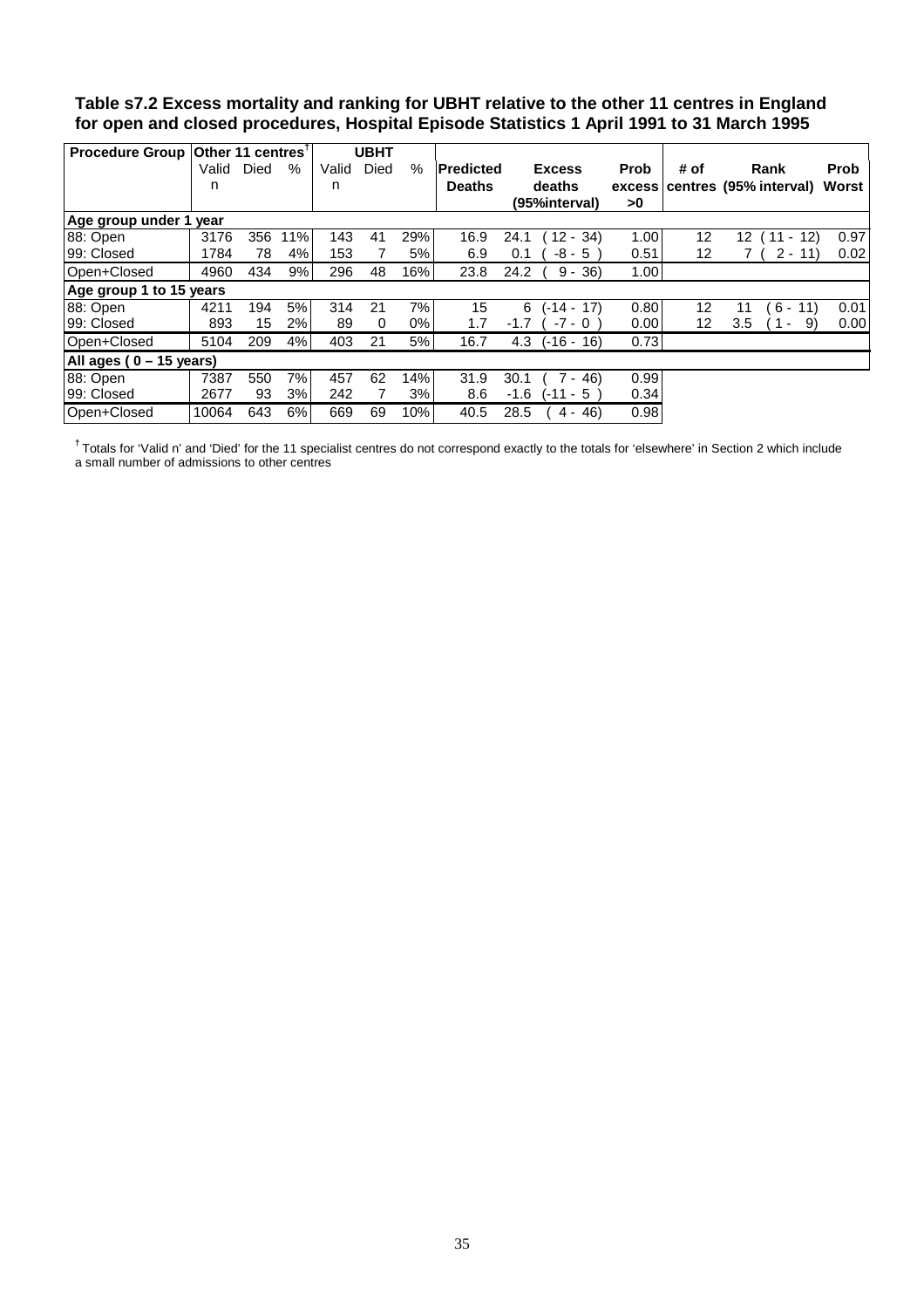**Table s7.2 Excess mortality and ranking for UBHT relative to the other 11 centres in England for open and closed procedures, Hospital Episode Statistics 1 April 1991 to 31 March 1995**

| Procedure Group | Other 11 centres† | | | UBHT | | | | | | | | | |
|---|---|---|---|---|---|---|---|---|---|---|---|---|---|
| | Valid n | Died | % | Valid n | Died | % | Predicted Deaths | Excess deaths | (95%interval) | Prob excess >0 | # of centres | Rank (95% interval) | Prob Worst |
| **Age group under 1 year** | | | | | | | | | | | | | |
| 88: Open | 3176 | 356 | 11% | 143 | 41 | 29% | 16.9 | 24.1 | ( 12 - 34) | 1.00 | 12 | 12 ( 11 - 12) | 0.97 |
| 99: Closed | 1784 | 78 | 4% | 153 | 7 | 5% | 6.9 | 0.1 | ( -8 - 5 ) | 0.51 | 12 | 7 ( 2 - 11) | 0.02 |
| Open+Closed | 4960 | 434 | 9% | 296 | 48 | 16% | 23.8 | 24.2 | ( 9 - 36) | 1.00 | | | |
| **Age group 1 to 15 years** | | | | | | | | | | | | | |
| 88: Open | 4211 | 194 | 5% | 314 | 21 | 7% | 15 | 6 | (-14 - 17) | 0.80 | 12 | 11 ( 6 - 11) | 0.01 |
| 99: Closed | 893 | 15 | 2% | 89 | 0 | 0% | 1.7 | -1.7 | ( -7 - 0 ) | 0.00 | 12 | 3.5 ( 1 - 9) | 0.00 |
| Open+Closed | 5104 | 209 | 4% | 403 | 21 | 5% | 16.7 | 4.3 | (-16 - 16) | 0.73 | | | |
| **All ages ( 0 – 15 years)** | | | | | | | | | | | | | |
| 88: Open | 7387 | 550 | 7% | 457 | 62 | 14% | 31.9 | 30.1 | ( 7 - 46) | 0.99 | | | |
| 99: Closed | 2677 | 93 | 3% | 242 | 7 | 3% | 8.6 | -1.6 | (-11 - 5 ) | 0.34 | | | |
| Open+Closed | 10064 | 643 | 6% | 669 | 69 | 10% | 40.5 | 28.5 | ( 4 - 46) | 0.98 | | | |

† Totals for 'Valid n' and 'Died' for the 11 specialist centres do not correspond exactly to the totals for 'elsewhere' in Section 2 which include a small number of admissions to other centres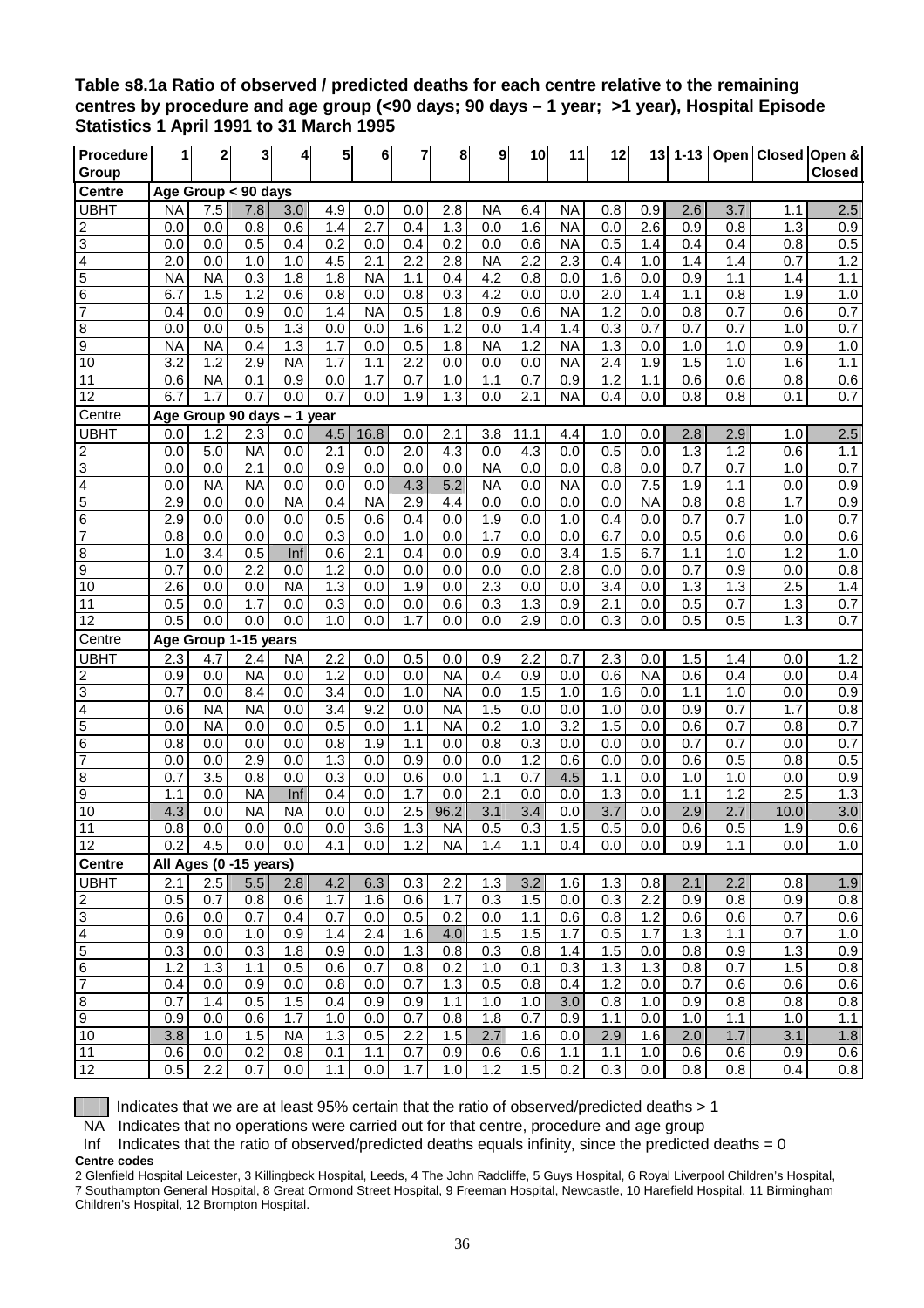**Table s8.1a Ratio of observed / predicted deaths for each centre relative to the remaining centres by procedure and age group (<90 days; 90 days – 1 year; >1 year), Hospital Episode Statistics 1 April 1991 to 31 March 1995**

| Procedure Group | 1 | 2 | 3 | 4 | 5 | 6 | 7 | 8 | 9 | 10 | 11 | 12 | 13 | 1-13 | Open | Closed | Open & Closed |
|---|---|---|---|---|---|---|---|---|---|---|---|---|---|---|---|---|---|
| **Centre** | **Age Group < 90 days** | | | | | | | | | | | | | | | | |
| UBHT | NA | 7.5 | 7.8 | 3.0 | 4.9 | 0.0 | 0.0 | 2.8 | NA | 6.4 | NA | 0.8 | 0.9 | 2.6 | 3.7 | 1.1 | 2.5 |
| 2 | 0.0 | 0.0 | 0.8 | 0.6 | 1.4 | 2.7 | 0.4 | 1.3 | 0.0 | 1.6 | NA | 0.0 | 2.6 | 0.9 | 0.8 | 1.3 | 0.9 |
| 3 | 0.0 | 0.0 | 0.5 | 0.4 | 0.2 | 0.0 | 0.4 | 0.2 | 0.0 | 0.6 | NA | 0.5 | 1.4 | 0.4 | 0.4 | 0.8 | 0.5 |
| 4 | 2.0 | 0.0 | 1.0 | 1.0 | 4.5 | 2.1 | 2.2 | 2.8 | NA | 2.2 | 2.3 | 0.4 | 1.0 | 1.4 | 1.4 | 0.7 | 1.2 |
| 5 | NA | NA | 0.3 | 1.8 | 1.8 | NA | 1.1 | 0.4 | 4.2 | 0.8 | 0.0 | 1.6 | 0.0 | 0.9 | 1.1 | 1.4 | 1.1 |
| 6 | 6.7 | 1.5 | 1.2 | 0.6 | 0.8 | 0.0 | 0.8 | 0.3 | 4.2 | 0.0 | 0.0 | 2.0 | 1.4 | 1.1 | 0.8 | 1.9 | 1.0 |
| 7 | 0.4 | 0.0 | 0.9 | 0.0 | 1.4 | NA | 0.5 | 1.8 | 0.9 | 0.6 | NA | 1.2 | 0.0 | 0.8 | 0.7 | 0.6 | 0.7 |
| 8 | 0.0 | 0.0 | 0.5 | 1.3 | 0.0 | 0.0 | 1.6 | 1.2 | 0.0 | 1.4 | 1.4 | 0.3 | 0.7 | 0.7 | 0.7 | 1.0 | 0.7 |
| 9 | NA | NA | 0.4 | 1.3 | 1.7 | 0.0 | 0.5 | 1.8 | NA | 1.2 | NA | 1.3 | 0.0 | 1.0 | 1.0 | 0.9 | 1.0 |
| 10 | 3.2 | 1.2 | 2.9 | NA | 1.7 | 1.1 | 2.2 | 0.0 | 0.0 | 0.0 | NA | 2.4 | 1.9 | 1.5 | 1.0 | 1.6 | 1.1 |
| 11 | 0.6 | NA | 0.1 | 0.9 | 0.0 | 1.7 | 0.7 | 1.0 | 1.1 | 0.7 | 0.9 | 1.2 | 1.1 | 0.6 | 0.6 | 0.8 | 0.6 |
| 12 | 6.7 | 1.7 | 0.7 | 0.0 | 0.7 | 0.0 | 1.9 | 1.3 | 0.0 | 2.1 | NA | 0.4 | 0.0 | 0.8 | 0.8 | 0.1 | 0.7 |
| Centre | **Age Group 90 days – 1 year** | | | | | | | | | | | | | | | | |
| UBHT | 0.0 | 1.2 | 2.3 | 0.0 | 4.5 | 16.8 | 0.0 | 2.1 | 3.8 | 11.1 | 4.4 | 1.0 | 0.0 | 2.8 | 2.9 | 1.0 | 2.5 |
| 2 | 0.0 | 5.0 | NA | 0.0 | 2.1 | 0.0 | 2.0 | 4.3 | 0.0 | 4.3 | 0.0 | 0.5 | 0.0 | 1.3 | 1.2 | 0.6 | 1.1 |
| 3 | 0.0 | 0.0 | 2.1 | 0.0 | 0.9 | 0.0 | 0.0 | 0.0 | NA | 0.0 | 0.0 | 0.8 | 0.0 | 0.7 | 0.7 | 1.0 | 0.7 |
| 4 | 0.0 | NA | NA | 0.0 | 0.0 | 0.0 | 4.3 | 5.2 | NA | 0.0 | NA | 0.0 | 7.5 | 1.9 | 1.1 | 0.0 | 0.9 |
| 5 | 2.9 | 0.0 | 0.0 | NA | 0.4 | NA | 2.9 | 4.4 | 0.0 | 0.0 | 0.0 | 0.0 | NA | 0.8 | 0.8 | 1.7 | 0.9 |
| 6 | 2.9 | 0.0 | 0.0 | 0.0 | 0.5 | 0.6 | 0.4 | 0.0 | 1.9 | 0.0 | 1.0 | 0.4 | 0.0 | 0.7 | 0.7 | 1.0 | 0.7 |
| 7 | 0.8 | 0.0 | 0.0 | 0.0 | 0.3 | 0.0 | 1.0 | 0.0 | 1.7 | 0.0 | 0.0 | 6.7 | 0.0 | 0.5 | 0.6 | 0.0 | 0.6 |
| 8 | 1.0 | 3.4 | 0.5 | Inf | 0.6 | 2.1 | 0.4 | 0.0 | 0.9 | 0.0 | 3.4 | 1.5 | 6.7 | 1.1 | 1.0 | 1.2 | 1.0 |
| 9 | 0.7 | 0.0 | 2.2 | 0.0 | 1.2 | 0.0 | 0.0 | 0.0 | 0.0 | 0.0 | 2.8 | 0.0 | 0.0 | 0.7 | 0.9 | 0.0 | 0.8 |
| 10 | 2.6 | 0.0 | 0.0 | NA | 1.3 | 0.0 | 1.9 | 0.0 | 2.3 | 0.0 | 0.0 | 3.4 | 0.0 | 1.3 | 1.3 | 2.5 | 1.4 |
| 11 | 0.5 | 0.0 | 1.7 | 0.0 | 0.3 | 0.0 | 0.0 | 0.6 | 0.3 | 1.3 | 0.9 | 2.1 | 0.0 | 0.5 | 0.7 | 1.3 | 0.7 |
| 12 | 0.5 | 0.0 | 0.0 | 0.0 | 1.0 | 0.0 | 1.7 | 0.0 | 0.0 | 2.9 | 0.0 | 0.3 | 0.0 | 0.5 | 0.5 | 1.3 | 0.7 |
| Centre | **Age Group 1-15 years** | | | | | | | | | | | | | | | | |
| UBHT | 2.3 | 4.7 | 2.4 | NA | 2.2 | 0.0 | 0.5 | 0.0 | 0.9 | 2.2 | 0.7 | 2.3 | 0.0 | 1.5 | 1.4 | 0.0 | 1.2 |
| 2 | 0.9 | 0.0 | NA | 0.0 | 1.2 | 0.0 | 0.0 | NA | 0.4 | 0.9 | 0.0 | 0.6 | NA | 0.6 | 0.4 | 0.0 | 0.4 |
| 3 | 0.7 | 0.0 | 8.4 | 0.0 | 3.4 | 0.0 | 1.0 | NA | 0.0 | 1.5 | 1.0 | 1.6 | 0.0 | 1.1 | 1.0 | 0.0 | 0.9 |
| 4 | 0.6 | NA | NA | 0.0 | 3.4 | 9.2 | 0.0 | NA | 1.5 | 0.0 | 0.0 | 1.0 | 0.0 | 0.9 | 0.7 | 1.7 | 0.8 |
| 5 | 0.0 | NA | 0.0 | 0.0 | 0.5 | 0.0 | 1.1 | NA | 0.2 | 1.0 | 3.2 | 1.5 | 0.0 | 0.6 | 0.7 | 0.8 | 0.7 |
| 6 | 0.8 | 0.0 | 0.0 | 0.0 | 0.8 | 1.9 | 1.1 | 0.0 | 0.8 | 0.3 | 0.0 | 0.0 | 0.0 | 0.7 | 0.7 | 0.0 | 0.7 |
| 7 | 0.0 | 0.0 | 2.9 | 0.0 | 1.3 | 0.0 | 0.9 | 0.0 | 0.0 | 1.2 | 0.6 | 0.0 | 0.0 | 0.6 | 0.5 | 0.8 | 0.5 |
| 8 | 0.7 | 3.5 | 0.8 | 0.0 | 0.3 | 0.0 | 0.6 | 0.0 | 1.1 | 0.7 | 4.5 | 1.1 | 0.0 | 1.0 | 1.0 | 0.0 | 0.9 |
| 9 | 1.1 | 0.0 | NA | Inf | 0.4 | 0.0 | 1.7 | 0.0 | 2.1 | 0.0 | 0.0 | 1.3 | 0.0 | 1.1 | 1.2 | 2.5 | 1.3 |
| 10 | 4.3 | 0.0 | NA | NA | 0.0 | 0.0 | 2.5 | 96.2 | 3.1 | 3.4 | 0.0 | 3.7 | 0.0 | 2.9 | 2.7 | 10.0 | 3.0 |
| 11 | 0.8 | 0.0 | 0.0 | 0.0 | 0.0 | 3.6 | 1.3 | NA | 0.5 | 0.3 | 1.5 | 0.5 | 0.0 | 0.6 | 0.5 | 1.9 | 0.6 |
| 12 | 0.2 | 4.5 | 0.0 | 0.0 | 4.1 | 0.0 | 1.2 | NA | 1.4 | 1.1 | 0.4 | 0.0 | 0.0 | 0.9 | 1.1 | 0.0 | 1.0 |
| **Centre** | **All Ages (0 -15 years)** | | | | | | | | | | | | | | | | |
| UBHT | 2.1 | 2.5 | 5.5 | 2.8 | 4.2 | 6.3 | 0.3 | 2.2 | 1.3 | 3.2 | 1.6 | 1.3 | 0.8 | 2.1 | 2.2 | 0.8 | 1.9 |
| 2 | 0.5 | 0.7 | 0.8 | 0.6 | 1.7 | 1.6 | 0.6 | 1.7 | 0.3 | 1.5 | 0.0 | 0.3 | 2.2 | 0.9 | 0.8 | 0.9 | 0.8 |
| 3 | 0.6 | 0.0 | 0.7 | 0.4 | 0.7 | 0.0 | 0.5 | 0.2 | 0.0 | 1.1 | 0.6 | 0.8 | 1.2 | 0.6 | 0.6 | 0.7 | 0.6 |
| 4 | 0.9 | 0.0 | 1.0 | 0.9 | 1.4 | 2.4 | 1.6 | 4.0 | 1.5 | 1.5 | 1.7 | 0.5 | 1.7 | 1.3 | 1.1 | 0.7 | 1.0 |
| 5 | 0.3 | 0.0 | 0.3 | 1.8 | 0.9 | 0.0 | 1.3 | 0.8 | 0.3 | 0.8 | 1.4 | 1.5 | 0.0 | 0.8 | 0.9 | 1.3 | 0.9 |
| 6 | 1.2 | 1.3 | 1.1 | 0.5 | 0.6 | 0.7 | 0.8 | 0.2 | 1.0 | 0.1 | 0.3 | 1.3 | 1.3 | 0.8 | 0.7 | 1.5 | 0.8 |
| 7 | 0.4 | 0.0 | 0.9 | 0.0 | 0.8 | 0.0 | 0.7 | 1.3 | 0.5 | 0.8 | 0.4 | 1.2 | 0.0 | 0.7 | 0.6 | 0.6 | 0.6 |
| 8 | 0.7 | 1.4 | 0.5 | 1.5 | 0.4 | 0.9 | 0.9 | 1.1 | 1.0 | 1.0 | 3.0 | 0.8 | 1.0 | 0.9 | 0.8 | 0.8 | 0.8 |
| 9 | 0.9 | 0.0 | 0.6 | 1.7 | 1.0 | 0.0 | 0.7 | 0.8 | 1.8 | 0.7 | 0.9 | 1.1 | 0.0 | 1.0 | 1.1 | 1.0 | 1.1 |
| 10 | 3.8 | 1.0 | 1.5 | NA | 1.3 | 0.5 | 2.2 | 1.5 | 2.7 | 1.6 | 0.0 | 2.9 | 1.6 | 2.0 | 1.7 | 3.1 | 1.8 |
| 11 | 0.6 | 0.0 | 0.2 | 0.8 | 0.1 | 1.1 | 0.7 | 0.9 | 0.6 | 0.6 | 1.1 | 1.1 | 1.0 | 0.6 | 0.6 | 0.9 | 0.6 |
| 12 | 0.5 | 2.2 | 0.7 | 0.0 | 1.1 | 0.0 | 1.7 | 1.0 | 1.2 | 1.5 | 0.2 | 0.3 | 0.0 | 0.8 | 0.8 | 0.4 | 0.8 |

(Shaded) Indicates that we are at least 95% certain that the ratio of observed/predicted deaths > 1

NA Indicates that no operations were carried out for that centre, procedure and age group

Inf Indicates that the ratio of observed/predicted deaths equals infinity, since the predicted deaths = 0

**Centre codes**

2 Glenfield Hospital Leicester, 3 Killingbeck Hospital, Leeds, 4 The John Radcliffe, 5 Guys Hospital, 6 Royal Liverpool Children's Hospital, 7 Southampton General Hospital, 8 Great Ormond Street Hospital, 9 Freeman Hospital, Newcastle, 10 Harefield Hospital, 11 Birmingham Children's Hospital, 12 Brompton Hospital.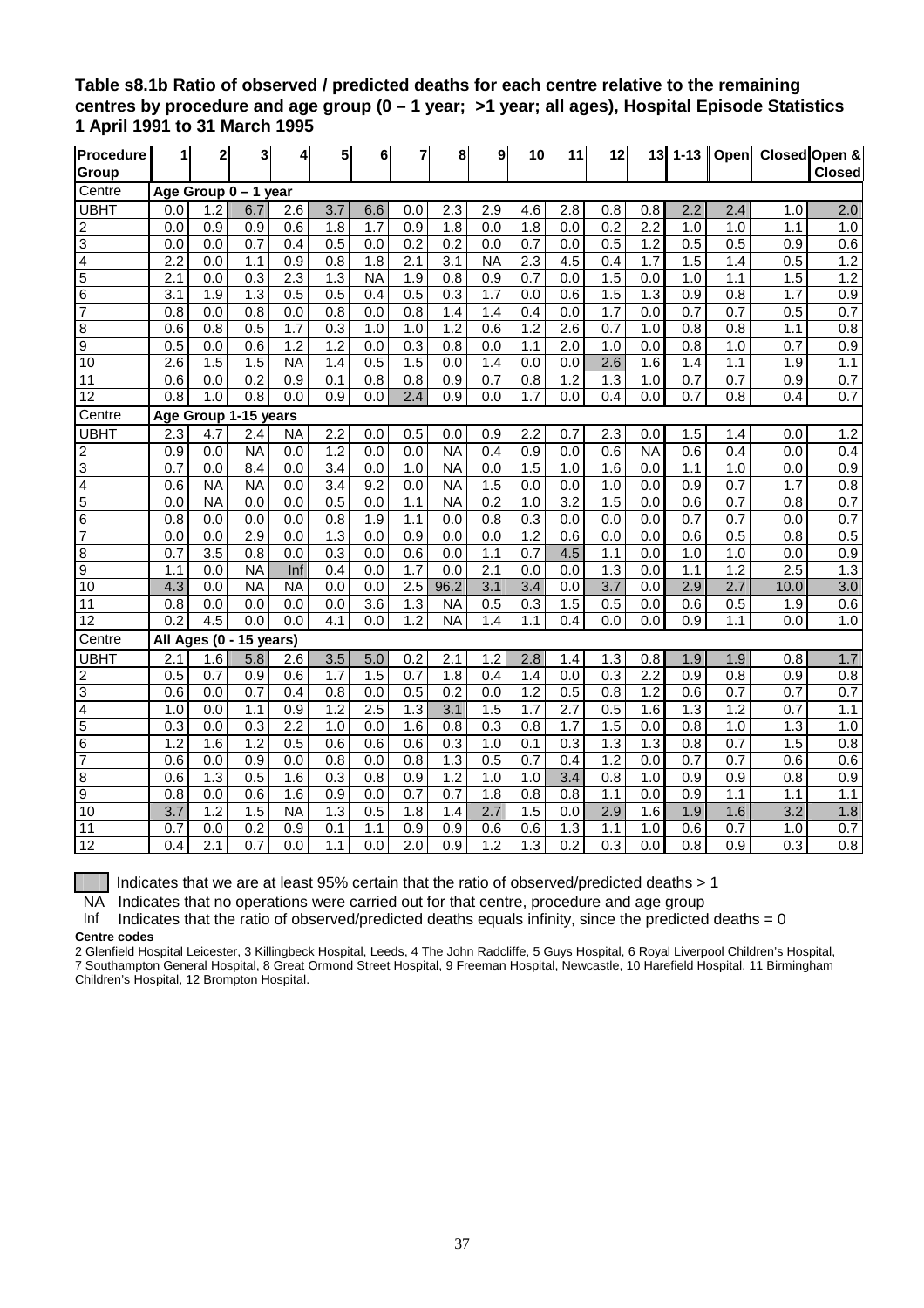**Table s8.1b Ratio of observed / predicted deaths for each centre relative to the remaining centres by procedure and age group (0 – 1 year; >1 year; all ages), Hospital Episode Statistics 1 April 1991 to 31 March 1995**

| Procedure Group | 1 | 2 | 3 | 4 | 5 | 6 | 7 | 8 | 9 | 10 | 11 | 12 | 13 | 1-13 | Open | Closed | Open & Closed |
|---|---|---|---|---|---|---|---|---|---|---|---|---|---|---|---|---|---|
| Centre | **Age Group 0 – 1 year** | | | | | | | | | | | | | | | | |
| UBHT | 0.0 | 1.2 | 6.7 | 2.6 | 3.7 | 6.6 | 0.0 | 2.3 | 2.9 | 4.6 | 2.8 | 0.8 | 0.8 | 2.2 | 2.4 | 1.0 | 2.0 |
| 2 | 0.0 | 0.9 | 0.9 | 0.6 | 1.8 | 1.7 | 0.9 | 1.8 | 0.0 | 1.8 | 0.0 | 0.2 | 2.2 | 1.0 | 1.0 | 1.1 | 1.0 |
| 3 | 0.0 | 0.0 | 0.7 | 0.4 | 0.5 | 0.0 | 0.2 | 0.2 | 0.0 | 0.7 | 0.0 | 0.5 | 1.2 | 0.5 | 0.5 | 0.9 | 0.6 |
| 4 | 2.2 | 0.0 | 1.1 | 0.9 | 0.8 | 1.8 | 2.1 | 3.1 | NA | 2.3 | 4.5 | 0.4 | 1.7 | 1.5 | 1.4 | 0.5 | 1.2 |
| 5 | 2.1 | 0.0 | 0.3 | 2.3 | 1.3 | NA | 1.9 | 0.8 | 0.9 | 0.7 | 0.0 | 1.5 | 0.0 | 1.0 | 1.1 | 1.5 | 1.2 |
| 6 | 3.1 | 1.9 | 1.3 | 0.5 | 0.5 | 0.4 | 0.5 | 0.3 | 1.7 | 0.0 | 0.6 | 1.5 | 1.3 | 0.9 | 0.8 | 1.7 | 0.9 |
| 7 | 0.8 | 0.0 | 0.8 | 0.0 | 0.8 | 0.0 | 0.8 | 1.4 | 1.4 | 0.4 | 0.0 | 1.7 | 0.0 | 0.7 | 0.7 | 0.5 | 0.7 |
| 8 | 0.6 | 0.8 | 0.5 | 1.7 | 0.3 | 1.0 | 1.0 | 1.2 | 0.6 | 1.2 | 2.6 | 0.7 | 1.0 | 0.8 | 0.8 | 1.1 | 0.8 |
| 9 | 0.5 | 0.0 | 0.6 | 1.2 | 1.2 | 0.0 | 0.3 | 0.8 | 0.0 | 1.1 | 2.0 | 1.0 | 0.0 | 0.8 | 1.0 | 0.7 | 0.9 |
| 10 | 2.6 | 1.5 | 1.5 | NA | 1.4 | 0.5 | 1.5 | 0.0 | 1.4 | 0.0 | 0.0 | 2.6 | 1.6 | 1.4 | 1.1 | 1.9 | 1.1 |
| 11 | 0.6 | 0.0 | 0.2 | 0.9 | 0.1 | 0.8 | 0.8 | 0.9 | 0.7 | 0.8 | 1.2 | 1.3 | 1.0 | 0.7 | 0.7 | 0.9 | 0.7 |
| 12 | 0.8 | 1.0 | 0.8 | 0.0 | 0.9 | 0.0 | 2.4 | 0.9 | 0.0 | 1.7 | 0.0 | 0.4 | 0.0 | 0.7 | 0.8 | 0.4 | 0.7 |
| Centre | **Age Group 1-15 years** | | | | | | | | | | | | | | | | |
| UBHT | 2.3 | 4.7 | 2.4 | NA | 2.2 | 0.0 | 0.5 | 0.0 | 0.9 | 2.2 | 0.7 | 2.3 | 0.0 | 1.5 | 1.4 | 0.0 | 1.2 |
| 2 | 0.9 | 0.0 | NA | 0.0 | 1.2 | 0.0 | 0.0 | NA | 0.4 | 0.9 | 0.0 | 0.6 | NA | 0.6 | 0.4 | 0.0 | 0.4 |
| 3 | 0.7 | 0.0 | 8.4 | 0.0 | 3.4 | 0.0 | 1.0 | NA | 0.0 | 1.5 | 1.0 | 1.6 | 0.0 | 1.1 | 1.0 | 0.0 | 0.9 |
| 4 | 0.6 | NA | NA | 0.0 | 3.4 | 9.2 | 0.0 | NA | 1.5 | 0.0 | 0.0 | 1.0 | 0.0 | 0.9 | 0.7 | 1.7 | 0.8 |
| 5 | 0.0 | NA | 0.0 | 0.0 | 0.5 | 0.0 | 1.1 | NA | 0.2 | 1.0 | 3.2 | 1.5 | 0.0 | 0.6 | 0.7 | 0.8 | 0.7 |
| 6 | 0.8 | 0.0 | 0.0 | 0.0 | 0.8 | 1.9 | 1.1 | 0.0 | 0.8 | 0.3 | 0.0 | 0.0 | 0.0 | 0.7 | 0.7 | 0.0 | 0.7 |
| 7 | 0.0 | 0.0 | 2.9 | 0.0 | 1.3 | 0.0 | 0.9 | 0.0 | 0.0 | 1.2 | 0.6 | 0.0 | 0.0 | 0.6 | 0.5 | 0.8 | 0.5 |
| 8 | 0.7 | 3.5 | 0.8 | 0.0 | 0.3 | 0.0 | 0.6 | 0.0 | 1.1 | 0.7 | 4.5 | 1.1 | 0.0 | 1.0 | 1.0 | 0.0 | 0.9 |
| 9 | 1.1 | 0.0 | NA | Inf | 0.4 | 0.0 | 1.7 | 0.0 | 2.1 | 0.0 | 0.0 | 1.3 | 0.0 | 1.1 | 1.2 | 2.5 | 1.3 |
| 10 | 4.3 | 0.0 | NA | NA | 0.0 | 0.0 | 2.5 | 96.2 | 3.1 | 3.4 | 0.0 | 3.7 | 0.0 | 2.9 | 2.7 | 10.0 | 3.0 |
| 11 | 0.8 | 0.0 | 0.0 | 0.0 | 0.0 | 3.6 | 1.3 | NA | 0.5 | 0.3 | 1.5 | 0.5 | 0.0 | 0.6 | 0.5 | 1.9 | 0.6 |
| 12 | 0.2 | 4.5 | 0.0 | 0.0 | 4.1 | 0.0 | 1.2 | NA | 1.4 | 1.1 | 0.4 | 0.0 | 0.0 | 0.9 | 1.1 | 0.0 | 1.0 |
| Centre | **All Ages (0 - 15 years)** | | | | | | | | | | | | | | | | |
| UBHT | 2.1 | 1.6 | 5.8 | 2.6 | 3.5 | 5.0 | 0.2 | 2.1 | 1.2 | 2.8 | 1.4 | 1.3 | 0.8 | 1.9 | 1.9 | 0.8 | 1.7 |
| 2 | 0.5 | 0.7 | 0.9 | 0.6 | 1.7 | 1.5 | 0.7 | 1.8 | 0.4 | 1.4 | 0.0 | 0.3 | 2.2 | 0.9 | 0.8 | 0.9 | 0.8 |
| 3 | 0.6 | 0.0 | 0.7 | 0.4 | 0.8 | 0.0 | 0.5 | 0.2 | 0.0 | 1.2 | 0.5 | 0.8 | 1.2 | 0.6 | 0.7 | 0.7 | 0.7 |
| 4 | 1.0 | 0.0 | 1.1 | 0.9 | 1.2 | 2.5 | 1.3 | 3.1 | 1.5 | 1.7 | 2.7 | 0.5 | 1.6 | 1.3 | 1.2 | 0.7 | 1.1 |
| 5 | 0.3 | 0.0 | 0.3 | 2.2 | 1.0 | 0.0 | 1.6 | 0.8 | 0.3 | 0.8 | 1.7 | 1.5 | 0.0 | 0.8 | 1.0 | 1.3 | 1.0 |
| 6 | 1.2 | 1.6 | 1.2 | 0.5 | 0.6 | 0.6 | 0.6 | 0.3 | 1.0 | 0.1 | 0.3 | 1.3 | 1.3 | 0.8 | 0.7 | 1.5 | 0.8 |
| 7 | 0.6 | 0.0 | 0.9 | 0.0 | 0.8 | 0.0 | 0.8 | 1.3 | 0.5 | 0.7 | 0.4 | 1.2 | 0.0 | 0.7 | 0.7 | 0.6 | 0.6 |
| 8 | 0.6 | 1.3 | 0.5 | 1.6 | 0.3 | 0.8 | 0.9 | 1.2 | 1.0 | 1.0 | 3.4 | 0.8 | 1.0 | 0.9 | 0.9 | 0.8 | 0.9 |
| 9 | 0.8 | 0.0 | 0.6 | 1.6 | 0.9 | 0.0 | 0.7 | 0.7 | 1.8 | 0.8 | 0.8 | 1.1 | 0.0 | 0.9 | 1.1 | 1.1 | 1.1 |
| 10 | 3.7 | 1.2 | 1.5 | NA | 1.3 | 0.5 | 1.8 | 1.4 | 2.7 | 1.5 | 0.0 | 2.9 | 1.6 | 1.9 | 1.6 | 3.2 | 1.8 |
| 11 | 0.7 | 0.0 | 0.2 | 0.9 | 0.1 | 1.1 | 0.9 | 0.9 | 0.6 | 0.6 | 1.3 | 1.1 | 1.0 | 0.6 | 0.7 | 1.0 | 0.7 |
| 12 | 0.4 | 2.1 | 0.7 | 0.0 | 1.1 | 0.0 | 2.0 | 0.9 | 1.2 | 1.3 | 0.2 | 0.3 | 0.0 | 0.8 | 0.9 | 0.3 | 0.8 |

(Shaded cell) Indicates that we are at least 95% certain that the ratio of observed/predicted deaths > 1

NA Indicates that no operations were carried out for that centre, procedure and age group

Inf Indicates that the ratio of observed/predicted deaths equals infinity, since the predicted deaths = 0

**Centre codes**

2 Glenfield Hospital Leicester, 3 Killingbeck Hospital, Leeds, 4 The John Radcliffe, 5 Guys Hospital, 6 Royal Liverpool Children's Hospital, 7 Southampton General Hospital, 8 Great Ormond Street Hospital, 9 Freeman Hospital, Newcastle, 10 Harefield Hospital, 11 Birmingham Children's Hospital, 12 Brompton Hospital.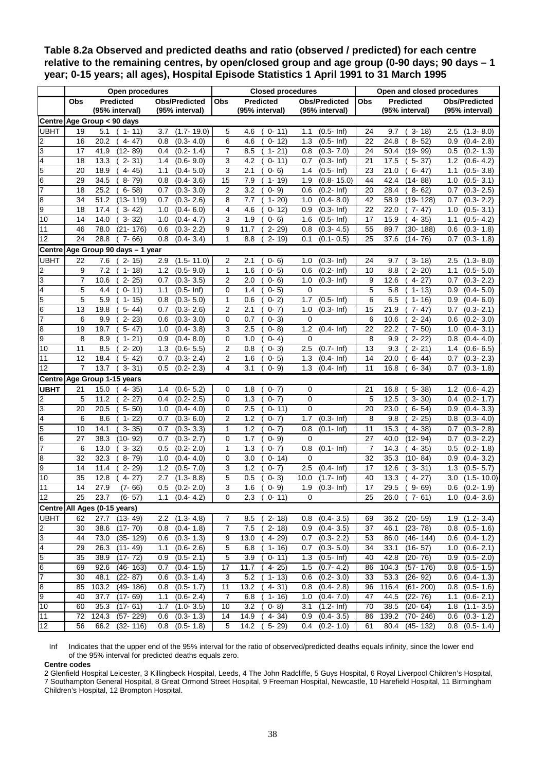**Table 8.2a Observed and predicted deaths and ratio (observed / predicted) for each centre relative to the remaining centres, by open/closed group and age group (0-90 days; 90 days – 1 year; 0-15 years; all ages), Hospital Episode Statistics 1 April 1991 to 31 March 1995**

| | Open procedures | | | Closed procedures | | | Open and closed procedures | | |
|---|---|---|---|---|---|---|---|---|---|
| | Obs | Predicted (95% interval) | Obs/Predicted (95% interval) | Obs | Predicted (95% interval) | Obs/Predicted (95% interval) | Obs | Predicted (95% interval) | Obs/Predicted (95% interval) |
| **Centre** | **Age Group < 90 days** | | | | | | | | |
| UBHT | 19 | 5.1 ( 1- 11) | 3.7 (1.7- 19.0) | 5 | 4.6 ( 0- 11) | 1.1 (0.5- Inf) | 24 | 9.7 ( 3- 18) | 2.5 (1.3- 8.0) |
| 2 | 16 | 20.2 ( 4- 47) | 0.8 (0.3- 4.0) | 6 | 4.6 ( 0- 12) | 1.3 (0.5- Inf) | 22 | 24.8 ( 8- 52) | 0.9 (0.4- 2.8) |
| 3 | 17 | 41.9 (12- 89) | 0.4 (0.2- 1.4) | 7 | 8.5 ( 1- 21) | 0.8 (0.3- 7.0) | 24 | 50.4 (19- 99) | 0.5 (0.2- 1.3) |
| 4 | 18 | 13.3 ( 2- 31) | 1.4 (0.6- 9.0) | 3 | 4.2 ( 0- 11) | 0.7 (0.3- Inf) | 21 | 17.5 ( 5- 37) | 1.2 (0.6- 4.2) |
| 5 | 20 | 18.9 ( 4- 45) | 1.1 (0.4- 5.0) | 3 | 2.1 ( 0- 6) | 1.4 (0.5- Inf) | 23 | 21.0 ( 6- 47) | 1.1 (0.5- 3.8) |
| 6 | 29 | 34.5 ( 8- 79) | 0.8 (0.4- 3.6) | 15 | 7.9 ( 1- 19) | 1.9 (0.8- 15.0) | 44 | 42.4 (14- 88) | 1.0 (0.5- 3.1) |
| 7 | 18 | 25.2 ( 6- 58) | 0.7 (0.3- 3.0) | 2 | 3.2 ( 0- 9) | 0.6 (0.2- Inf) | 20 | 28.4 ( 8- 62) | 0.7 (0.3- 2.5) |
| 8 | 34 | 51.2 (13- 119) | 0.7 (0.3- 2.6) | 8 | 7.7 ( 1- 20) | 1.0 (0.4- 8.0) | 42 | 58.9 (19- 128) | 0.7 (0.3- 2.2) |
| 9 | 18 | 17.4 ( 3- 42) | 1.0 (0.4- 6.0) | 4 | 4.6 ( 0- 12) | 0.9 (0.3- Inf) | 22 | 22.0 ( 7- 47) | 1.0 (0.5- 3.1) |
| 10 | 14 | 14.0 ( 3- 32) | 1.0 (0.4- 4.7) | 3 | 1.9 ( 0- 6) | 1.6 (0.5- Inf) | 17 | 15.9 ( 4- 35) | 1.1 (0.5- 4.2) |
| 11 | 46 | 78.0 (21- 176) | 0.6 (0.3- 2.2) | 9 | 11.7 ( 2- 29) | 0.8 (0.3- 4.5) | 55 | 89.7 (30- 188) | 0.6 (0.3- 1.8) |
| 12 | 24 | 28.8 ( 7- 66) | 0.8 (0.4- 3.4) | 1 | 8.8 ( 2- 19) | 0.1 (0.1- 0.5) | 25 | 37.6 (14- 76) | 0.7 (0.3- 1.8) |
| **Centre** | **Age Group 90 days – 1 year** | | | | | | | | |
| UBHT | 22 | 7.6 ( 2- 15) | 2.9 (1.5- 11.0) | 2 | 2.1 ( 0- 6) | 1.0 (0.3- Inf) | 24 | 9.7 ( 3- 18) | 2.5 (1.3- 8.0) |
| 2 | 9 | 7.2 ( 1- 18) | 1.2 (0.5- 9.0) | 1 | 1.6 ( 0- 5) | 0.6 (0.2- Inf) | 10 | 8.8 ( 2- 20) | 1.1 (0.5- 5.0) |
| 3 | 7 | 10.6 ( 2- 25) | 0.7 (0.3- 3.5) | 2 | 2.0 ( 0- 6) | 1.0 (0.3- Inf) | 9 | 12.6 ( 4- 27) | 0.7 (0.3- 2.2) |
| 4 | 5 | 4.4 ( 0- 11) | 1.1 (0.5- Inf) | 0 | 1.4 ( 0- 5) | 0 | 5 | 5.8 ( 1- 13) | 0.9 (0.4- 5.0) |
| 5 | 5 | 5.9 ( 1- 15) | 0.8 (0.3- 5.0) | 1 | 0.6 ( 0- 2) | 1.7 (0.5- Inf) | 6 | 6.5 ( 1- 16) | 0.9 (0.4- 6.0) |
| 6 | 13 | 19.8 ( 5- 44) | 0.7 (0.3- 2.6) | 2 | 2.1 ( 0- 7) | 1.0 (0.3- Inf) | 15 | 21.9 ( 7- 47) | 0.7 (0.3- 2.1) |
| 7 | 6 | 9.9 ( 2- 23) | 0.6 (0.3- 3.0) | 0 | 0.7 ( 0- 3) | 0 | 6 | 10.6 ( 2- 24) | 0.6 (0.2- 3.0) |
| 8 | 19 | 19.7 ( 5- 47) | 1.0 (0.4- 3.8) | 3 | 2.5 ( 0- 8) | 1.2 (0.4- Inf) | 22 | 22.2 ( 7- 50) | 1.0 (0.4- 3.1) |
| 9 | 8 | 8.9 ( 1- 21) | 0.9 (0.4- 8.0) | 0 | 1.0 ( 0- 4) | 0 | 8 | 9.9 ( 2- 22) | 0.8 (0.4- 4.0) |
| 10 | 11 | 8.5 ( 2- 20) | 1.3 (0.6- 5.5) | 2 | 0.8 ( 0- 3) | 2.5 (0.7- Inf) | 13 | 9.3 ( 2- 21) | 1.4 (0.6- 6.5) |
| 11 | 12 | 18.4 ( 5- 42) | 0.7 (0.3- 2.4) | 2 | 1.6 ( 0- 5) | 1.3 (0.4- Inf) | 14 | 20.0 ( 6- 44) | 0.7 (0.3- 2.3) |
| 12 | 7 | 13.7 ( 3- 31) | 0.5 (0.2- 2.3) | 4 | 3.1 ( 0- 9) | 1.3 (0.4- Inf) | 11 | 16.8 ( 6- 34) | 0.7 (0.3- 1.8) |
| **Centre** | **Age Group 1-15 years** | | | | | | | | |
| **UBHT** | 21 | 15.0 ( 4- 35) | 1.4 (0.6- 5.2) | 0 | 1.8 ( 0- 7) | 0 | 21 | 16.8 ( 5- 38) | 1.2 (0.6- 4.2) |
| 2 | 5 | 11.2 ( 2- 27) | 0.4 (0.2- 2.5) | 0 | 1.3 ( 0- 7) | 0 | 5 | 12.5 ( 3- 30) | 0.4 (0.2- 1.7) |
| 3 | 20 | 20.5 ( 5- 50) | 1.0 (0.4- 4.0) | 0 | 2.5 ( 0- 11) | 0 | 20 | 23.0 ( 6- 54) | 0.9 (0.4- 3.3) |
| 4 | 6 | 8.6 ( 1- 22) | 0.7 (0.3- 6.0) | 2 | 1.2 ( 0- 7) | 1.7 (0.3- Inf) | 8 | 9.8 ( 2- 25) | 0.8 (0.3- 4.0) |
| 5 | 10 | 14.1 ( 3- 35) | 0.7 (0.3- 3.3) | 1 | 1.2 ( 0- 7) | 0.8 (0.1- Inf) | 11 | 15.3 ( 4- 38) | 0.7 (0.3- 2.8) |
| 6 | 27 | 38.3 (10- 92) | 0.7 (0.3- 2.7) | 0 | 1.7 ( 0- 9) | 0 | 27 | 40.0 (12- 94) | 0.7 (0.3- 2.2) |
| 7 | 6 | 13.0 ( 3- 32) | 0.5 (0.2- 2.0) | 1 | 1.3 ( 0- 7) | 0.8 (0.1- Inf) | 7 | 14.3 ( 4- 35) | 0.5 (0.2- 1.8) |
| 8 | 32 | 32.3 ( 8- 79) | 1.0 (0.4- 4.0) | 0 | 3.0 ( 0- 14) | 0 | 32 | 35.3 (10- 84) | 0.9 (0.4- 3.2) |
| 9 | 14 | 11.4 ( 2- 29) | 1.2 (0.5- 7.0) | 3 | 1.2 ( 0- 7) | 2.5 (0.4- Inf) | 17 | 12.6 ( 3- 31) | 1.3 (0.5- 5.7) |
| 10 | 35 | 12.8 ( 4- 27) | 2.7 (1.3- 8.8) | 5 | 0.5 ( 0- 3) | 10.0 (1.7- Inf) | 40 | 13.3 ( 4- 27) | 3.0 (1.5- 10.0) |
| 11 | 14 | 27.9 (7- 66) | 0.5 (0.2- 2.0) | 3 | 1.6 ( 0- 9) | 1.9 (0.3- Inf) | 17 | 29.5 ( 9- 69) | 0.6 (0.2- 1.9) |
| 12 | 25 | 23.7 (6- 57) | 1.1 (0.4- 4.2) | 0 | 2.3 ( 0- 11) | 0 | 25 | 26.0 ( 7- 61) | 1.0 (0.4- 3.6) |
| **Centre** | **All Ages (0-15 years)** | | | | | | | | |
| UBHT | 62 | 27.7 (13- 49) | 2.2 (1.3- 4.8) | 7 | 8.5 ( 2- 18) | 0.8 (0.4- 3.5) | 69 | 36.2 (20- 59) | 1.9 (1.2- 3.4) |
| 2 | 30 | 38.6 (17- 70) | 0.8 (0.4- 1.8) | 7 | 7.5 ( 2- 18) | 0.9 (0.4- 3.5) | 37 | 46.1 (23- 78) | 0.8 (0.5- 1.6) |
| 3 | 44 | 73.0 (35- 129) | 0.6 (0.3- 1.3) | 9 | 13.0 ( 4- 29) | 0.7 (0.3- 2.2) | 53 | 86.0 (46- 144) | 0.6 (0.4- 1.2) |
| 4 | 29 | 26.3 (11- 49) | 1.1 (0.6- 2.6) | 5 | 6.8 ( 1- 16) | 0.7 (0.3- 5.0) | 34 | 33.1 (16- 57) | 1.0 (0.6- 2.1) |
| 5 | 35 | 38.9 (17- 72) | 0.9 (0.5- 2.1) | 5 | 3.9 ( 0- 11) | 1.3 (0.5- Inf) | 40 | 42.8 (20- 76) | 0.9 (0.5- 2.0) |
| 6 | 69 | 92.6 (46- 163) | 0.7 (0.4- 1.5) | 17 | 11.7 ( 4- 25) | 1.5 (0.7- 4.2) | 86 | 104.3 (57- 176) | 0.8 (0.5- 1.5) |
| 7 | 30 | 48.1 (22- 87) | 0.6 (0.3- 1.4) | 3 | 5.2 ( 1- 13) | 0.6 (0.2- 3.0) | 33 | 53.3 (26- 92) | 0.6 (0.4- 1.3) |
| 8 | 85 | 103.2 (49- 186) | 0.8 (0.5- 1.7) | 11 | 13.2 ( 4- 31) | 0.8 (0.4- 2.8) | 96 | 116.4 (61- 200) | 0.8 (0.5- 1.6) |
| 9 | 40 | 37.7 (17- 69) | 1.1 (0.6- 2.4) | 7 | 6.8 ( 1- 16) | 1.0 (0.4- 7.0) | 47 | 44.5 (22- 76) | 1.1 (0.6- 2.1) |
| 10 | 60 | 35.3 (17- 61) | 1.7 (1.0- 3.5) | 10 | 3.2 ( 0- 8) | 3.1 (1.2- Inf) | 70 | 38.5 (20- 64) | 1.8 (1.1- 3.5) |
| 11 | 72 | 124.3 (57- 229) | 0.6 (0.3- 1.3) | 14 | 14.9 ( 4- 34) | 0.9 (0.4- 3.5) | 86 | 139.2 (70- 246) | 0.6 (0.3- 1.2) |
| 12 | 56 | 66.2 (32- 116) | 0.8 (0.5- 1.8) | 5 | 14.2 ( 5- 29) | 0.4 (0.2- 1.0) | 61 | 80.4 (45- 132) | 0.8 (0.5- 1.4) |

Inf Indicates that the upper end of the 95% interval for the ratio of observed/predicted deaths equals infinity, since the lower end of the 95% interval for predicted deaths equals zero.

**Centre codes**

2 Glenfield Hospital Leicester, 3 Killingbeck Hospital, Leeds, 4 The John Radcliffe, 5 Guys Hospital, 6 Royal Liverpool Children's Hospital, 7 Southampton General Hospital, 8 Great Ormond Street Hospital, 9 Freeman Hospital, Newcastle, 10 Harefield Hospital, 11 Birmingham Children's Hospital, 12 Brompton Hospital.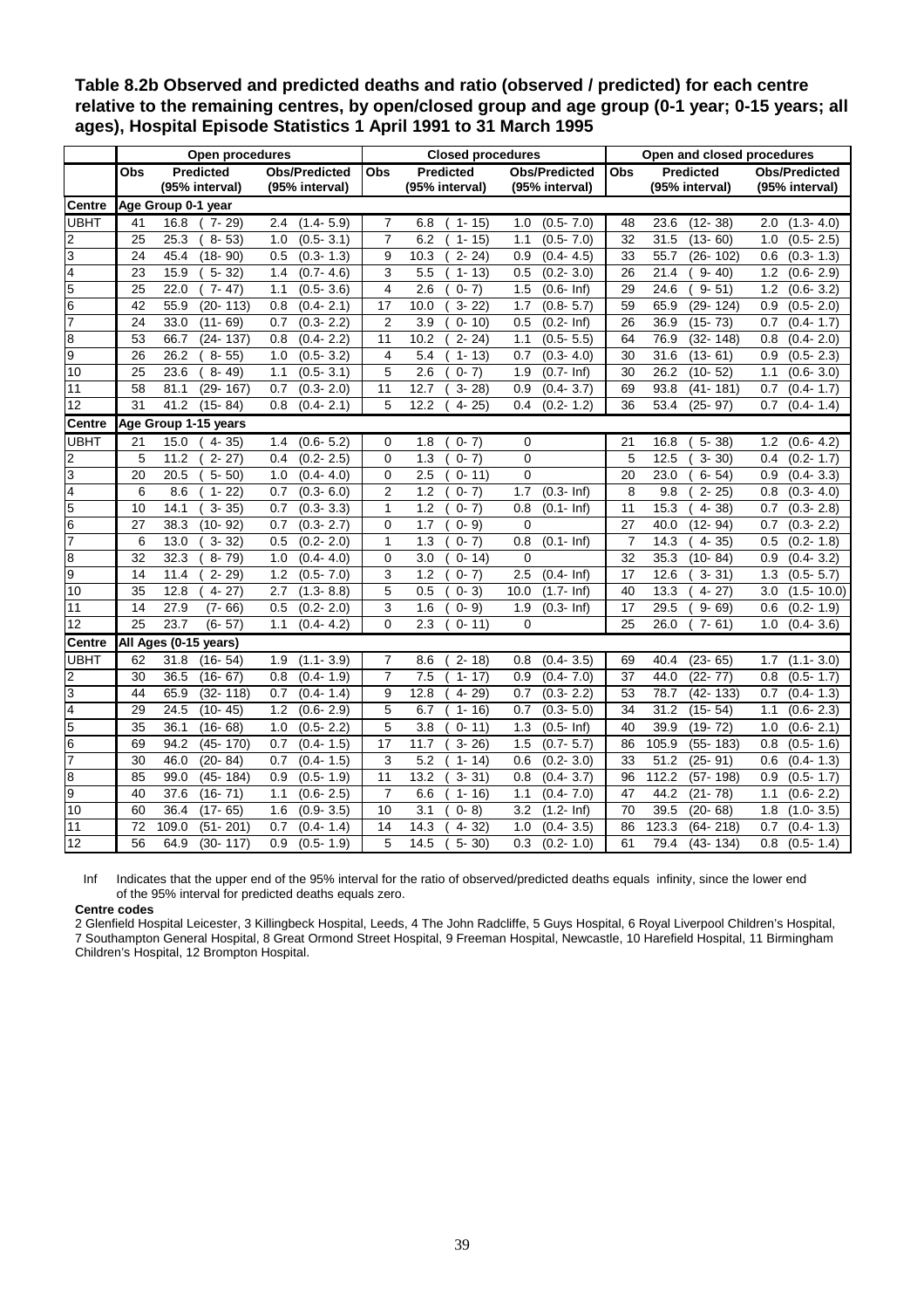**Table 8.2b Observed and predicted deaths and ratio (observed / predicted) for each centre relative to the remaining centres, by open/closed group and age group (0-1 year; 0-15 years; all ages), Hospital Episode Statistics 1 April 1991 to 31 March 1995**

| | Open procedures | | | Closed procedures | | | Open and closed procedures | | |
|---|---|---|---|---|---|---|---|---|---|
| | Obs | Predicted (95% interval) | Obs/Predicted (95% interval) | Obs | Predicted (95% interval) | Obs/Predicted (95% interval) | Obs | Predicted (95% interval) | Obs/Predicted (95% interval) |
| **Centre** | **Age Group 0-1 year** | | | | | | | | |
| UBHT | 41 | 16.8 ( 7- 29) | 2.4 (1.4- 5.9) | 7 | 6.8 ( 1- 15) | 1.0 (0.5- 7.0) | 48 | 23.6 (12- 38) | 2.0 (1.3- 4.0) |
| 2 | 25 | 25.3 ( 8- 53) | 1.0 (0.5- 3.1) | 7 | 6.2 ( 1- 15) | 1.1 (0.5- 7.0) | 32 | 31.5 (13- 60) | 1.0 (0.5- 2.5) |
| 3 | 24 | 45.4 (18- 90) | 0.5 (0.3- 1.3) | 9 | 10.3 ( 2- 24) | 0.9 (0.4- 4.5) | 33 | 55.7 (26- 102) | 0.6 (0.3- 1.3) |
| 4 | 23 | 15.9 ( 5- 32) | 1.4 (0.7- 4.6) | 3 | 5.5 ( 1- 13) | 0.5 (0.2- 3.0) | 26 | 21.4 ( 9- 40) | 1.2 (0.6- 2.9) |
| 5 | 25 | 22.0 ( 7- 47) | 1.1 (0.5- 3.6) | 4 | 2.6 ( 0- 7) | 1.5 (0.6- Inf) | 29 | 24.6 ( 9- 51) | 1.2 (0.6- 3.2) |
| 6 | 42 | 55.9 (20- 113) | 0.8 (0.4- 2.1) | 17 | 10.0 ( 3- 22) | 1.7 (0.8- 5.7) | 59 | 65.9 (29- 124) | 0.9 (0.5- 2.0) |
| 7 | 24 | 33.0 (11- 69) | 0.7 (0.3- 2.2) | 2 | 3.9 ( 0- 10) | 0.5 (0.2- Inf) | 26 | 36.9 (15- 73) | 0.7 (0.4- 1.7) |
| 8 | 53 | 66.7 (24- 137) | 0.8 (0.4- 2.2) | 11 | 10.2 ( 2- 24) | 1.1 (0.5- 5.5) | 64 | 76.9 (32- 148) | 0.8 (0.4- 2.0) |
| 9 | 26 | 26.2 ( 8- 55) | 1.0 (0.5- 3.2) | 4 | 5.4 ( 1- 13) | 0.7 (0.3- 4.0) | 30 | 31.6 (13- 61) | 0.9 (0.5- 2.3) |
| 10 | 25 | 23.6 ( 8- 49) | 1.1 (0.5- 3.1) | 5 | 2.6 ( 0- 7) | 1.9 (0.7- Inf) | 30 | 26.2 (10- 52) | 1.1 (0.6- 3.0) |
| 11 | 58 | 81.1 (29- 167) | 0.7 (0.3- 2.0) | 11 | 12.7 ( 3- 28) | 0.9 (0.4- 3.7) | 69 | 93.8 (41- 181) | 0.7 (0.4- 1.7) |
| 12 | 31 | 41.2 (15- 84) | 0.8 (0.4- 2.1) | 5 | 12.2 ( 4- 25) | 0.4 (0.2- 1.2) | 36 | 53.4 (25- 97) | 0.7 (0.4- 1.4) |
| **Centre** | **Age Group 1-15 years** | | | | | | | | |
| UBHT | 21 | 15.0 ( 4- 35) | 1.4 (0.6- 5.2) | 0 | 1.8 ( 0- 7) | 0 | 21 | 16.8 ( 5- 38) | 1.2 (0.6- 4.2) |
| 2 | 5 | 11.2 ( 2- 27) | 0.4 (0.2- 2.5) | 0 | 1.3 ( 0- 7) | 0 | 5 | 12.5 ( 3- 30) | 0.4 (0.2- 1.7) |
| 3 | 20 | 20.5 ( 5- 50) | 1.0 (0.4- 4.0) | 0 | 2.5 ( 0- 11) | 0 | 20 | 23.0 ( 6- 54) | 0.9 (0.4- 3.3) |
| 4 | 6 | 8.6 ( 1- 22) | 0.7 (0.3- 6.0) | 2 | 1.2 ( 0- 7) | 1.7 (0.3- Inf) | 8 | 9.8 ( 2- 25) | 0.8 (0.3- 4.0) |
| 5 | 10 | 14.1 ( 3- 35) | 0.7 (0.3- 3.3) | 1 | 1.2 ( 0- 7) | 0.8 (0.1- Inf) | 11 | 15.3 ( 4- 38) | 0.7 (0.3- 2.8) |
| 6 | 27 | 38.3 (10- 92) | 0.7 (0.3- 2.7) | 0 | 1.7 ( 0- 9) | 0 | 27 | 40.0 (12- 94) | 0.7 (0.3- 2.2) |
| 7 | 6 | 13.0 ( 3- 32) | 0.5 (0.2- 2.0) | 1 | 1.3 ( 0- 7) | 0.8 (0.1- Inf) | 7 | 14.3 ( 4- 35) | 0.5 (0.2- 1.8) |
| 8 | 32 | 32.3 ( 8- 79) | 1.0 (0.4- 4.0) | 0 | 3.0 ( 0- 14) | 0 | 32 | 35.3 (10- 84) | 0.9 (0.4- 3.2) |
| 9 | 14 | 11.4 ( 2- 29) | 1.2 (0.5- 7.0) | 3 | 1.2 ( 0- 7) | 2.5 (0.4- Inf) | 17 | 12.6 ( 3- 31) | 1.3 (0.5- 5.7) |
| 10 | 35 | 12.8 ( 4- 27) | 2.7 (1.3- 8.8) | 5 | 0.5 ( 0- 3) | 10.0 (1.7- Inf) | 40 | 13.3 ( 4- 27) | 3.0 (1.5- 10.0) |
| 11 | 14 | 27.9 (7- 66) | 0.5 (0.2- 2.0) | 3 | 1.6 ( 0- 9) | 1.9 (0.3- Inf) | 17 | 29.5 ( 9- 69) | 0.6 (0.2- 1.9) |
| 12 | 25 | 23.7 (6- 57) | 1.1 (0.4- 4.2) | 0 | 2.3 ( 0- 11) | 0 | 25 | 26.0 ( 7- 61) | 1.0 (0.4- 3.6) |
| **Centre** | **All Ages (0-15 years)** | | | | | | | | |
| UBHT | 62 | 31.8 (16- 54) | 1.9 (1.1- 3.9) | 7 | 8.6 ( 2- 18) | 0.8 (0.4- 3.5) | 69 | 40.4 (23- 65) | 1.7 (1.1- 3.0) |
| 2 | 30 | 36.5 (16- 67) | 0.8 (0.4- 1.9) | 7 | 7.5 ( 1- 17) | 0.9 (0.4- 7.0) | 37 | 44.0 (22- 77) | 0.8 (0.5- 1.7) |
| 3 | 44 | 65.9 (32- 118) | 0.7 (0.4- 1.4) | 9 | 12.8 ( 4- 29) | 0.7 (0.3- 2.2) | 53 | 78.7 (42- 133) | 0.7 (0.4- 1.3) |
| 4 | 29 | 24.5 (10- 45) | 1.2 (0.6- 2.9) | 5 | 6.7 ( 1- 16) | 0.7 (0.3- 5.0) | 34 | 31.2 (15- 54) | 1.1 (0.6- 2.3) |
| 5 | 35 | 36.1 (16- 68) | 1.0 (0.5- 2.2) | 5 | 3.8 ( 0- 11) | 1.3 (0.5- Inf) | 40 | 39.9 (19- 72) | 1.0 (0.6- 2.1) |
| 6 | 69 | 94.2 (45- 170) | 0.7 (0.4- 1.5) | 17 | 11.7 ( 3- 26) | 1.5 (0.7- 5.7) | 86 | 105.9 (55- 183) | 0.8 (0.5- 1.6) |
| 7 | 30 | 46.0 (20- 84) | 0.7 (0.4- 1.5) | 3 | 5.2 ( 1- 14) | 0.6 (0.2- 3.0) | 33 | 51.2 (25- 91) | 0.6 (0.4- 1.3) |
| 8 | 85 | 99.0 (45- 184) | 0.9 (0.5- 1.9) | 11 | 13.2 ( 3- 31) | 0.8 (0.4- 3.7) | 96 | 112.2 (57- 198) | 0.9 (0.5- 1.7) |
| 9 | 40 | 37.6 (16- 71) | 1.1 (0.6- 2.5) | 7 | 6.6 ( 1- 16) | 1.1 (0.4- 7.0) | 47 | 44.2 (21- 78) | 1.1 (0.6- 2.2) |
| 10 | 60 | 36.4 (17- 65) | 1.6 (0.9- 3.5) | 10 | 3.1 ( 0- 8) | 3.2 (1.2- Inf) | 70 | 39.5 (20- 68) | 1.8 (1.0- 3.5) |
| 11 | 72 | 109.0 (51- 201) | 0.7 (0.4- 1.4) | 14 | 14.3 ( 4- 32) | 1.0 (0.4- 3.5) | 86 | 123.3 (64- 218) | 0.7 (0.4- 1.3) |
| 12 | 56 | 64.9 (30- 117) | 0.9 (0.5- 1.9) | 5 | 14.5 ( 5- 30) | 0.3 (0.2- 1.0) | 61 | 79.4 (43- 134) | 0.8 (0.5- 1.4) |

Inf Indicates that the upper end of the 95% interval for the ratio of observed/predicted deaths equals infinity, since the lower end of the 95% interval for predicted deaths equals zero.

**Centre codes**

2 Glenfield Hospital Leicester, 3 Killingbeck Hospital, Leeds, 4 The John Radcliffe, 5 Guys Hospital, 6 Royal Liverpool Children's Hospital, 7 Southampton General Hospital, 8 Great Ormond Street Hospital, 9 Freeman Hospital, Newcastle, 10 Harefield Hospital, 11 Birmingham Children's Hospital, 12 Brompton Hospital.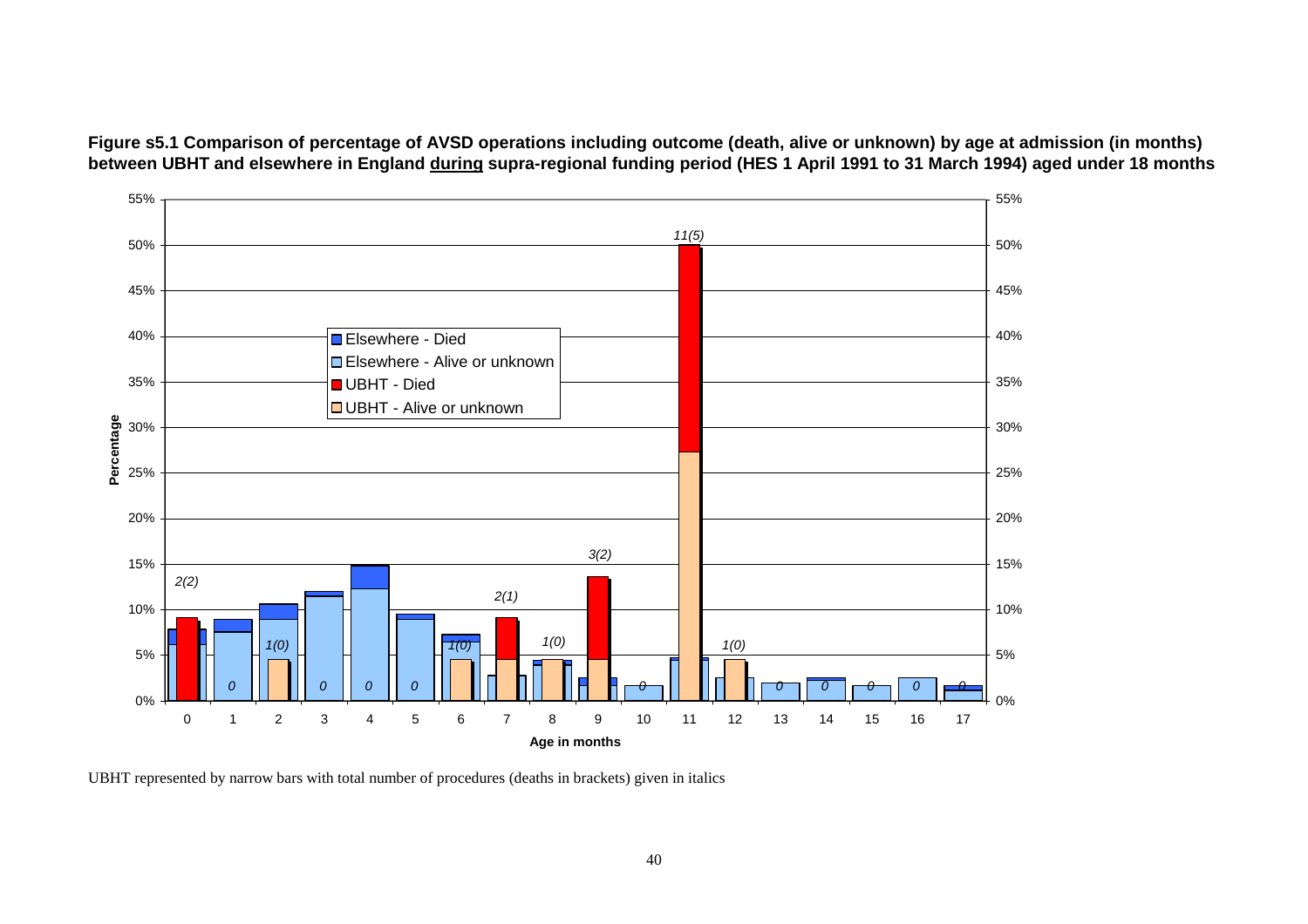**Figure s5.1 Comparison of percentage of AVSD operations including outcome (death, alive or unknown) by age at admission (in months) between UBHT and elsewhere in England during supra-regional funding period (HES 1 April 1991 to 31 March 1994) aged under 18 months**

UBHT represented by narrow bars with total number of procedures (deaths in brackets) given in italics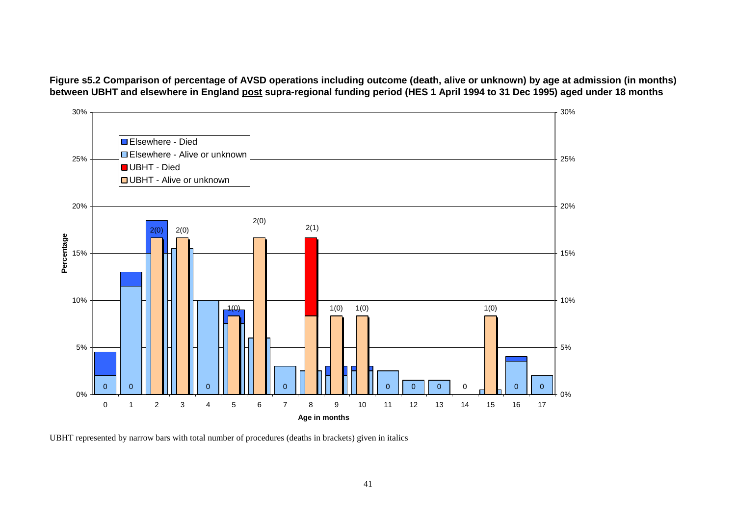**Figure s5.2 Comparison of percentage of AVSD operations including outcome (death, alive or unknown) by age at admission (in months) between UBHT and elsewhere in England post supra-regional funding period (HES 1 April 1994 to 31 Dec 1995) aged under 18 months**

UBHT represented by narrow bars with total number of procedures (deaths in brackets) given in italics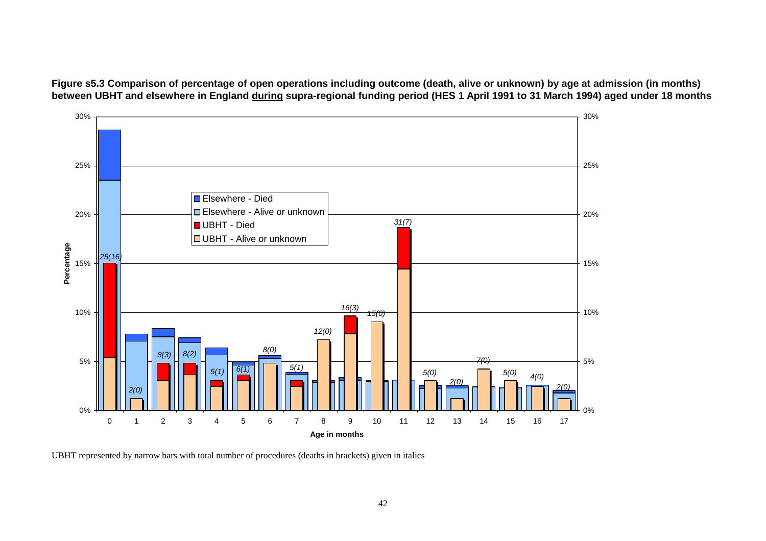**Figure s5.3 Comparison of percentage of open operations including outcome (death, alive or unknown) by age at admission (in months) between UBHT and elsewhere in England during supra-regional funding period (HES 1 April 1991 to 31 March 1994) aged under 18 months**

UBHT represented by narrow bars with total number of procedures (deaths in brackets) given in italics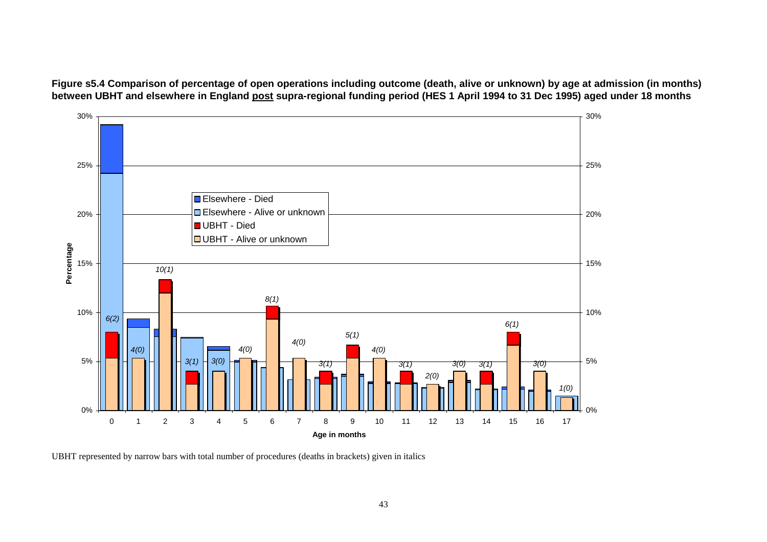**Figure s5.4 Comparison of percentage of open operations including outcome (death, alive or unknown) by age at admission (in months) between UBHT and elsewhere in England <u>post</u> supra-regional funding period (HES 1 April 1994 to 31 Dec 1995) aged under 18 months**

UBHT represented by narrow bars with total number of procedures (deaths in brackets) given in italics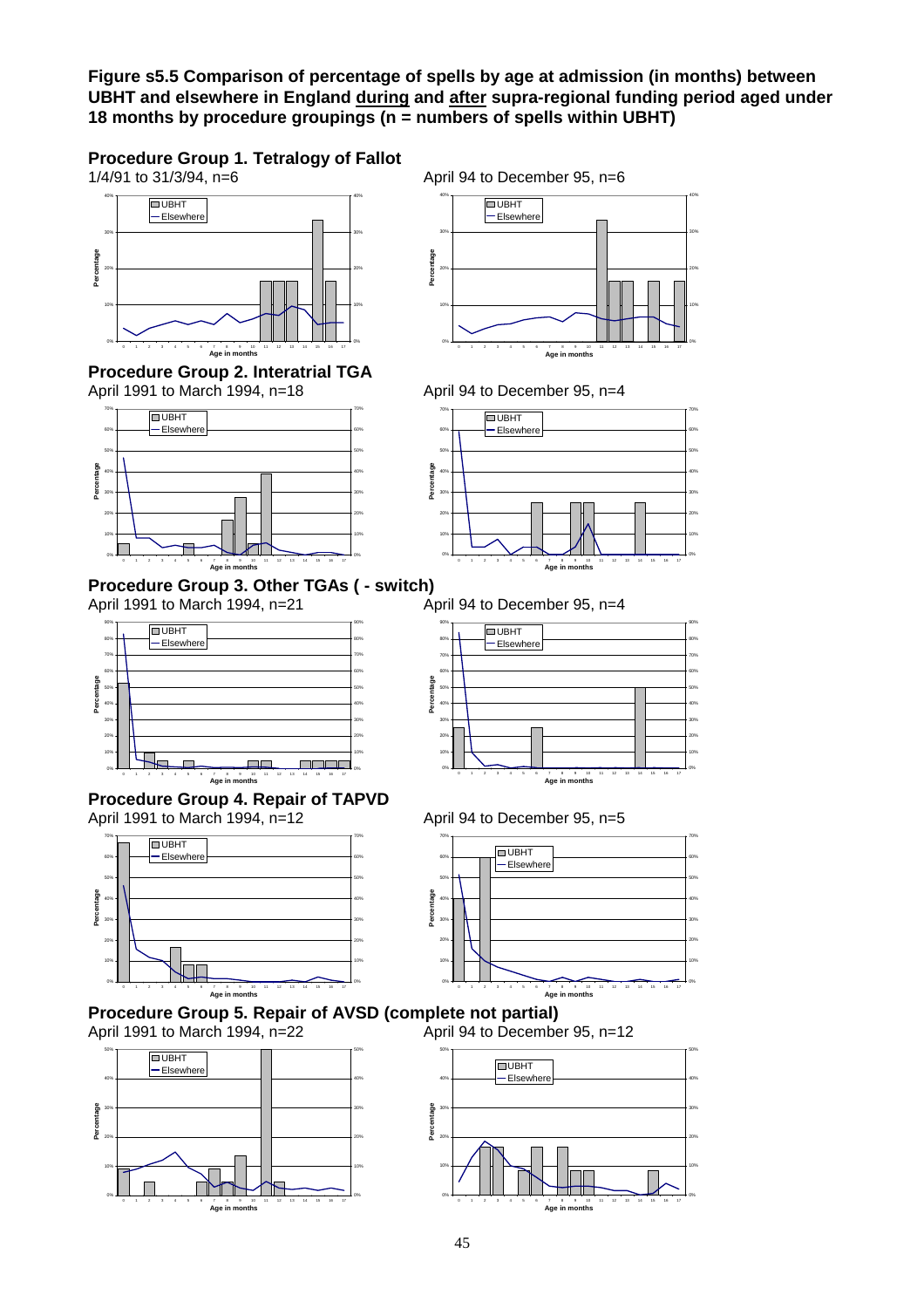**Figure s5.5 Comparison of percentage of spells by age at admission (in months) between UBHT and elsewhere in England <u>during</u> and <u>after</u> supra-regional funding period aged under 18 months by procedure groupings (n = numbers of spells within UBHT)**

**Procedure Group 1. Tetralogy of Fallot**

1/4/91 to 31/3/94, n=6

April 94 to December 95, n=6

**Procedure Group 2. Interatrial TGA**

April 1991 to March 1994, n=18

April 94 to December 95, n=4

**Procedure Group 3. Other TGAs ( - switch)**

April 1991 to March 1994, n=21

April 94 to December 95, n=4

**Procedure Group 4. Repair of TAPVD**

April 1991 to March 1994, n=12

April 94 to December 95, n=5

**Procedure Group 5. Repair of AVSD (complete not partial)**

April 1991 to March 1994, n=22

April 94 to December 95, n=12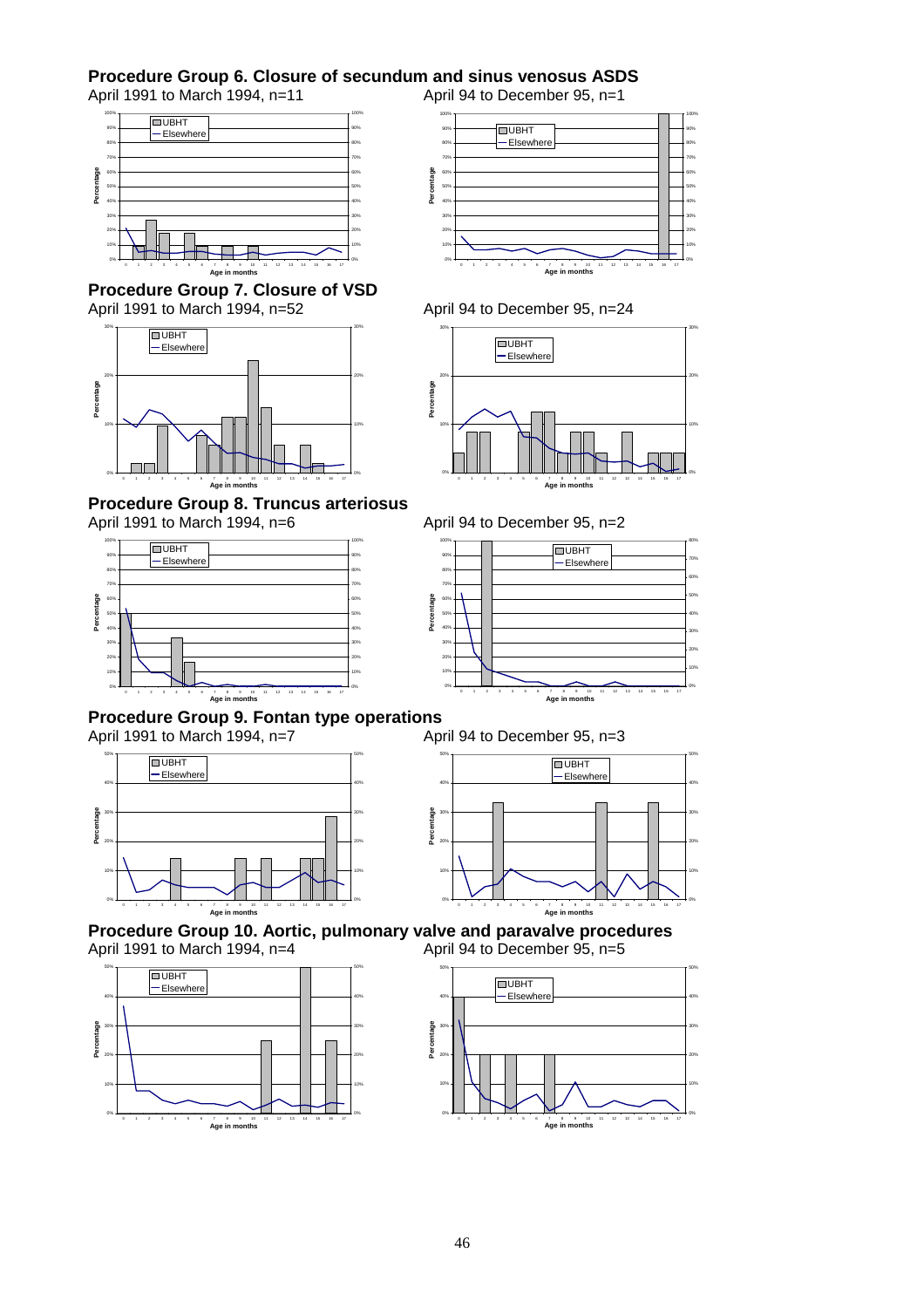## Procedure Group 6. Closure of secundum and sinus venosus ASDS

April 1991 to March 1994, n=11

April 94 to December 95, n=1

## Procedure Group 7. Closure of VSD

April 1991 to March 1994, n=52

April 94 to December 95, n=24

## Procedure Group 8. Truncus arteriosus

April 1991 to March 1994, n=6

April 94 to December 95, n=2

## Procedure Group 9. Fontan type operations

April 1991 to March 1994, n=7

April 94 to December 95, n=3

## Procedure Group 10. Aortic, pulmonary valve and paravalve procedures

April 1991 to March 1994, n=4

April 94 to December 95, n=5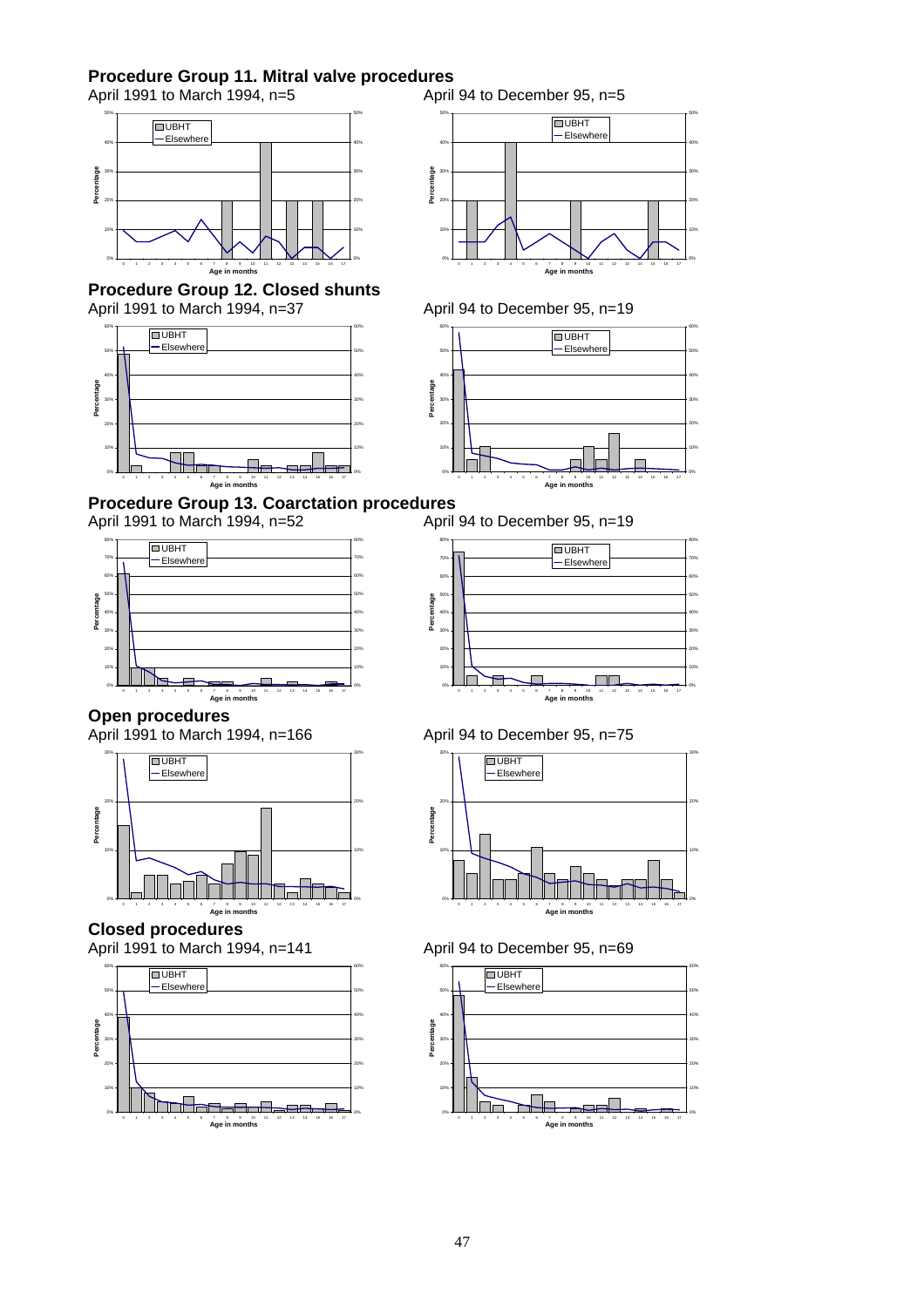## Procedure Group 11. Mitral valve procedures

April 1991 to March 1994, n=5

April 94 to December 95, n=5

## Procedure Group 12. Closed shunts

April 1991 to March 1994, n=37

April 94 to December 95, n=19

## Procedure Group 13. Coarctation procedures

April 1991 to March 1994, n=52

April 94 to December 95, n=19

## Open procedures

April 1991 to March 1994, n=166

April 94 to December 95, n=75

## Closed procedures

April 1991 to March 1994, n=141

April 94 to December 95, n=69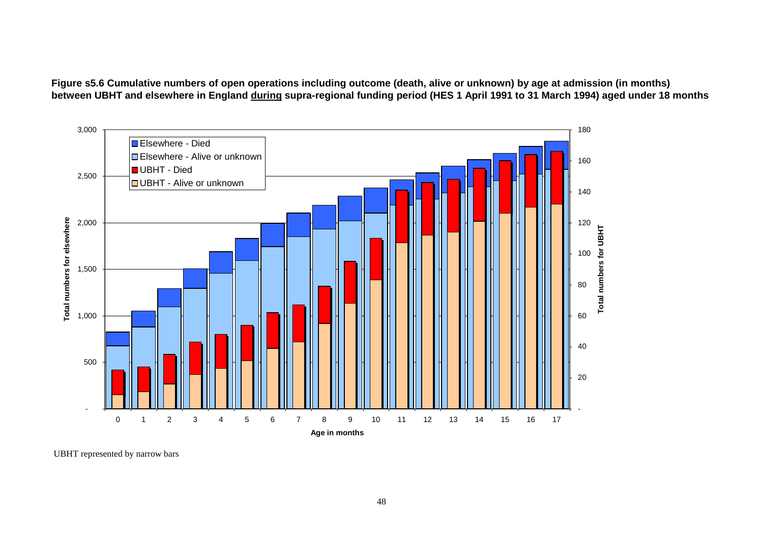**Figure s5.6 Cumulative numbers of open operations including outcome (death, alive or unknown) by age at admission (in months) between UBHT and elsewhere in England <u>during</u> supra-regional funding period (HES 1 April 1991 to 31 March 1994) aged under 18 months**

UBHT represented by narrow bars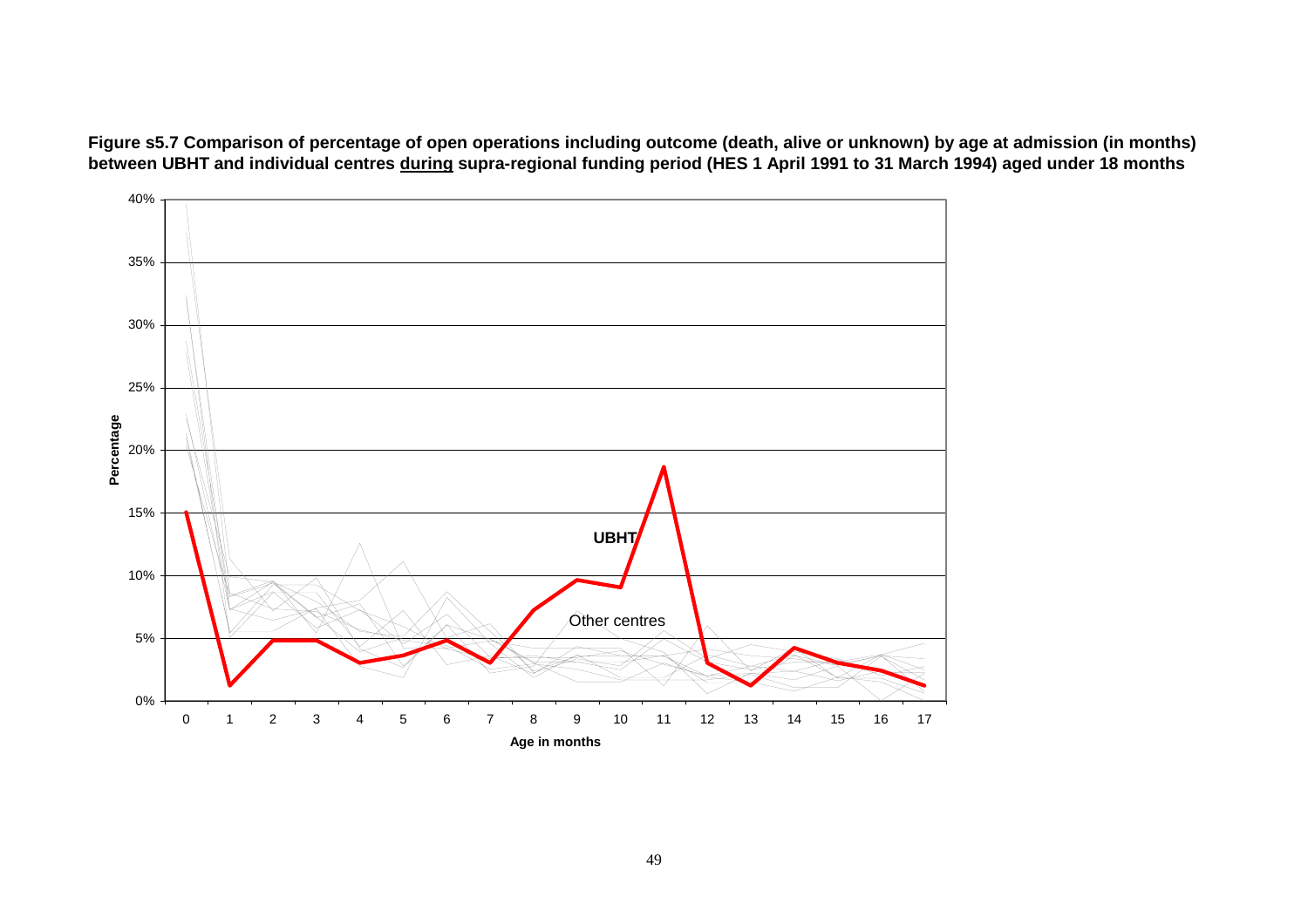**Figure s5.7 Comparison of percentage of open operations including outcome (death, alive or unknown) by age at admission (in months) between UBHT and individual centres <u>during</u> supra-regional funding period (HES 1 April 1991 to 31 March 1994) aged under 18 months**

40%
35%
30%
25%
20%
15%
10%
5%
0%

Percentage

UBHT

Other centres

0 1 2 3 4 5 6 7 8 9 10 11 12 13 14 15 16 17

Age in months